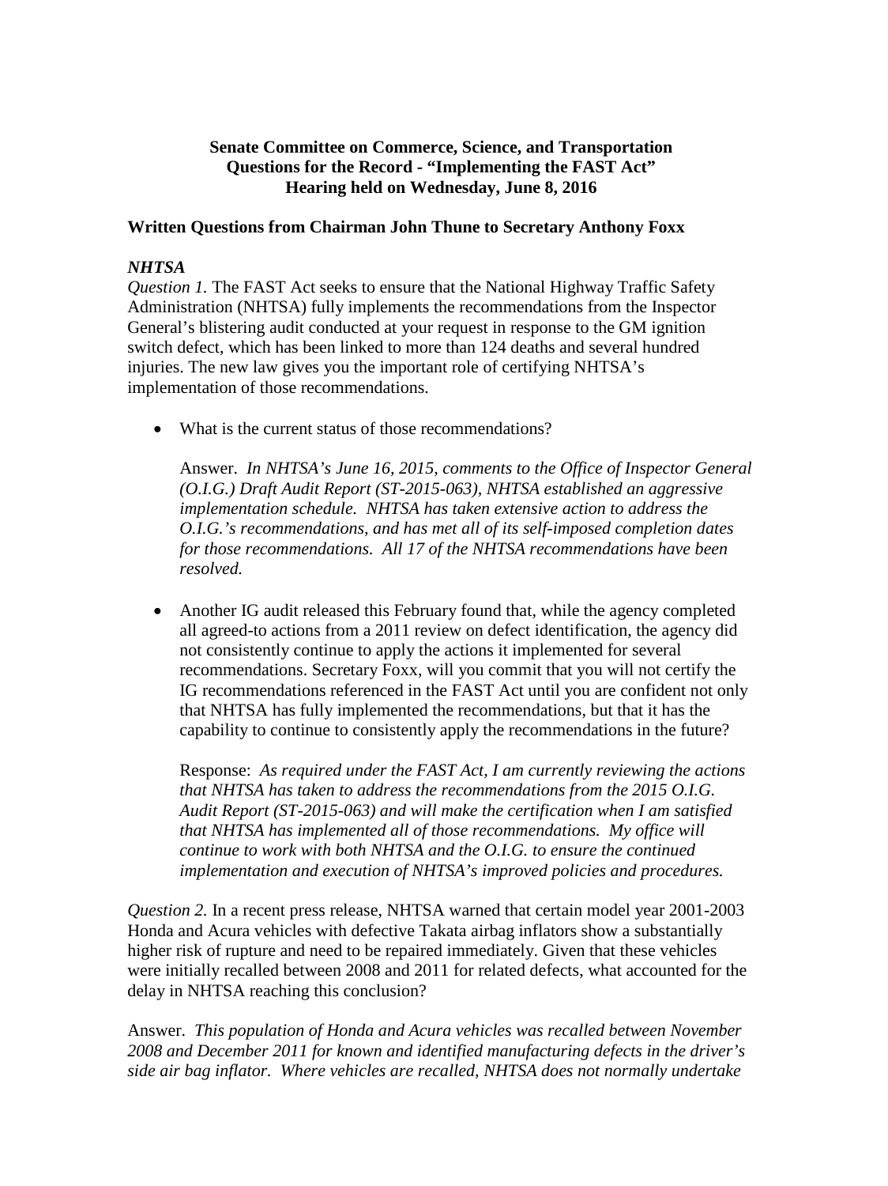**Senate Committee on Commerce, Science, and Transportation**
**Questions for the Record - "Implementing the FAST Act"**
**Hearing held on Wednesday, June 8, 2016**

**Written Questions from Chairman John Thune to Secretary Anthony Foxx**

***NHTSA***

*Question 1.* The FAST Act seeks to ensure that the National Highway Traffic Safety Administration (NHTSA) fully implements the recommendations from the Inspector General's blistering audit conducted at your request in response to the GM ignition switch defect, which has been linked to more than 124 deaths and several hundred injuries. The new law gives you the important role of certifying NHTSA's implementation of those recommendations.

- What is the current status of those recommendations?

  Answer. *In NHTSA's June 16, 2015, comments to the Office of Inspector General (O.I.G.) Draft Audit Report (ST-2015-063), NHTSA established an aggressive implementation schedule. NHTSA has taken extensive action to address the O.I.G.'s recommendations, and has met all of its self-imposed completion dates for those recommendations. All 17 of the NHTSA recommendations have been resolved.*

- Another IG audit released this February found that, while the agency completed all agreed-to actions from a 2011 review on defect identification, the agency did not consistently continue to apply the actions it implemented for several recommendations. Secretary Foxx, will you commit that you will not certify the IG recommendations referenced in the FAST Act until you are confident not only that NHTSA has fully implemented the recommendations, but that it has the capability to continue to consistently apply the recommendations in the future?

  Response: *As required under the FAST Act, I am currently reviewing the actions that NHTSA has taken to address the recommendations from the 2015 O.I.G. Audit Report (ST-2015-063) and will make the certification when I am satisfied that NHTSA has implemented all of those recommendations. My office will continue to work with both NHTSA and the O.I.G. to ensure the continued implementation and execution of NHTSA's improved policies and procedures.*

*Question 2.* In a recent press release, NHTSA warned that certain model year 2001-2003 Honda and Acura vehicles with defective Takata airbag inflators show a substantially higher risk of rupture and need to be repaired immediately. Given that these vehicles were initially recalled between 2008 and 2011 for related defects, what accounted for the delay in NHTSA reaching this conclusion?

Answer. *This population of Honda and Acura vehicles was recalled between November 2008 and December 2011 for known and identified manufacturing defects in the driver's side air bag inflator. Where vehicles are recalled, NHTSA does not normally undertake*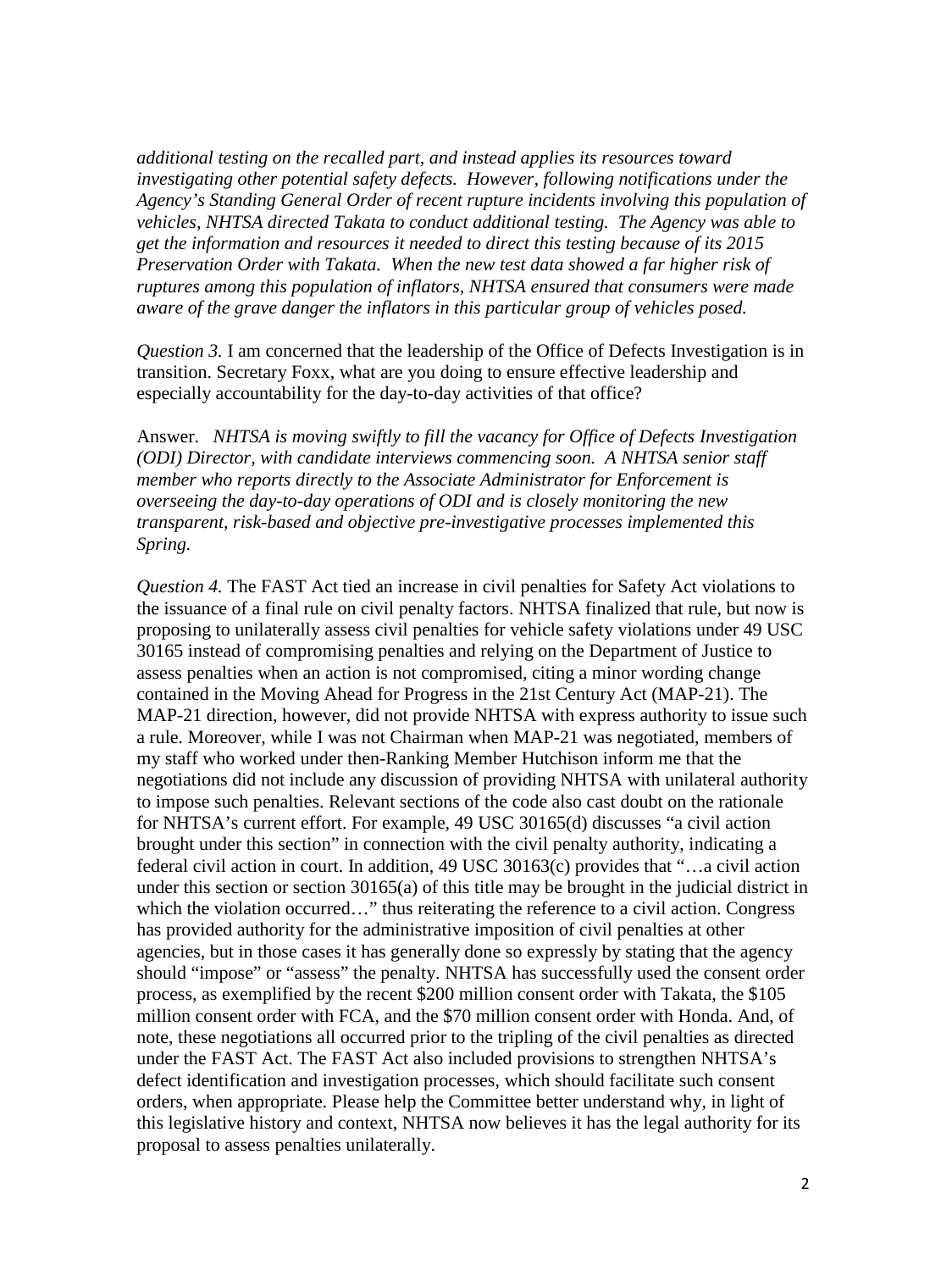*additional testing on the recalled part, and instead applies its resources toward investigating other potential safety defects. However, following notifications under the Agency's Standing General Order of recent rupture incidents involving this population of vehicles, NHTSA directed Takata to conduct additional testing. The Agency was able to get the information and resources it needed to direct this testing because of its 2015 Preservation Order with Takata. When the new test data showed a far higher risk of ruptures among this population of inflators, NHTSA ensured that consumers were made aware of the grave danger the inflators in this particular group of vehicles posed.*

*Question 3.* I am concerned that the leadership of the Office of Defects Investigation is in transition. Secretary Foxx, what are you doing to ensure effective leadership and especially accountability for the day-to-day activities of that office?

Answer. *NHTSA is moving swiftly to fill the vacancy for Office of Defects Investigation (ODI) Director, with candidate interviews commencing soon. A NHTSA senior staff member who reports directly to the Associate Administrator for Enforcement is overseeing the day-to-day operations of ODI and is closely monitoring the new transparent, risk-based and objective pre-investigative processes implemented this Spring.*

*Question 4.* The FAST Act tied an increase in civil penalties for Safety Act violations to the issuance of a final rule on civil penalty factors. NHTSA finalized that rule, but now is proposing to unilaterally assess civil penalties for vehicle safety violations under 49 USC 30165 instead of compromising penalties and relying on the Department of Justice to assess penalties when an action is not compromised, citing a minor wording change contained in the Moving Ahead for Progress in the 21st Century Act (MAP-21). The MAP-21 direction, however, did not provide NHTSA with express authority to issue such a rule. Moreover, while I was not Chairman when MAP-21 was negotiated, members of my staff who worked under then-Ranking Member Hutchison inform me that the negotiations did not include any discussion of providing NHTSA with unilateral authority to impose such penalties. Relevant sections of the code also cast doubt on the rationale for NHTSA's current effort. For example, 49 USC 30165(d) discusses "a civil action brought under this section" in connection with the civil penalty authority, indicating a federal civil action in court. In addition, 49 USC 30163(c) provides that "…a civil action under this section or section 30165(a) of this title may be brought in the judicial district in which the violation occurred…" thus reiterating the reference to a civil action. Congress has provided authority for the administrative imposition of civil penalties at other agencies, but in those cases it has generally done so expressly by stating that the agency should "impose" or "assess" the penalty. NHTSA has successfully used the consent order process, as exemplified by the recent $200 million consent order with Takata, the $105 million consent order with FCA, and the $70 million consent order with Honda. And, of note, these negotiations all occurred prior to the tripling of the civil penalties as directed under the FAST Act. The FAST Act also included provisions to strengthen NHTSA's defect identification and investigation processes, which should facilitate such consent orders, when appropriate. Please help the Committee better understand why, in light of this legislative history and context, NHTSA now believes it has the legal authority for its proposal to assess penalties unilaterally.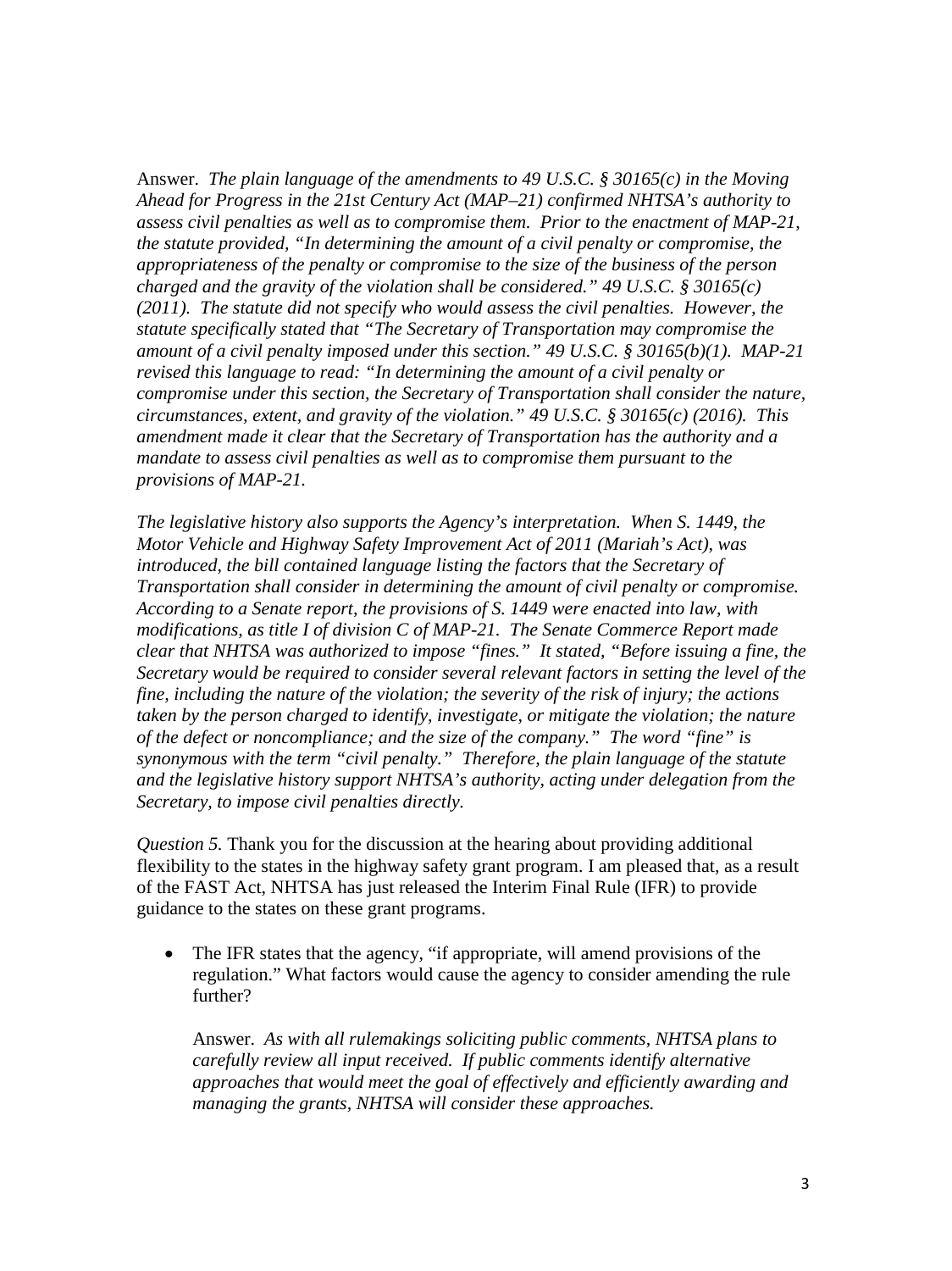Answer. *The plain language of the amendments to 49 U.S.C. § 30165(c) in the Moving Ahead for Progress in the 21st Century Act (MAP–21) confirmed NHTSA's authority to assess civil penalties as well as to compromise them. Prior to the enactment of MAP-21, the statute provided, "In determining the amount of a civil penalty or compromise, the appropriateness of the penalty or compromise to the size of the business of the person charged and the gravity of the violation shall be considered." 49 U.S.C. § 30165(c) (2011). The statute did not specify who would assess the civil penalties. However, the statute specifically stated that "The Secretary of Transportation may compromise the amount of a civil penalty imposed under this section." 49 U.S.C. § 30165(b)(1). MAP-21 revised this language to read: "In determining the amount of a civil penalty or compromise under this section, the Secretary of Transportation shall consider the nature, circumstances, extent, and gravity of the violation." 49 U.S.C. § 30165(c) (2016). This amendment made it clear that the Secretary of Transportation has the authority and a mandate to assess civil penalties as well as to compromise them pursuant to the provisions of MAP-21.*

*The legislative history also supports the Agency's interpretation. When S. 1449, the Motor Vehicle and Highway Safety Improvement Act of 2011 (Mariah's Act), was introduced, the bill contained language listing the factors that the Secretary of Transportation shall consider in determining the amount of civil penalty or compromise. According to a Senate report, the provisions of S. 1449 were enacted into law, with modifications, as title I of division C of MAP-21. The Senate Commerce Report made clear that NHTSA was authorized to impose "fines." It stated, "Before issuing a fine, the Secretary would be required to consider several relevant factors in setting the level of the fine, including the nature of the violation; the severity of the risk of injury; the actions taken by the person charged to identify, investigate, or mitigate the violation; the nature of the defect or noncompliance; and the size of the company." The word "fine" is synonymous with the term "civil penalty." Therefore, the plain language of the statute and the legislative history support NHTSA's authority, acting under delegation from the Secretary, to impose civil penalties directly.*

*Question 5.* Thank you for the discussion at the hearing about providing additional flexibility to the states in the highway safety grant program. I am pleased that, as a result of the FAST Act, NHTSA has just released the Interim Final Rule (IFR) to provide guidance to the states on these grant programs.

- The IFR states that the agency, "if appropriate, will amend provisions of the regulation." What factors would cause the agency to consider amending the rule further?

  Answer. *As with all rulemakings soliciting public comments, NHTSA plans to carefully review all input received. If public comments identify alternative approaches that would meet the goal of effectively and efficiently awarding and managing the grants, NHTSA will consider these approaches.*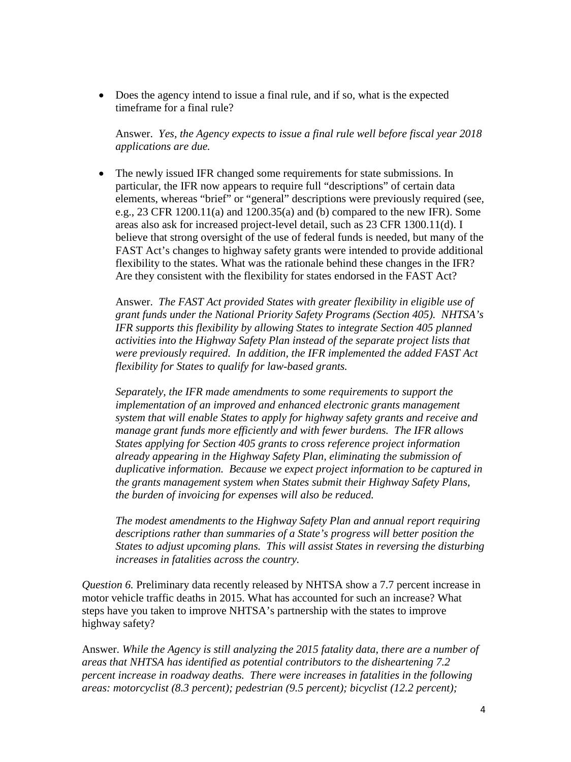- Does the agency intend to issue a final rule, and if so, what is the expected timeframe for a final rule?

  Answer. *Yes, the Agency expects to issue a final rule well before fiscal year 2018 applications are due.*

- The newly issued IFR changed some requirements for state submissions. In particular, the IFR now appears to require full "descriptions" of certain data elements, whereas "brief" or "general" descriptions were previously required (see, e.g., 23 CFR 1200.11(a) and 1200.35(a) and (b) compared to the new IFR). Some areas also ask for increased project-level detail, such as 23 CFR 1300.11(d). I believe that strong oversight of the use of federal funds is needed, but many of the FAST Act's changes to highway safety grants were intended to provide additional flexibility to the states. What was the rationale behind these changes in the IFR? Are they consistent with the flexibility for states endorsed in the FAST Act?

  Answer. *The FAST Act provided States with greater flexibility in eligible use of grant funds under the National Priority Safety Programs (Section 405). NHTSA's IFR supports this flexibility by allowing States to integrate Section 405 planned activities into the Highway Safety Plan instead of the separate project lists that were previously required. In addition, the IFR implemented the added FAST Act flexibility for States to qualify for law-based grants.*

  *Separately, the IFR made amendments to some requirements to support the implementation of an improved and enhanced electronic grants management system that will enable States to apply for highway safety grants and receive and manage grant funds more efficiently and with fewer burdens. The IFR allows States applying for Section 405 grants to cross reference project information already appearing in the Highway Safety Plan, eliminating the submission of duplicative information. Because we expect project information to be captured in the grants management system when States submit their Highway Safety Plans, the burden of invoicing for expenses will also be reduced.*

  *The modest amendments to the Highway Safety Plan and annual report requiring descriptions rather than summaries of a State's progress will better position the States to adjust upcoming plans. This will assist States in reversing the disturbing increases in fatalities across the country.*

*Question 6.* Preliminary data recently released by NHTSA show a 7.7 percent increase in motor vehicle traffic deaths in 2015. What has accounted for such an increase? What steps have you taken to improve NHTSA's partnership with the states to improve highway safety?

Answer. *While the Agency is still analyzing the 2015 fatality data, there are a number of areas that NHTSA has identified as potential contributors to the disheartening 7.2 percent increase in roadway deaths. There were increases in fatalities in the following areas: motorcyclist (8.3 percent); pedestrian (9.5 percent); bicyclist (12.2 percent);*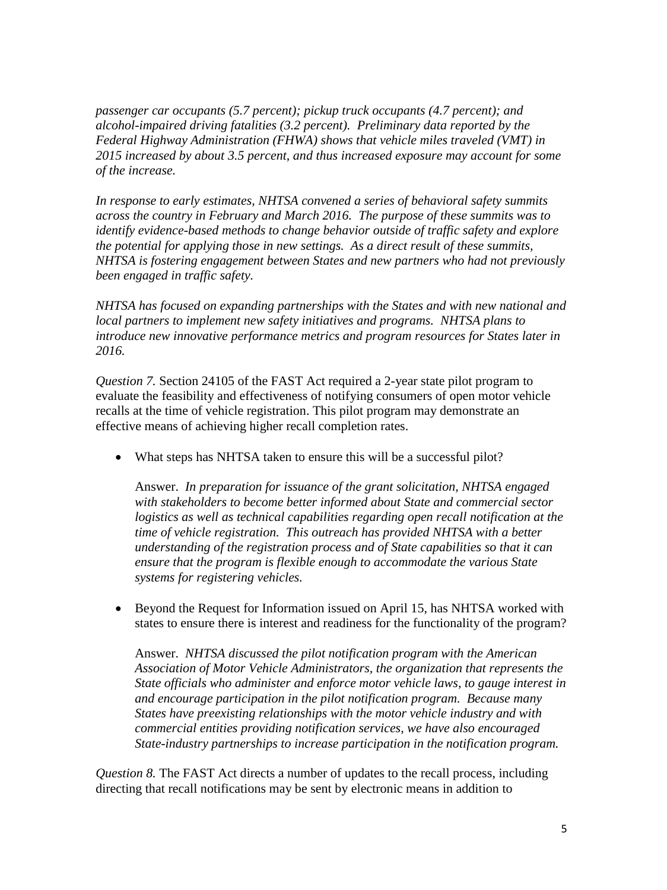*passenger car occupants (5.7 percent); pickup truck occupants (4.7 percent); and alcohol-impaired driving fatalities (3.2 percent). Preliminary data reported by the Federal Highway Administration (FHWA) shows that vehicle miles traveled (VMT) in 2015 increased by about 3.5 percent, and thus increased exposure may account for some of the increase.*

*In response to early estimates, NHTSA convened a series of behavioral safety summits across the country in February and March 2016. The purpose of these summits was to identify evidence-based methods to change behavior outside of traffic safety and explore the potential for applying those in new settings. As a direct result of these summits, NHTSA is fostering engagement between States and new partners who had not previously been engaged in traffic safety.*

*NHTSA has focused on expanding partnerships with the States and with new national and local partners to implement new safety initiatives and programs. NHTSA plans to introduce new innovative performance metrics and program resources for States later in 2016.*

*Question 7.* Section 24105 of the FAST Act required a 2-year state pilot program to evaluate the feasibility and effectiveness of notifying consumers of open motor vehicle recalls at the time of vehicle registration. This pilot program may demonstrate an effective means of achieving higher recall completion rates.

- What steps has NHTSA taken to ensure this will be a successful pilot?

  Answer. *In preparation for issuance of the grant solicitation, NHTSA engaged with stakeholders to become better informed about State and commercial sector logistics as well as technical capabilities regarding open recall notification at the time of vehicle registration. This outreach has provided NHTSA with a better understanding of the registration process and of State capabilities so that it can ensure that the program is flexible enough to accommodate the various State systems for registering vehicles.*

- Beyond the Request for Information issued on April 15, has NHTSA worked with states to ensure there is interest and readiness for the functionality of the program?

  Answer. *NHTSA discussed the pilot notification program with the American Association of Motor Vehicle Administrators, the organization that represents the State officials who administer and enforce motor vehicle laws, to gauge interest in and encourage participation in the pilot notification program. Because many States have preexisting relationships with the motor vehicle industry and with commercial entities providing notification services, we have also encouraged State-industry partnerships to increase participation in the notification program.*

*Question 8.* The FAST Act directs a number of updates to the recall process, including directing that recall notifications may be sent by electronic means in addition to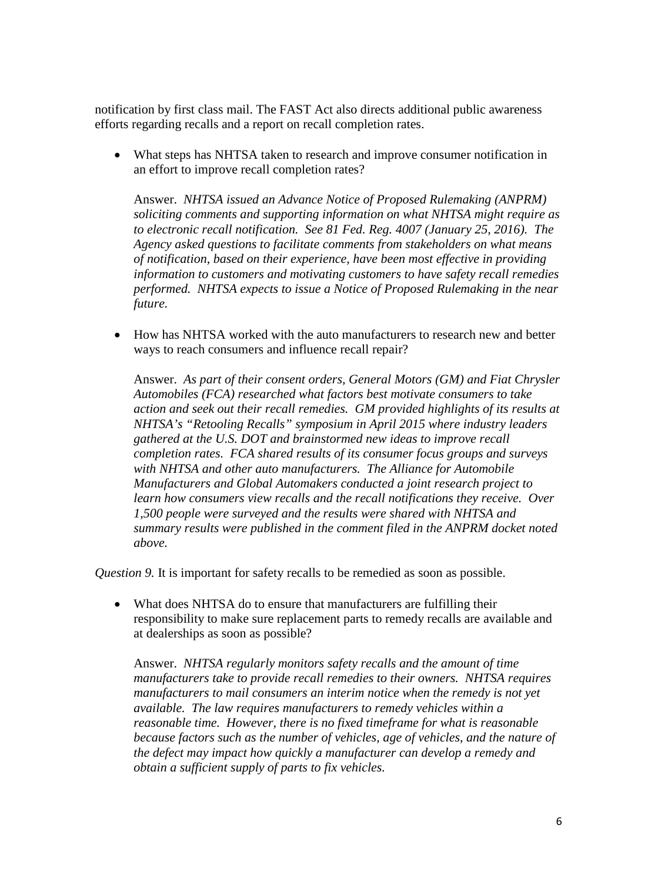notification by first class mail. The FAST Act also directs additional public awareness efforts regarding recalls and a report on recall completion rates.

- What steps has NHTSA taken to research and improve consumer notification in an effort to improve recall completion rates?

  Answer. *NHTSA issued an Advance Notice of Proposed Rulemaking (ANPRM) soliciting comments and supporting information on what NHTSA might require as to electronic recall notification. See 81 Fed. Reg. 4007 (January 25, 2016). The Agency asked questions to facilitate comments from stakeholders on what means of notification, based on their experience, have been most effective in providing information to customers and motivating customers to have safety recall remedies performed. NHTSA expects to issue a Notice of Proposed Rulemaking in the near future.*

- How has NHTSA worked with the auto manufacturers to research new and better ways to reach consumers and influence recall repair?

  Answer. *As part of their consent orders, General Motors (GM) and Fiat Chrysler Automobiles (FCA) researched what factors best motivate consumers to take action and seek out their recall remedies. GM provided highlights of its results at NHTSA's "Retooling Recalls" symposium in April 2015 where industry leaders gathered at the U.S. DOT and brainstormed new ideas to improve recall completion rates. FCA shared results of its consumer focus groups and surveys with NHTSA and other auto manufacturers. The Alliance for Automobile Manufacturers and Global Automakers conducted a joint research project to learn how consumers view recalls and the recall notifications they receive. Over 1,500 people were surveyed and the results were shared with NHTSA and summary results were published in the comment filed in the ANPRM docket noted above.*

*Question 9.* It is important for safety recalls to be remedied as soon as possible.

- What does NHTSA do to ensure that manufacturers are fulfilling their responsibility to make sure replacement parts to remedy recalls are available and at dealerships as soon as possible?

  Answer. *NHTSA regularly monitors safety recalls and the amount of time manufacturers take to provide recall remedies to their owners. NHTSA requires manufacturers to mail consumers an interim notice when the remedy is not yet available. The law requires manufacturers to remedy vehicles within a reasonable time. However, there is no fixed timeframe for what is reasonable because factors such as the number of vehicles, age of vehicles, and the nature of the defect may impact how quickly a manufacturer can develop a remedy and obtain a sufficient supply of parts to fix vehicles.*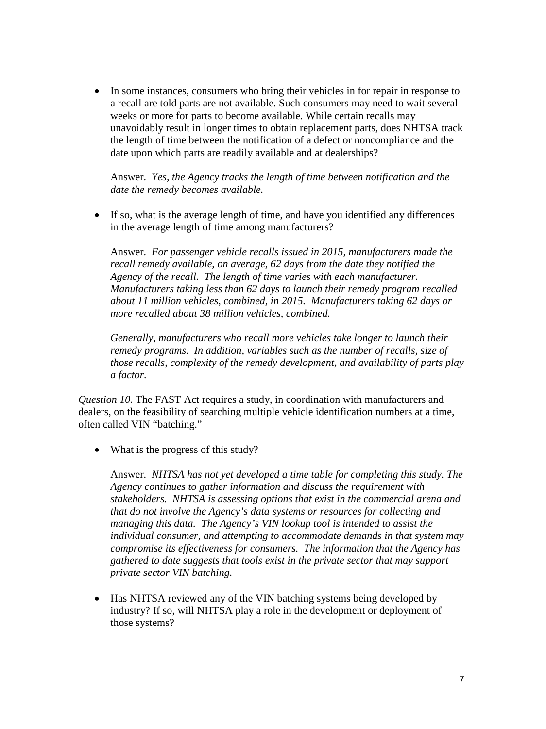- In some instances, consumers who bring their vehicles in for repair in response to a recall are told parts are not available. Such consumers may need to wait several weeks or more for parts to become available. While certain recalls may unavoidably result in longer times to obtain replacement parts, does NHTSA track the length of time between the notification of a defect or noncompliance and the date upon which parts are readily available and at dealerships?

  Answer. *Yes, the Agency tracks the length of time between notification and the date the remedy becomes available.*

- If so, what is the average length of time, and have you identified any differences in the average length of time among manufacturers?

  Answer. *For passenger vehicle recalls issued in 2015, manufacturers made the recall remedy available, on average, 62 days from the date they notified the Agency of the recall. The length of time varies with each manufacturer. Manufacturers taking less than 62 days to launch their remedy program recalled about 11 million vehicles, combined, in 2015. Manufacturers taking 62 days or more recalled about 38 million vehicles, combined.*

  *Generally, manufacturers who recall more vehicles take longer to launch their remedy programs. In addition, variables such as the number of recalls, size of those recalls, complexity of the remedy development, and availability of parts play a factor.*

*Question 10.* The FAST Act requires a study, in coordination with manufacturers and dealers, on the feasibility of searching multiple vehicle identification numbers at a time, often called VIN "batching."

- What is the progress of this study?

  Answer. *NHTSA has not yet developed a time table for completing this study. The Agency continues to gather information and discuss the requirement with stakeholders. NHTSA is assessing options that exist in the commercial arena and that do not involve the Agency's data systems or resources for collecting and managing this data. The Agency's VIN lookup tool is intended to assist the individual consumer, and attempting to accommodate demands in that system may compromise its effectiveness for consumers. The information that the Agency has gathered to date suggests that tools exist in the private sector that may support private sector VIN batching.*

- Has NHTSA reviewed any of the VIN batching systems being developed by industry? If so, will NHTSA play a role in the development or deployment of those systems?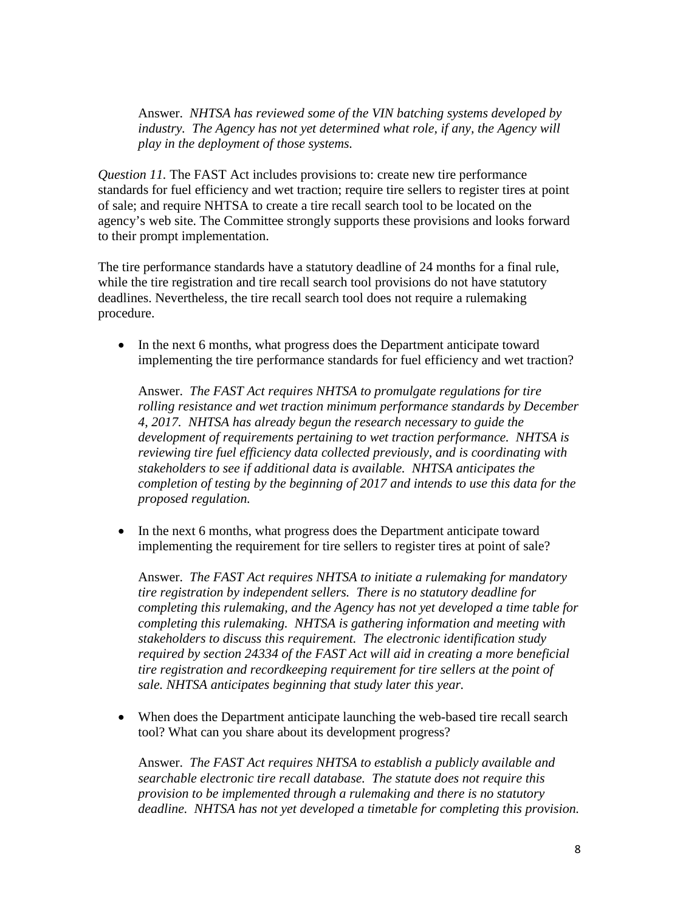Answer. *NHTSA has reviewed some of the VIN batching systems developed by industry. The Agency has not yet determined what role, if any, the Agency will play in the deployment of those systems.*

*Question 11.* The FAST Act includes provisions to: create new tire performance standards for fuel efficiency and wet traction; require tire sellers to register tires at point of sale; and require NHTSA to create a tire recall search tool to be located on the agency's web site. The Committee strongly supports these provisions and looks forward to their prompt implementation.

The tire performance standards have a statutory deadline of 24 months for a final rule, while the tire registration and tire recall search tool provisions do not have statutory deadlines. Nevertheless, the tire recall search tool does not require a rulemaking procedure.

- In the next 6 months, what progress does the Department anticipate toward implementing the tire performance standards for fuel efficiency and wet traction?

  Answer. *The FAST Act requires NHTSA to promulgate regulations for tire rolling resistance and wet traction minimum performance standards by December 4, 2017. NHTSA has already begun the research necessary to guide the development of requirements pertaining to wet traction performance. NHTSA is reviewing tire fuel efficiency data collected previously, and is coordinating with stakeholders to see if additional data is available. NHTSA anticipates the completion of testing by the beginning of 2017 and intends to use this data for the proposed regulation.*

- In the next 6 months, what progress does the Department anticipate toward implementing the requirement for tire sellers to register tires at point of sale?

  Answer. *The FAST Act requires NHTSA to initiate a rulemaking for mandatory tire registration by independent sellers. There is no statutory deadline for completing this rulemaking, and the Agency has not yet developed a time table for completing this rulemaking. NHTSA is gathering information and meeting with stakeholders to discuss this requirement. The electronic identification study required by section 24334 of the FAST Act will aid in creating a more beneficial tire registration and recordkeeping requirement for tire sellers at the point of sale. NHTSA anticipates beginning that study later this year.*

- When does the Department anticipate launching the web-based tire recall search tool? What can you share about its development progress?

  Answer. *The FAST Act requires NHTSA to establish a publicly available and searchable electronic tire recall database. The statute does not require this provision to be implemented through a rulemaking and there is no statutory deadline. NHTSA has not yet developed a timetable for completing this provision.*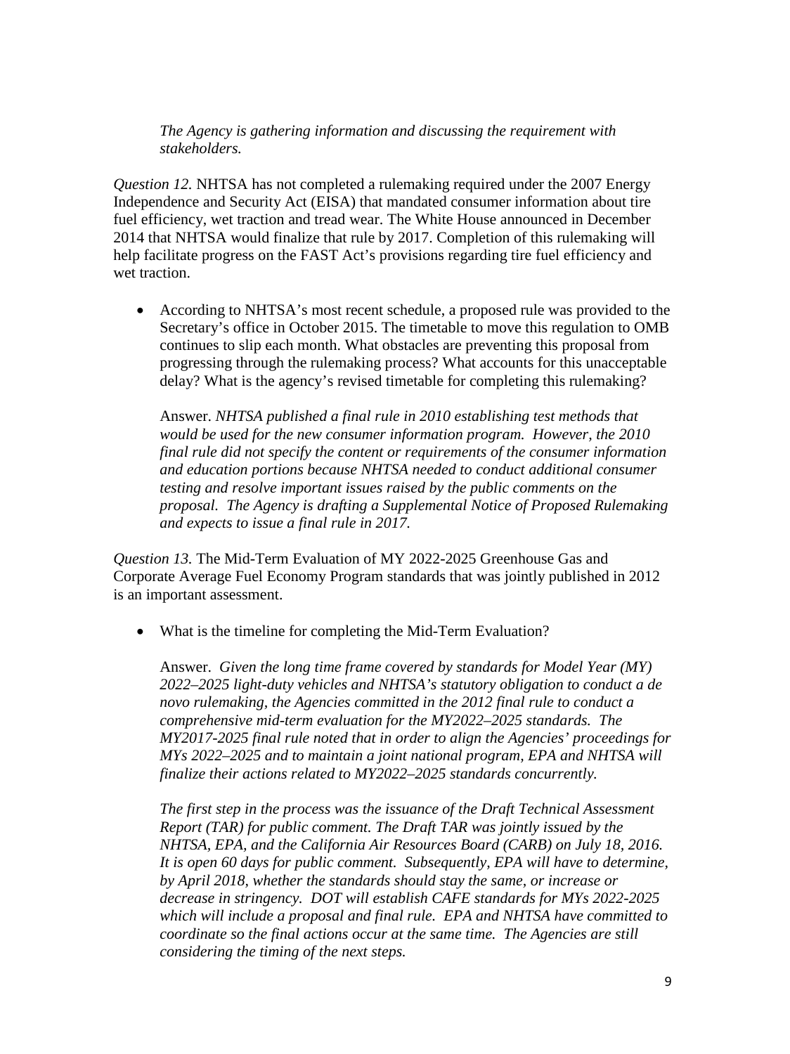*The Agency is gathering information and discussing the requirement with stakeholders.*

*Question 12.* NHTSA has not completed a rulemaking required under the 2007 Energy Independence and Security Act (EISA) that mandated consumer information about tire fuel efficiency, wet traction and tread wear. The White House announced in December 2014 that NHTSA would finalize that rule by 2017. Completion of this rulemaking will help facilitate progress on the FAST Act's provisions regarding tire fuel efficiency and wet traction.

- According to NHTSA's most recent schedule, a proposed rule was provided to the Secretary's office in October 2015. The timetable to move this regulation to OMB continues to slip each month. What obstacles are preventing this proposal from progressing through the rulemaking process? What accounts for this unacceptable delay? What is the agency's revised timetable for completing this rulemaking?

  Answer. *NHTSA published a final rule in 2010 establishing test methods that would be used for the new consumer information program. However, the 2010 final rule did not specify the content or requirements of the consumer information and education portions because NHTSA needed to conduct additional consumer testing and resolve important issues raised by the public comments on the proposal. The Agency is drafting a Supplemental Notice of Proposed Rulemaking and expects to issue a final rule in 2017.*

*Question 13.* The Mid-Term Evaluation of MY 2022-2025 Greenhouse Gas and Corporate Average Fuel Economy Program standards that was jointly published in 2012 is an important assessment.

- What is the timeline for completing the Mid-Term Evaluation?

  Answer. *Given the long time frame covered by standards for Model Year (MY) 2022–2025 light-duty vehicles and NHTSA's statutory obligation to conduct a de novo rulemaking, the Agencies committed in the 2012 final rule to conduct a comprehensive mid-term evaluation for the MY2022–2025 standards. The MY2017-2025 final rule noted that in order to align the Agencies' proceedings for MYs 2022–2025 and to maintain a joint national program, EPA and NHTSA will finalize their actions related to MY2022–2025 standards concurrently.*

  *The first step in the process was the issuance of the Draft Technical Assessment Report (TAR) for public comment. The Draft TAR was jointly issued by the NHTSA, EPA, and the California Air Resources Board (CARB) on July 18, 2016. It is open 60 days for public comment. Subsequently, EPA will have to determine, by April 2018, whether the standards should stay the same, or increase or decrease in stringency. DOT will establish CAFE standards for MYs 2022-2025 which will include a proposal and final rule. EPA and NHTSA have committed to coordinate so the final actions occur at the same time. The Agencies are still considering the timing of the next steps.*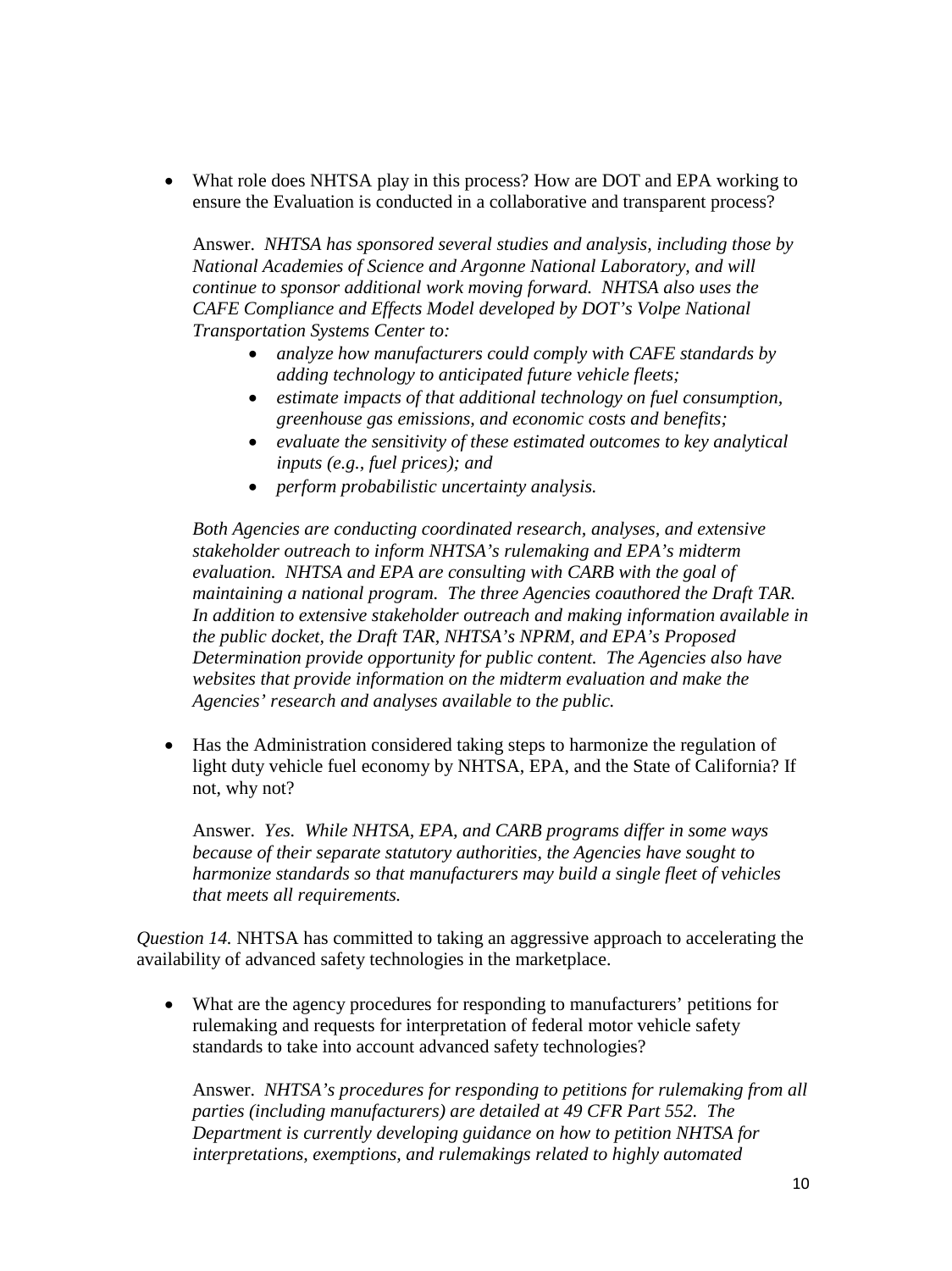- What role does NHTSA play in this process? How are DOT and EPA working to ensure the Evaluation is conducted in a collaborative and transparent process?

  Answer. *NHTSA has sponsored several studies and analysis, including those by National Academies of Science and Argonne National Laboratory, and will continue to sponsor additional work moving forward. NHTSA also uses the CAFE Compliance and Effects Model developed by DOT's Volpe National Transportation Systems Center to:*

  - *analyze how manufacturers could comply with CAFE standards by adding technology to anticipated future vehicle fleets;*
  - *estimate impacts of that additional technology on fuel consumption, greenhouse gas emissions, and economic costs and benefits;*
  - *evaluate the sensitivity of these estimated outcomes to key analytical inputs (e.g., fuel prices); and*
  - *perform probabilistic uncertainty analysis.*

  *Both Agencies are conducting coordinated research, analyses, and extensive stakeholder outreach to inform NHTSA's rulemaking and EPA's midterm evaluation. NHTSA and EPA are consulting with CARB with the goal of maintaining a national program. The three Agencies coauthored the Draft TAR. In addition to extensive stakeholder outreach and making information available in the public docket, the Draft TAR, NHTSA's NPRM, and EPA's Proposed Determination provide opportunity for public content. The Agencies also have websites that provide information on the midterm evaluation and make the Agencies' research and analyses available to the public.*

- Has the Administration considered taking steps to harmonize the regulation of light duty vehicle fuel economy by NHTSA, EPA, and the State of California? If not, why not?

  Answer. *Yes. While NHTSA, EPA, and CARB programs differ in some ways because of their separate statutory authorities, the Agencies have sought to harmonize standards so that manufacturers may build a single fleet of vehicles that meets all requirements.*

*Question 14.* NHTSA has committed to taking an aggressive approach to accelerating the availability of advanced safety technologies in the marketplace.

- What are the agency procedures for responding to manufacturers' petitions for rulemaking and requests for interpretation of federal motor vehicle safety standards to take into account advanced safety technologies?

  Answer. *NHTSA's procedures for responding to petitions for rulemaking from all parties (including manufacturers) are detailed at 49 CFR Part 552. The Department is currently developing guidance on how to petition NHTSA for interpretations, exemptions, and rulemakings related to highly automated*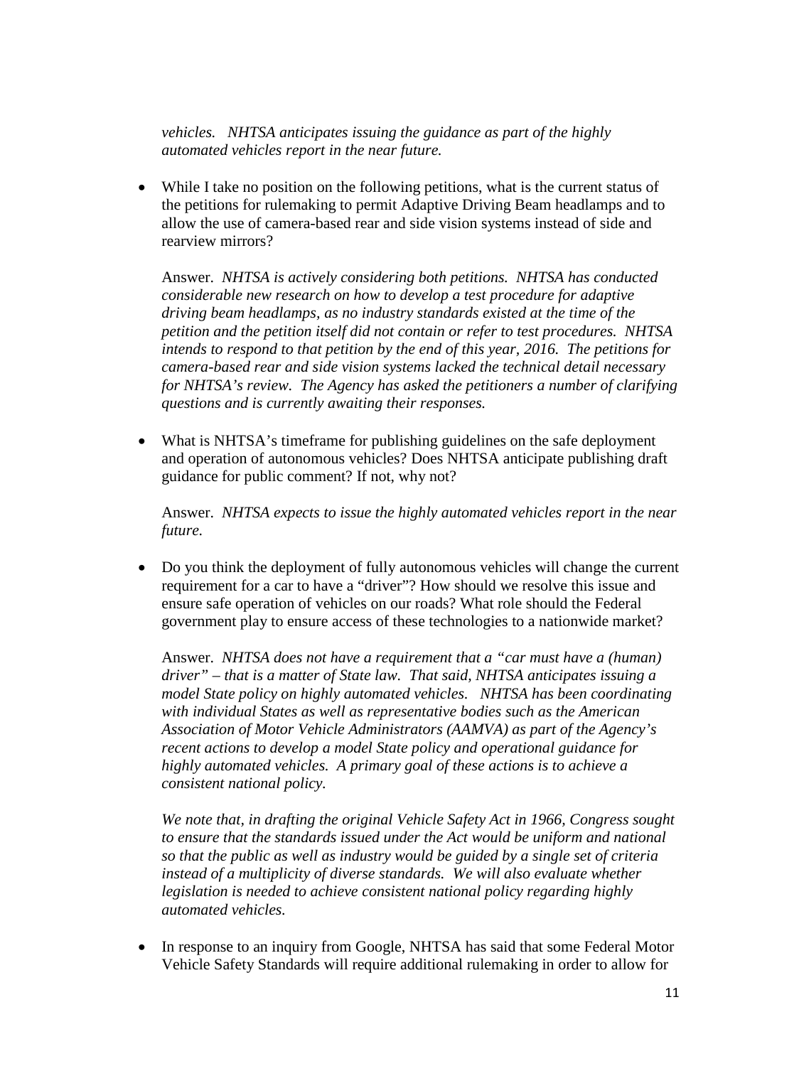*vehicles. NHTSA anticipates issuing the guidance as part of the highly automated vehicles report in the near future.*

- While I take no position on the following petitions, what is the current status of the petitions for rulemaking to permit Adaptive Driving Beam headlamps and to allow the use of camera-based rear and side vision systems instead of side and rearview mirrors?

  Answer. *NHTSA is actively considering both petitions. NHTSA has conducted considerable new research on how to develop a test procedure for adaptive driving beam headlamps, as no industry standards existed at the time of the petition and the petition itself did not contain or refer to test procedures. NHTSA intends to respond to that petition by the end of this year, 2016. The petitions for camera-based rear and side vision systems lacked the technical detail necessary for NHTSA's review. The Agency has asked the petitioners a number of clarifying questions and is currently awaiting their responses.*

- What is NHTSA's timeframe for publishing guidelines on the safe deployment and operation of autonomous vehicles? Does NHTSA anticipate publishing draft guidance for public comment? If not, why not?

  Answer. *NHTSA expects to issue the highly automated vehicles report in the near future.*

- Do you think the deployment of fully autonomous vehicles will change the current requirement for a car to have a "driver"? How should we resolve this issue and ensure safe operation of vehicles on our roads? What role should the Federal government play to ensure access of these technologies to a nationwide market?

  Answer. *NHTSA does not have a requirement that a "car must have a (human) driver" – that is a matter of State law. That said, NHTSA anticipates issuing a model State policy on highly automated vehicles. NHTSA has been coordinating with individual States as well as representative bodies such as the American Association of Motor Vehicle Administrators (AAMVA) as part of the Agency's recent actions to develop a model State policy and operational guidance for highly automated vehicles. A primary goal of these actions is to achieve a consistent national policy.*

  *We note that, in drafting the original Vehicle Safety Act in 1966, Congress sought to ensure that the standards issued under the Act would be uniform and national so that the public as well as industry would be guided by a single set of criteria instead of a multiplicity of diverse standards. We will also evaluate whether legislation is needed to achieve consistent national policy regarding highly automated vehicles.*

- In response to an inquiry from Google, NHTSA has said that some Federal Motor Vehicle Safety Standards will require additional rulemaking in order to allow for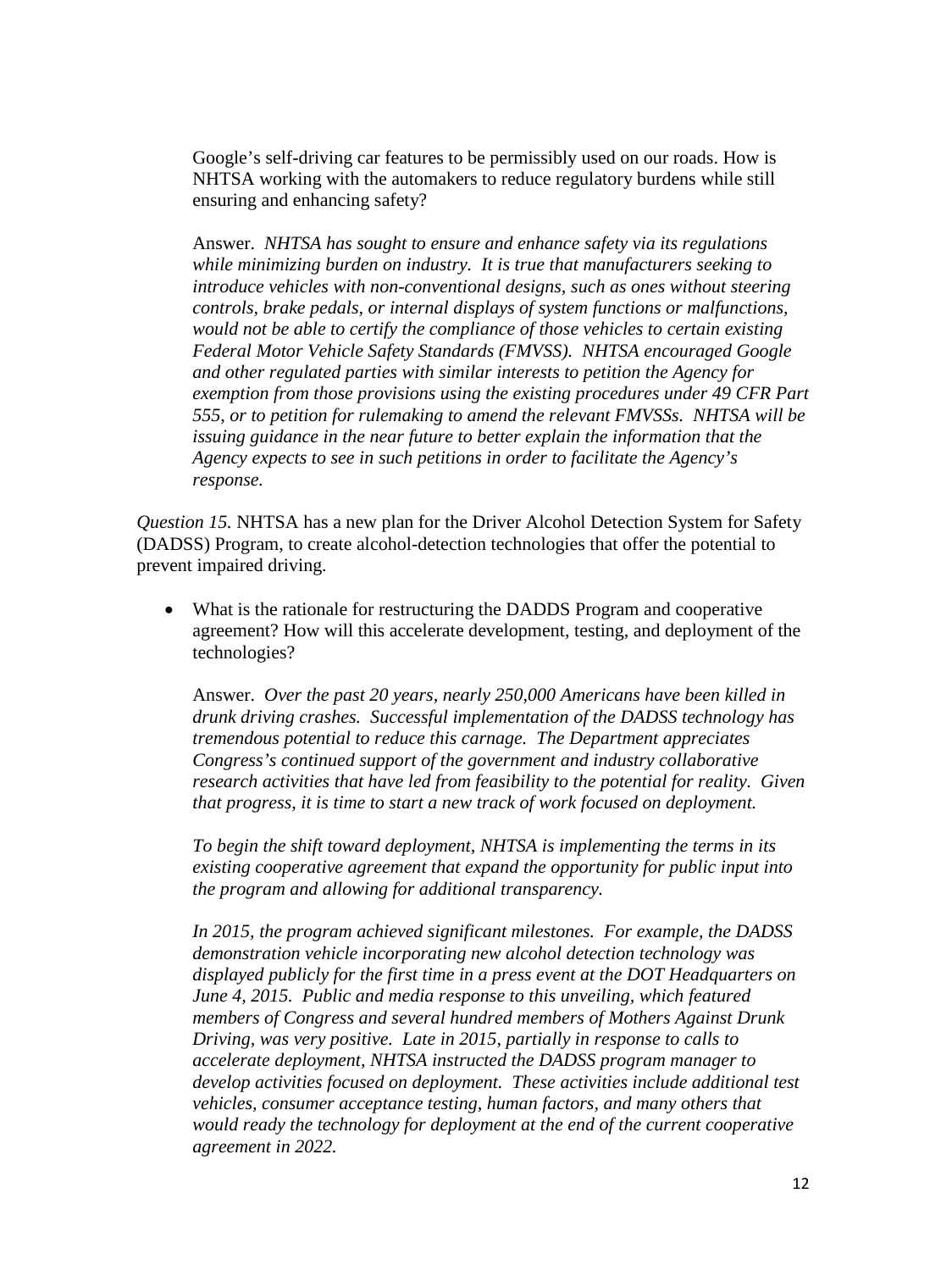Google's self-driving car features to be permissibly used on our roads. How is NHTSA working with the automakers to reduce regulatory burdens while still ensuring and enhancing safety?

Answer. *NHTSA has sought to ensure and enhance safety via its regulations while minimizing burden on industry. It is true that manufacturers seeking to introduce vehicles with non-conventional designs, such as ones without steering controls, brake pedals, or internal displays of system functions or malfunctions, would not be able to certify the compliance of those vehicles to certain existing Federal Motor Vehicle Safety Standards (FMVSS). NHTSA encouraged Google and other regulated parties with similar interests to petition the Agency for exemption from those provisions using the existing procedures under 49 CFR Part 555, or to petition for rulemaking to amend the relevant FMVSSs. NHTSA will be issuing guidance in the near future to better explain the information that the Agency expects to see in such petitions in order to facilitate the Agency's response.*

*Question 15.* NHTSA has a new plan for the Driver Alcohol Detection System for Safety (DADSS) Program, to create alcohol-detection technologies that offer the potential to prevent impaired driving.

- What is the rationale for restructuring the DADDS Program and cooperative agreement? How will this accelerate development, testing, and deployment of the technologies?

Answer. *Over the past 20 years, nearly 250,000 Americans have been killed in drunk driving crashes. Successful implementation of the DADSS technology has tremendous potential to reduce this carnage. The Department appreciates Congress's continued support of the government and industry collaborative research activities that have led from feasibility to the potential for reality. Given that progress, it is time to start a new track of work focused on deployment.*

*To begin the shift toward deployment, NHTSA is implementing the terms in its existing cooperative agreement that expand the opportunity for public input into the program and allowing for additional transparency.*

*In 2015, the program achieved significant milestones. For example, the DADSS demonstration vehicle incorporating new alcohol detection technology was displayed publicly for the first time in a press event at the DOT Headquarters on June 4, 2015. Public and media response to this unveiling, which featured members of Congress and several hundred members of Mothers Against Drunk Driving, was very positive. Late in 2015, partially in response to calls to accelerate deployment, NHTSA instructed the DADSS program manager to develop activities focused on deployment. These activities include additional test vehicles, consumer acceptance testing, human factors, and many others that would ready the technology for deployment at the end of the current cooperative agreement in 2022.*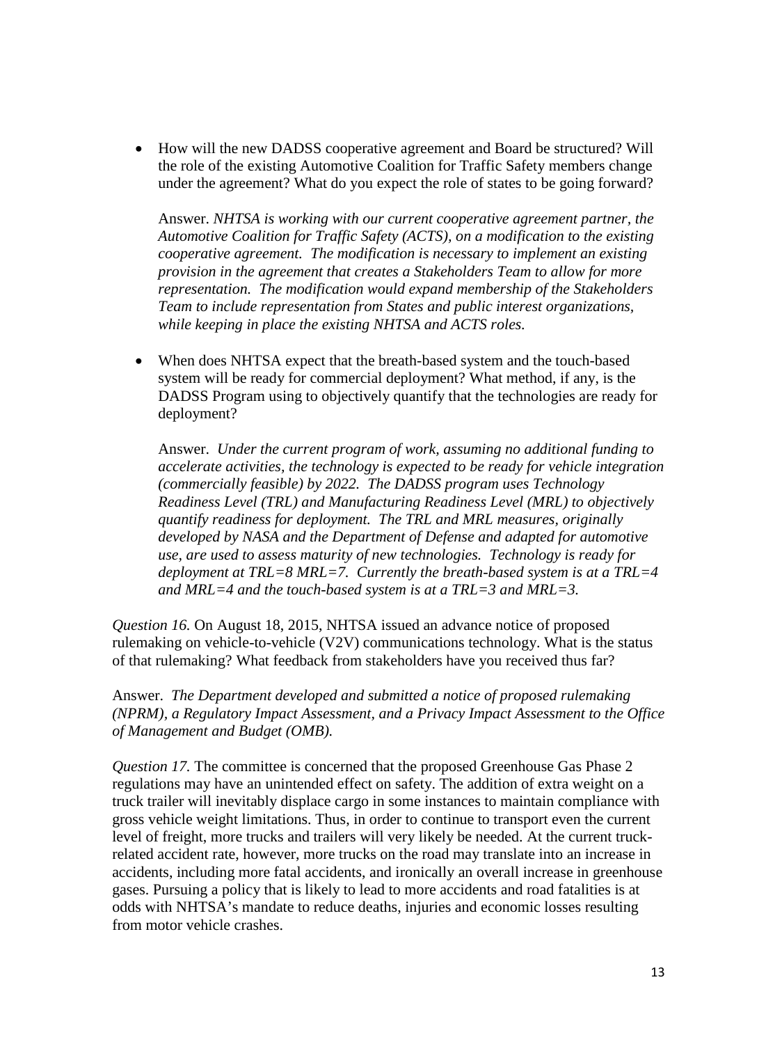- How will the new DADSS cooperative agreement and Board be structured? Will the role of the existing Automotive Coalition for Traffic Safety members change under the agreement? What do you expect the role of states to be going forward?

  Answer. *NHTSA is working with our current cooperative agreement partner, the Automotive Coalition for Traffic Safety (ACTS), on a modification to the existing cooperative agreement. The modification is necessary to implement an existing provision in the agreement that creates a Stakeholders Team to allow for more representation. The modification would expand membership of the Stakeholders Team to include representation from States and public interest organizations, while keeping in place the existing NHTSA and ACTS roles.*

- When does NHTSA expect that the breath-based system and the touch-based system will be ready for commercial deployment? What method, if any, is the DADSS Program using to objectively quantify that the technologies are ready for deployment?

  Answer. *Under the current program of work, assuming no additional funding to accelerate activities, the technology is expected to be ready for vehicle integration (commercially feasible) by 2022. The DADSS program uses Technology Readiness Level (TRL) and Manufacturing Readiness Level (MRL) to objectively quantify readiness for deployment. The TRL and MRL measures, originally developed by NASA and the Department of Defense and adapted for automotive use, are used to assess maturity of new technologies. Technology is ready for deployment at TRL=8 MRL=7. Currently the breath-based system is at a TRL=4 and MRL=4 and the touch-based system is at a TRL=3 and MRL=3.*

*Question 16.* On August 18, 2015, NHTSA issued an advance notice of proposed rulemaking on vehicle-to-vehicle (V2V) communications technology. What is the status of that rulemaking? What feedback from stakeholders have you received thus far?

Answer. *The Department developed and submitted a notice of proposed rulemaking (NPRM), a Regulatory Impact Assessment, and a Privacy Impact Assessment to the Office of Management and Budget (OMB).*

*Question 17.* The committee is concerned that the proposed Greenhouse Gas Phase 2 regulations may have an unintended effect on safety. The addition of extra weight on a truck trailer will inevitably displace cargo in some instances to maintain compliance with gross vehicle weight limitations. Thus, in order to continue to transport even the current level of freight, more trucks and trailers will very likely be needed. At the current truck-related accident rate, however, more trucks on the road may translate into an increase in accidents, including more fatal accidents, and ironically an overall increase in greenhouse gases. Pursuing a policy that is likely to lead to more accidents and road fatalities is at odds with NHTSA's mandate to reduce deaths, injuries and economic losses resulting from motor vehicle crashes.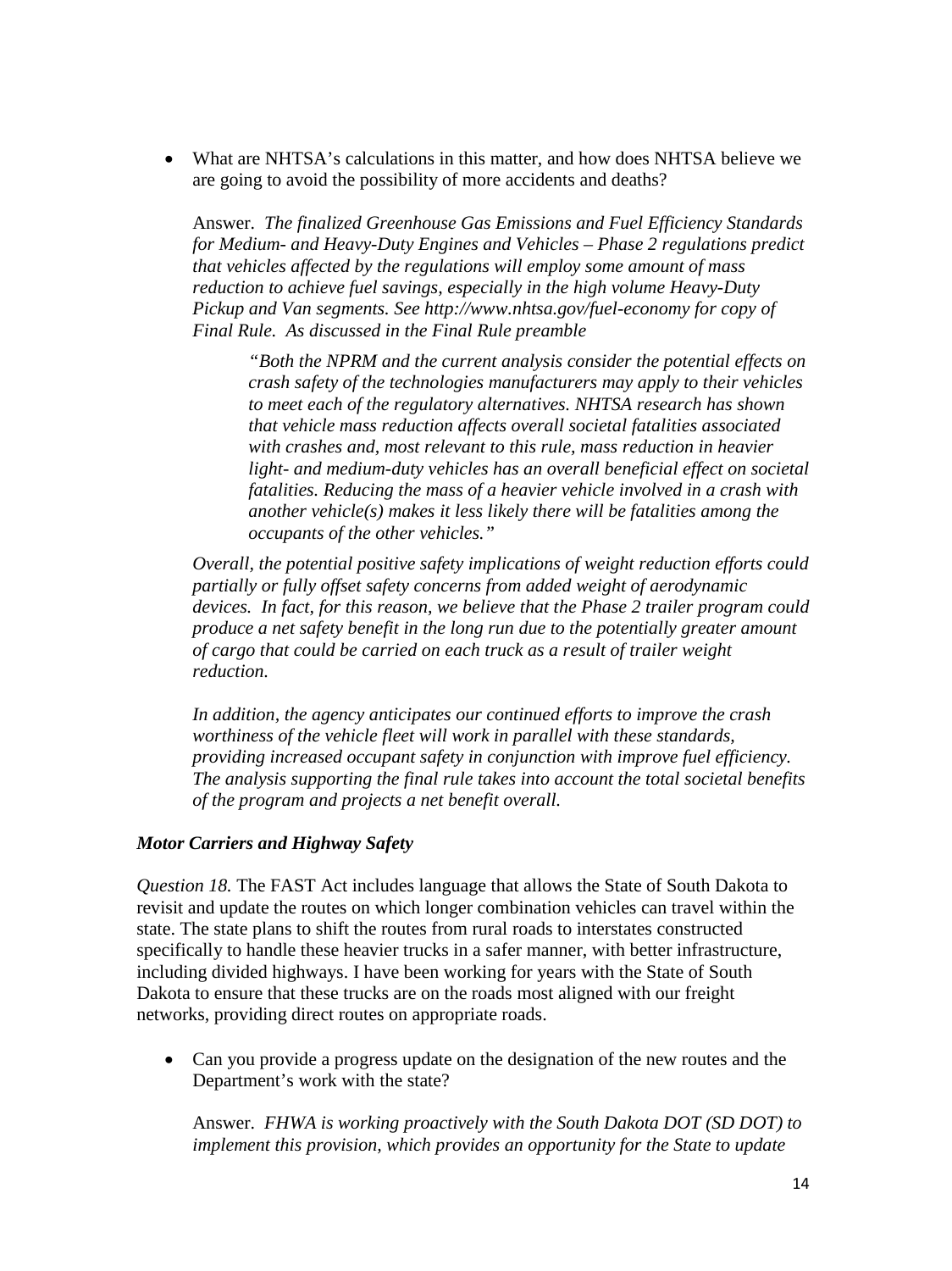- What are NHTSA's calculations in this matter, and how does NHTSA believe we are going to avoid the possibility of more accidents and deaths?

  Answer. *The finalized Greenhouse Gas Emissions and Fuel Efficiency Standards for Medium- and Heavy-Duty Engines and Vehicles – Phase 2 regulations predict that vehicles affected by the regulations will employ some amount of mass reduction to achieve fuel savings, especially in the high volume Heavy-Duty Pickup and Van segments. See http://www.nhtsa.gov/fuel-economy for copy of Final Rule. As discussed in the Final Rule preamble*

  > *"Both the NPRM and the current analysis consider the potential effects on crash safety of the technologies manufacturers may apply to their vehicles to meet each of the regulatory alternatives. NHTSA research has shown that vehicle mass reduction affects overall societal fatalities associated with crashes and, most relevant to this rule, mass reduction in heavier light- and medium-duty vehicles has an overall beneficial effect on societal fatalities. Reducing the mass of a heavier vehicle involved in a crash with another vehicle(s) makes it less likely there will be fatalities among the occupants of the other vehicles."*

  *Overall, the potential positive safety implications of weight reduction efforts could partially or fully offset safety concerns from added weight of aerodynamic devices. In fact, for this reason, we believe that the Phase 2 trailer program could produce a net safety benefit in the long run due to the potentially greater amount of cargo that could be carried on each truck as a result of trailer weight reduction.*

  *In addition, the agency anticipates our continued efforts to improve the crash worthiness of the vehicle fleet will work in parallel with these standards, providing increased occupant safety in conjunction with improve fuel efficiency. The analysis supporting the final rule takes into account the total societal benefits of the program and projects a net benefit overall.*

### *Motor Carriers and Highway Safety*

*Question 18.* The FAST Act includes language that allows the State of South Dakota to revisit and update the routes on which longer combination vehicles can travel within the state. The state plans to shift the routes from rural roads to interstates constructed specifically to handle these heavier trucks in a safer manner, with better infrastructure, including divided highways. I have been working for years with the State of South Dakota to ensure that these trucks are on the roads most aligned with our freight networks, providing direct routes on appropriate roads.

- Can you provide a progress update on the designation of the new routes and the Department's work with the state?

  Answer. *FHWA is working proactively with the South Dakota DOT (SD DOT) to implement this provision, which provides an opportunity for the State to update*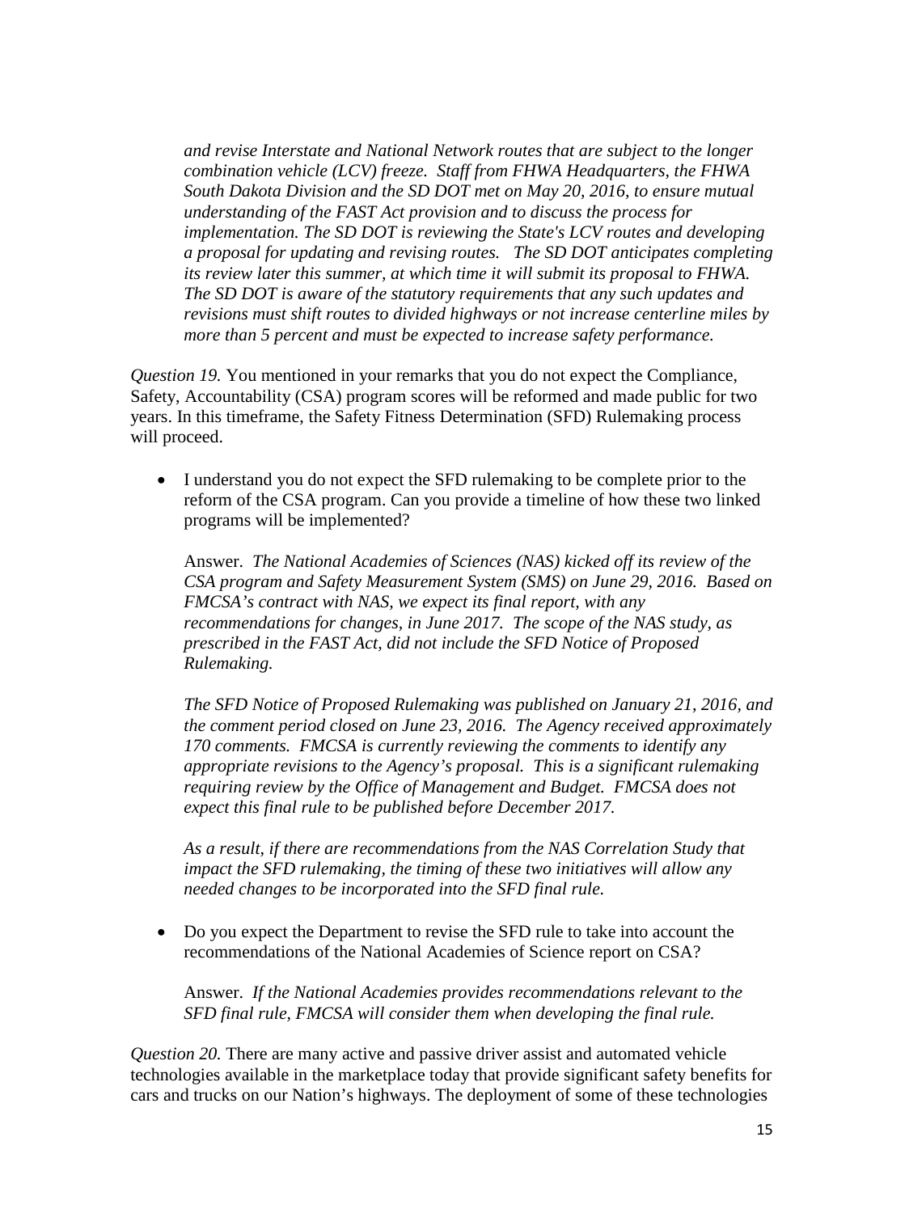*and revise Interstate and National Network routes that are subject to the longer combination vehicle (LCV) freeze. Staff from FHWA Headquarters, the FHWA South Dakota Division and the SD DOT met on May 20, 2016, to ensure mutual understanding of the FAST Act provision and to discuss the process for implementation. The SD DOT is reviewing the State's LCV routes and developing a proposal for updating and revising routes. The SD DOT anticipates completing its review later this summer, at which time it will submit its proposal to FHWA. The SD DOT is aware of the statutory requirements that any such updates and revisions must shift routes to divided highways or not increase centerline miles by more than 5 percent and must be expected to increase safety performance.*

*Question 19.* You mentioned in your remarks that you do not expect the Compliance, Safety, Accountability (CSA) program scores will be reformed and made public for two years. In this timeframe, the Safety Fitness Determination (SFD) Rulemaking process will proceed.

- I understand you do not expect the SFD rulemaking to be complete prior to the reform of the CSA program. Can you provide a timeline of how these two linked programs will be implemented?

  Answer. *The National Academies of Sciences (NAS) kicked off its review of the CSA program and Safety Measurement System (SMS) on June 29, 2016. Based on FMCSA's contract with NAS, we expect its final report, with any recommendations for changes, in June 2017. The scope of the NAS study, as prescribed in the FAST Act, did not include the SFD Notice of Proposed Rulemaking.*

  *The SFD Notice of Proposed Rulemaking was published on January 21, 2016, and the comment period closed on June 23, 2016. The Agency received approximately 170 comments. FMCSA is currently reviewing the comments to identify any appropriate revisions to the Agency's proposal. This is a significant rulemaking requiring review by the Office of Management and Budget. FMCSA does not expect this final rule to be published before December 2017.*

  *As a result, if there are recommendations from the NAS Correlation Study that impact the SFD rulemaking, the timing of these two initiatives will allow any needed changes to be incorporated into the SFD final rule.*

- Do you expect the Department to revise the SFD rule to take into account the recommendations of the National Academies of Science report on CSA?

  Answer. *If the National Academies provides recommendations relevant to the SFD final rule, FMCSA will consider them when developing the final rule.*

*Question 20.* There are many active and passive driver assist and automated vehicle technologies available in the marketplace today that provide significant safety benefits for cars and trucks on our Nation's highways. The deployment of some of these technologies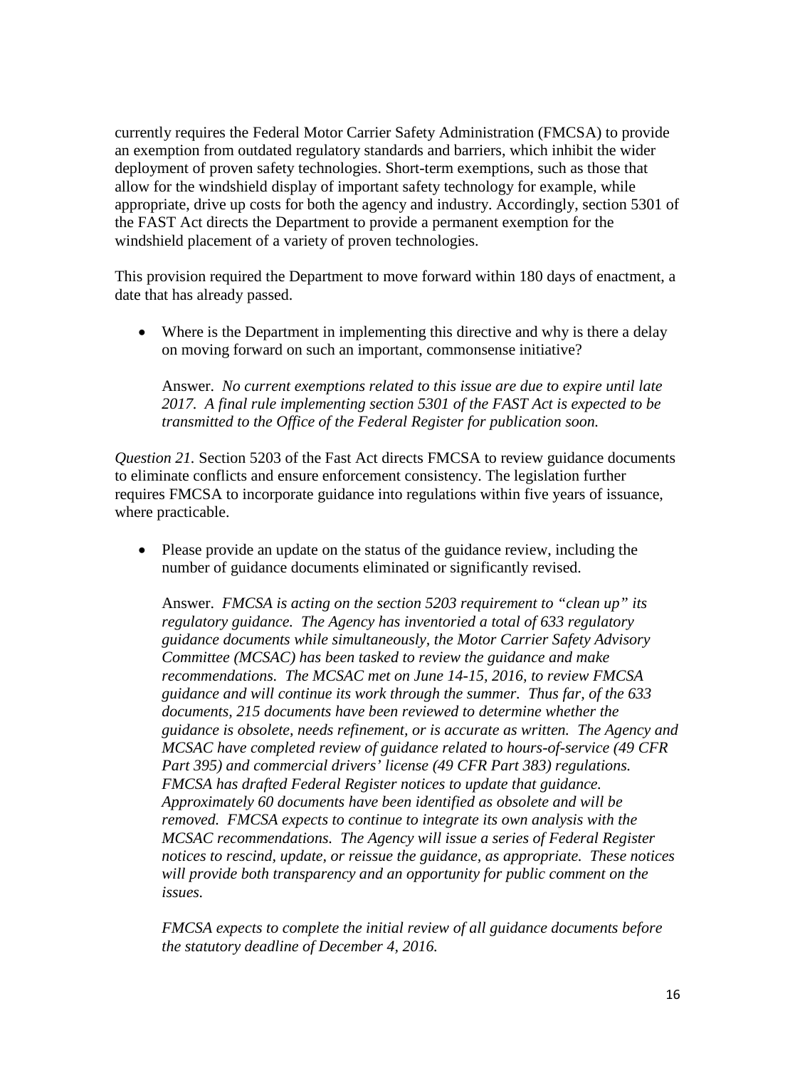currently requires the Federal Motor Carrier Safety Administration (FMCSA) to provide an exemption from outdated regulatory standards and barriers, which inhibit the wider deployment of proven safety technologies. Short-term exemptions, such as those that allow for the windshield display of important safety technology for example, while appropriate, drive up costs for both the agency and industry. Accordingly, section 5301 of the FAST Act directs the Department to provide a permanent exemption for the windshield placement of a variety of proven technologies.

This provision required the Department to move forward within 180 days of enactment, a date that has already passed.

- Where is the Department in implementing this directive and why is there a delay on moving forward on such an important, commonsense initiative?

  Answer. *No current exemptions related to this issue are due to expire until late 2017. A final rule implementing section 5301 of the FAST Act is expected to be transmitted to the Office of the Federal Register for publication soon.*

*Question 21.* Section 5203 of the Fast Act directs FMCSA to review guidance documents to eliminate conflicts and ensure enforcement consistency. The legislation further requires FMCSA to incorporate guidance into regulations within five years of issuance, where practicable.

- Please provide an update on the status of the guidance review, including the number of guidance documents eliminated or significantly revised.

  Answer. *FMCSA is acting on the section 5203 requirement to "clean up" its regulatory guidance. The Agency has inventoried a total of 633 regulatory guidance documents while simultaneously, the Motor Carrier Safety Advisory Committee (MCSAC) has been tasked to review the guidance and make recommendations. The MCSAC met on June 14-15, 2016, to review FMCSA guidance and will continue its work through the summer. Thus far, of the 633 documents, 215 documents have been reviewed to determine whether the guidance is obsolete, needs refinement, or is accurate as written. The Agency and MCSAC have completed review of guidance related to hours-of-service (49 CFR Part 395) and commercial drivers' license (49 CFR Part 383) regulations. FMCSA has drafted Federal Register notices to update that guidance. Approximately 60 documents have been identified as obsolete and will be removed. FMCSA expects to continue to integrate its own analysis with the MCSAC recommendations. The Agency will issue a series of Federal Register notices to rescind, update, or reissue the guidance, as appropriate. These notices will provide both transparency and an opportunity for public comment on the issues.*

  *FMCSA expects to complete the initial review of all guidance documents before the statutory deadline of December 4, 2016.*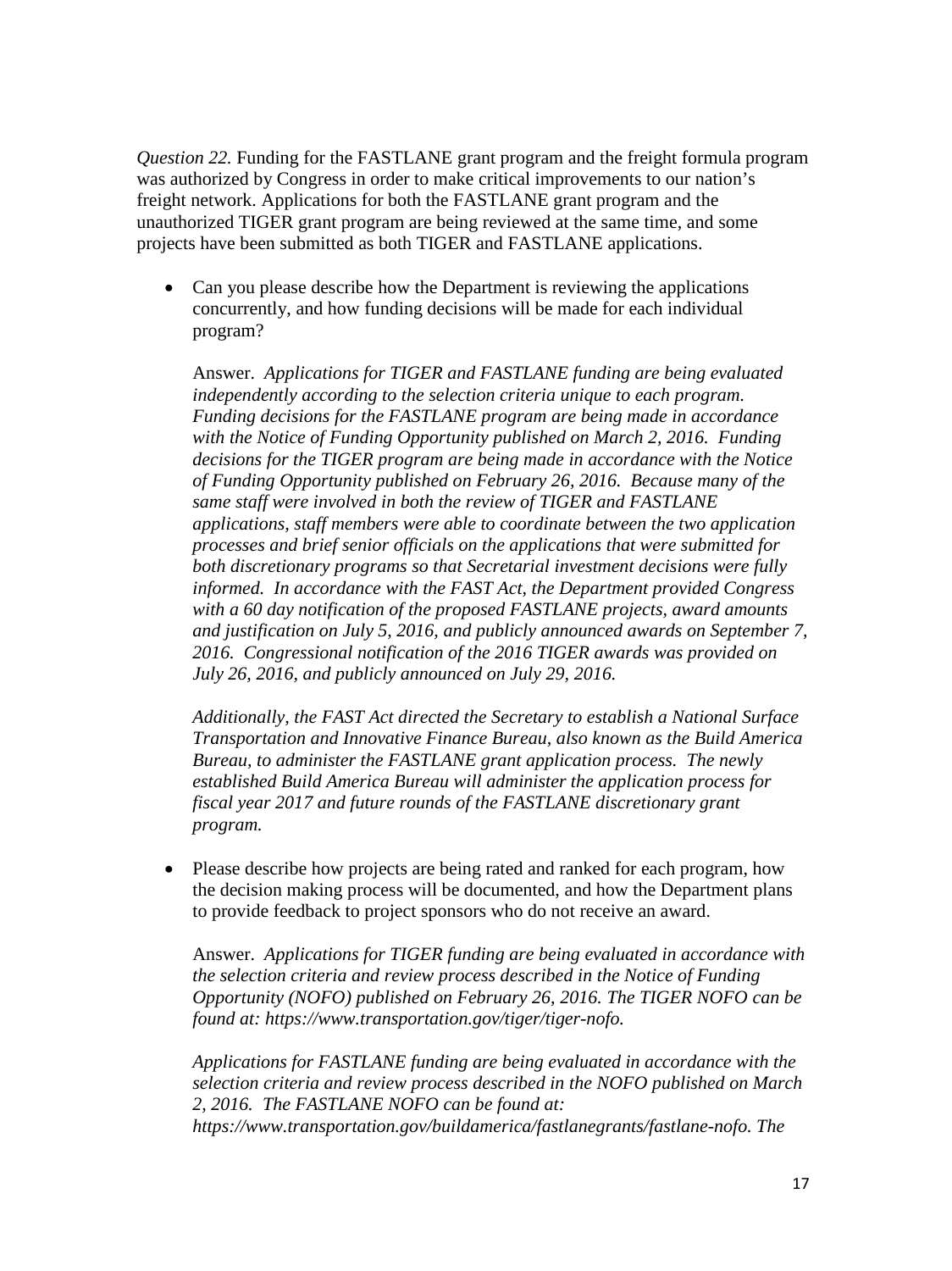*Question 22.* Funding for the FASTLANE grant program and the freight formula program was authorized by Congress in order to make critical improvements to our nation's freight network. Applications for both the FASTLANE grant program and the unauthorized TIGER grant program are being reviewed at the same time, and some projects have been submitted as both TIGER and FASTLANE applications.

- Can you please describe how the Department is reviewing the applications concurrently, and how funding decisions will be made for each individual program?

  Answer. *Applications for TIGER and FASTLANE funding are being evaluated independently according to the selection criteria unique to each program. Funding decisions for the FASTLANE program are being made in accordance with the Notice of Funding Opportunity published on March 2, 2016. Funding decisions for the TIGER program are being made in accordance with the Notice of Funding Opportunity published on February 26, 2016. Because many of the same staff were involved in both the review of TIGER and FASTLANE applications, staff members were able to coordinate between the two application processes and brief senior officials on the applications that were submitted for both discretionary programs so that Secretarial investment decisions were fully informed. In accordance with the FAST Act, the Department provided Congress with a 60 day notification of the proposed FASTLANE projects, award amounts and justification on July 5, 2016, and publicly announced awards on September 7, 2016. Congressional notification of the 2016 TIGER awards was provided on July 26, 2016, and publicly announced on July 29, 2016.*

  *Additionally, the FAST Act directed the Secretary to establish a National Surface Transportation and Innovative Finance Bureau, also known as the Build America Bureau, to administer the FASTLANE grant application process. The newly established Build America Bureau will administer the application process for fiscal year 2017 and future rounds of the FASTLANE discretionary grant program.*

- Please describe how projects are being rated and ranked for each program, how the decision making process will be documented, and how the Department plans to provide feedback to project sponsors who do not receive an award.

  Answer. *Applications for TIGER funding are being evaluated in accordance with the selection criteria and review process described in the Notice of Funding Opportunity (NOFO) published on February 26, 2016. The TIGER NOFO can be found at: https://www.transportation.gov/tiger/tiger-nofo.*

  *Applications for FASTLANE funding are being evaluated in accordance with the selection criteria and review process described in the NOFO published on March 2, 2016. The FASTLANE NOFO can be found at: https://www.transportation.gov/buildamerica/fastlanegrants/fastlane-nofo. The*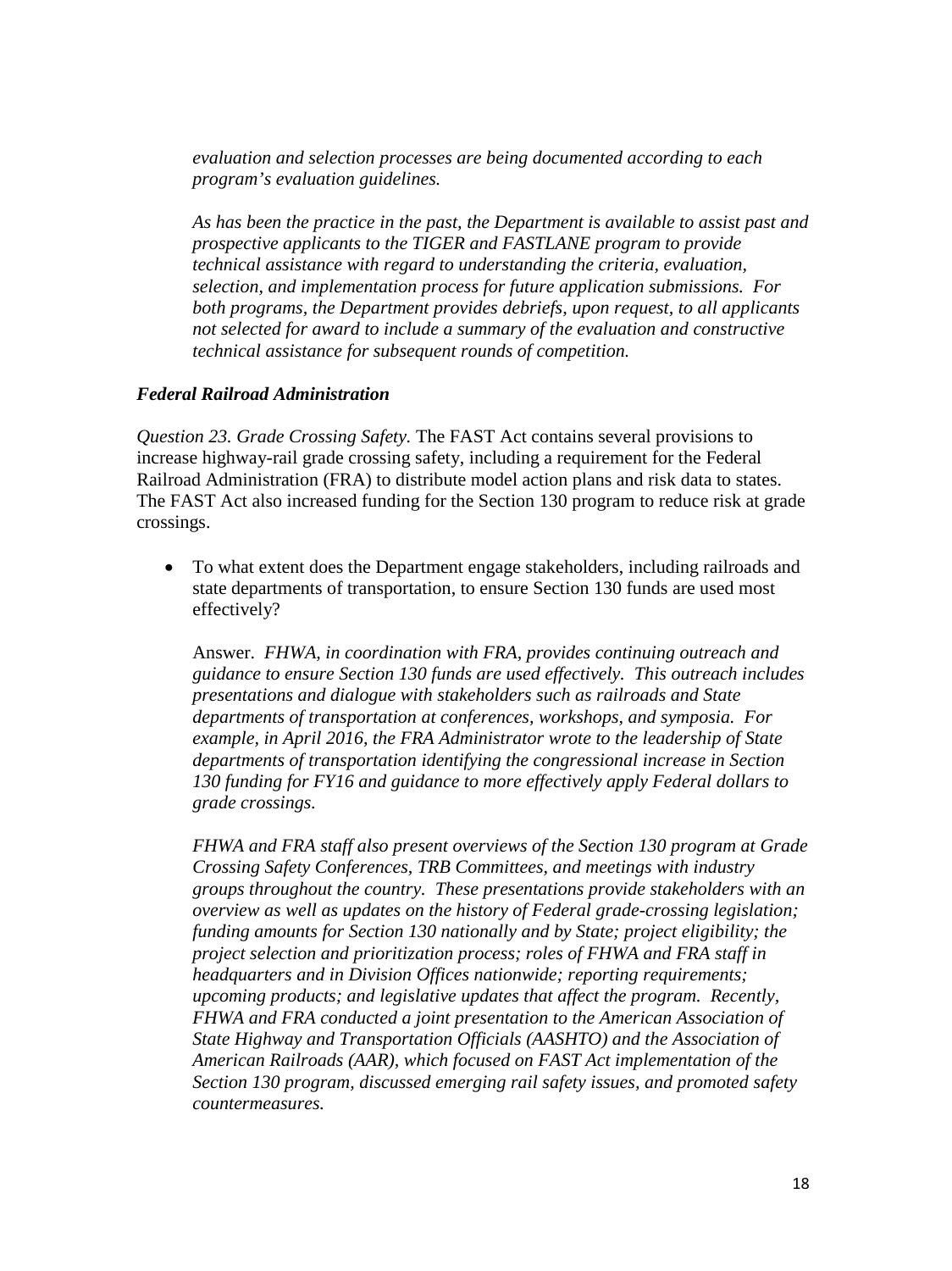*evaluation and selection processes are being documented according to each program's evaluation guidelines.*

*As has been the practice in the past, the Department is available to assist past and prospective applicants to the TIGER and FASTLANE program to provide technical assistance with regard to understanding the criteria, evaluation, selection, and implementation process for future application submissions. For both programs, the Department provides debriefs, upon request, to all applicants not selected for award to include a summary of the evaluation and constructive technical assistance for subsequent rounds of competition.*

***Federal Railroad Administration***

*Question 23. Grade Crossing Safety.* The FAST Act contains several provisions to increase highway-rail grade crossing safety, including a requirement for the Federal Railroad Administration (FRA) to distribute model action plans and risk data to states. The FAST Act also increased funding for the Section 130 program to reduce risk at grade crossings.

- To what extent does the Department engage stakeholders, including railroads and state departments of transportation, to ensure Section 130 funds are used most effectively?

  Answer. *FHWA, in coordination with FRA, provides continuing outreach and guidance to ensure Section 130 funds are used effectively. This outreach includes presentations and dialogue with stakeholders such as railroads and State departments of transportation at conferences, workshops, and symposia. For example, in April 2016, the FRA Administrator wrote to the leadership of State departments of transportation identifying the congressional increase in Section 130 funding for FY16 and guidance to more effectively apply Federal dollars to grade crossings.*

  *FHWA and FRA staff also present overviews of the Section 130 program at Grade Crossing Safety Conferences, TRB Committees, and meetings with industry groups throughout the country. These presentations provide stakeholders with an overview as well as updates on the history of Federal grade-crossing legislation; funding amounts for Section 130 nationally and by State; project eligibility; the project selection and prioritization process; roles of FHWA and FRA staff in headquarters and in Division Offices nationwide; reporting requirements; upcoming products; and legislative updates that affect the program. Recently, FHWA and FRA conducted a joint presentation to the American Association of State Highway and Transportation Officials (AASHTO) and the Association of American Railroads (AAR), which focused on FAST Act implementation of the Section 130 program, discussed emerging rail safety issues, and promoted safety countermeasures.*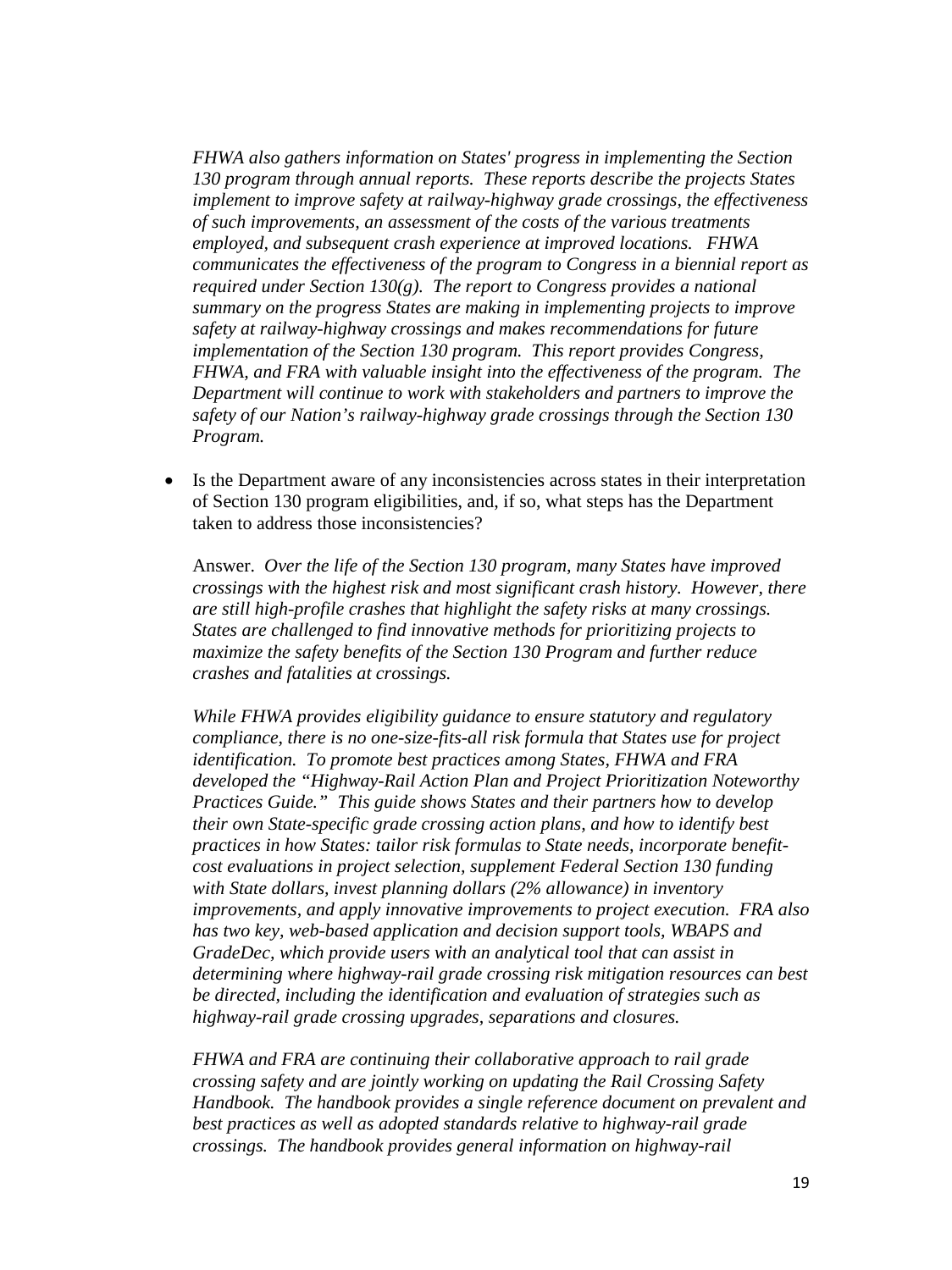*FHWA also gathers information on States' progress in implementing the Section 130 program through annual reports. These reports describe the projects States implement to improve safety at railway-highway grade crossings, the effectiveness of such improvements, an assessment of the costs of the various treatments employed, and subsequent crash experience at improved locations. FHWA communicates the effectiveness of the program to Congress in a biennial report as required under Section 130(g). The report to Congress provides a national summary on the progress States are making in implementing projects to improve safety at railway-highway crossings and makes recommendations for future implementation of the Section 130 program. This report provides Congress, FHWA, and FRA with valuable insight into the effectiveness of the program. The Department will continue to work with stakeholders and partners to improve the safety of our Nation's railway-highway grade crossings through the Section 130 Program.*

- Is the Department aware of any inconsistencies across states in their interpretation of Section 130 program eligibilities, and, if so, what steps has the Department taken to address those inconsistencies?

  Answer. *Over the life of the Section 130 program, many States have improved crossings with the highest risk and most significant crash history. However, there are still high-profile crashes that highlight the safety risks at many crossings. States are challenged to find innovative methods for prioritizing projects to maximize the safety benefits of the Section 130 Program and further reduce crashes and fatalities at crossings.*

  *While FHWA provides eligibility guidance to ensure statutory and regulatory compliance, there is no one-size-fits-all risk formula that States use for project identification. To promote best practices among States, FHWA and FRA developed the "Highway-Rail Action Plan and Project Prioritization Noteworthy Practices Guide." This guide shows States and their partners how to develop their own State-specific grade crossing action plans, and how to identify best practices in how States: tailor risk formulas to State needs, incorporate benefit-cost evaluations in project selection, supplement Federal Section 130 funding with State dollars, invest planning dollars (2% allowance) in inventory improvements, and apply innovative improvements to project execution. FRA also has two key, web-based application and decision support tools, WBAPS and GradeDec, which provide users with an analytical tool that can assist in determining where highway-rail grade crossing risk mitigation resources can best be directed, including the identification and evaluation of strategies such as highway-rail grade crossing upgrades, separations and closures.*

  *FHWA and FRA are continuing their collaborative approach to rail grade crossing safety and are jointly working on updating the Rail Crossing Safety Handbook. The handbook provides a single reference document on prevalent and best practices as well as adopted standards relative to highway-rail grade crossings. The handbook provides general information on highway-rail*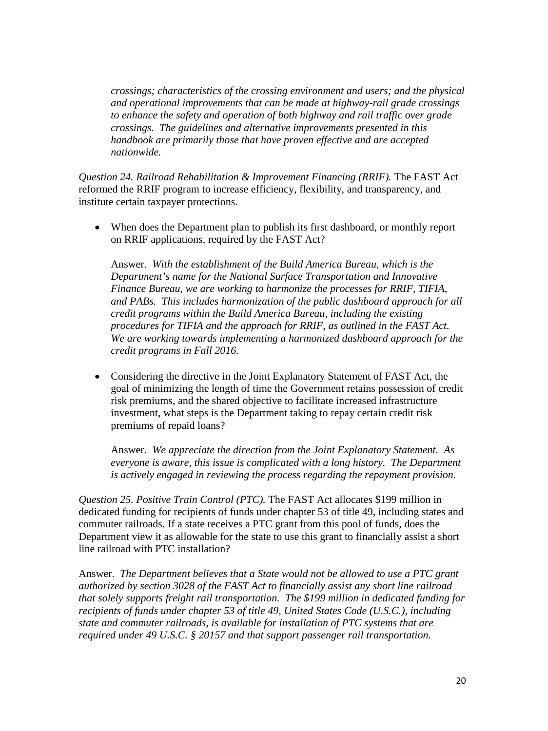*crossings; characteristics of the crossing environment and users; and the physical and operational improvements that can be made at highway-rail grade crossings to enhance the safety and operation of both highway and rail traffic over grade crossings. The guidelines and alternative improvements presented in this handbook are primarily those that have proven effective and are accepted nationwide.*

*Question 24. Railroad Rehabilitation & Improvement Financing (RRIF).* The FAST Act reformed the RRIF program to increase efficiency, flexibility, and transparency, and institute certain taxpayer protections.

- When does the Department plan to publish its first dashboard, or monthly report on RRIF applications, required by the FAST Act?

  Answer. *With the establishment of the Build America Bureau, which is the Department's name for the National Surface Transportation and Innovative Finance Bureau, we are working to harmonize the processes for RRIF, TIFIA, and PABs. This includes harmonization of the public dashboard approach for all credit programs within the Build America Bureau, including the existing procedures for TIFIA and the approach for RRIF, as outlined in the FAST Act. We are working towards implementing a harmonized dashboard approach for the credit programs in Fall 2016.*

- Considering the directive in the Joint Explanatory Statement of FAST Act, the goal of minimizing the length of time the Government retains possession of credit risk premiums, and the shared objective to facilitate increased infrastructure investment, what steps is the Department taking to repay certain credit risk premiums of repaid loans?

  Answer. *We appreciate the direction from the Joint Explanatory Statement. As everyone is aware, this issue is complicated with a long history. The Department is actively engaged in reviewing the process regarding the repayment provision.*

*Question 25. Positive Train Control (PTC).* The FAST Act allocates $199 million in dedicated funding for recipients of funds under chapter 53 of title 49, including states and commuter railroads. If a state receives a PTC grant from this pool of funds, does the Department view it as allowable for the state to use this grant to financially assist a short line railroad with PTC installation?

Answer. *The Department believes that a State would not be allowed to use a PTC grant authorized by section 3028 of the FAST Act to financially assist any short line railroad that solely supports freight rail transportation. The $199 million in dedicated funding for recipients of funds under chapter 53 of title 49, United States Code (U.S.C.), including state and commuter railroads, is available for installation of PTC systems that are required under 49 U.S.C. § 20157 and that support passenger rail transportation.*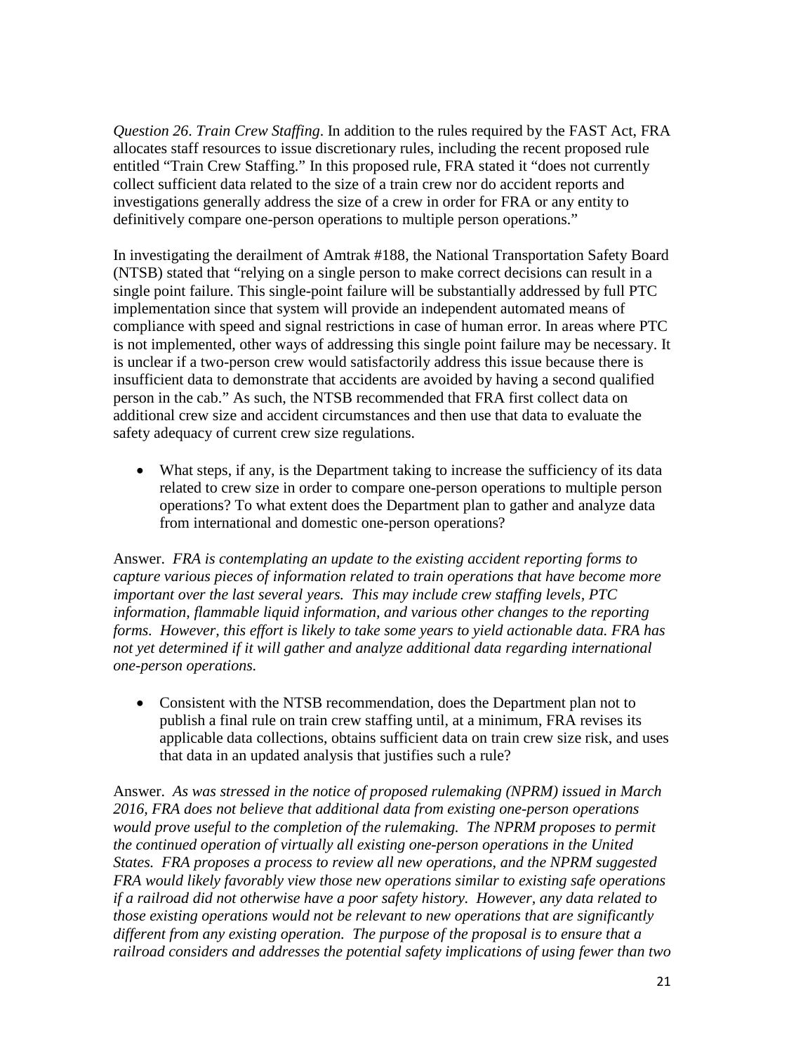*Question 26. Train Crew Staffing*. In addition to the rules required by the FAST Act, FRA allocates staff resources to issue discretionary rules, including the recent proposed rule entitled "Train Crew Staffing." In this proposed rule, FRA stated it "does not currently collect sufficient data related to the size of a train crew nor do accident reports and investigations generally address the size of a crew in order for FRA or any entity to definitively compare one-person operations to multiple person operations."

In investigating the derailment of Amtrak #188, the National Transportation Safety Board (NTSB) stated that "relying on a single person to make correct decisions can result in a single point failure. This single-point failure will be substantially addressed by full PTC implementation since that system will provide an independent automated means of compliance with speed and signal restrictions in case of human error. In areas where PTC is not implemented, other ways of addressing this single point failure may be necessary. It is unclear if a two-person crew would satisfactorily address this issue because there is insufficient data to demonstrate that accidents are avoided by having a second qualified person in the cab." As such, the NTSB recommended that FRA first collect data on additional crew size and accident circumstances and then use that data to evaluate the safety adequacy of current crew size regulations.

- What steps, if any, is the Department taking to increase the sufficiency of its data related to crew size in order to compare one-person operations to multiple person operations? To what extent does the Department plan to gather and analyze data from international and domestic one-person operations?

Answer. *FRA is contemplating an update to the existing accident reporting forms to capture various pieces of information related to train operations that have become more important over the last several years. This may include crew staffing levels, PTC information, flammable liquid information, and various other changes to the reporting forms. However, this effort is likely to take some years to yield actionable data. FRA has not yet determined if it will gather and analyze additional data regarding international one-person operations.*

- Consistent with the NTSB recommendation, does the Department plan not to publish a final rule on train crew staffing until, at a minimum, FRA revises its applicable data collections, obtains sufficient data on train crew size risk, and uses that data in an updated analysis that justifies such a rule?

Answer. *As was stressed in the notice of proposed rulemaking (NPRM) issued in March 2016, FRA does not believe that additional data from existing one-person operations would prove useful to the completion of the rulemaking. The NPRM proposes to permit the continued operation of virtually all existing one-person operations in the United States. FRA proposes a process to review all new operations, and the NPRM suggested FRA would likely favorably view those new operations similar to existing safe operations if a railroad did not otherwise have a poor safety history. However, any data related to those existing operations would not be relevant to new operations that are significantly different from any existing operation. The purpose of the proposal is to ensure that a railroad considers and addresses the potential safety implications of using fewer than two*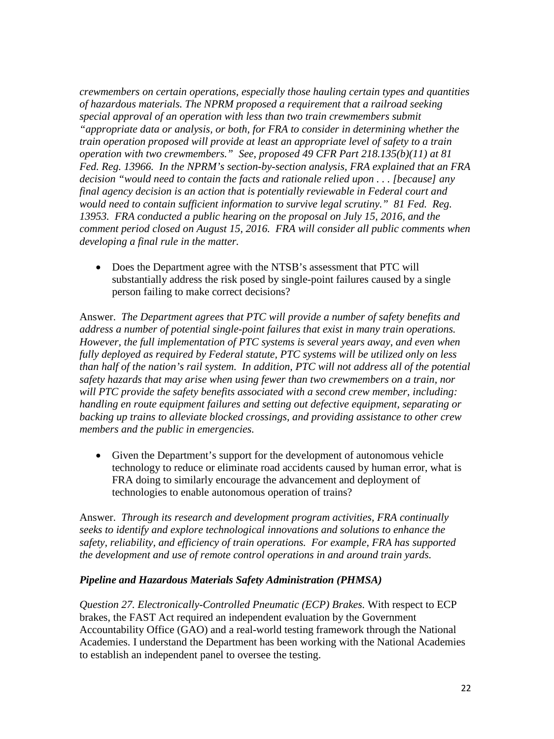*crewmembers on certain operations, especially those hauling certain types and quantities of hazardous materials. The NPRM proposed a requirement that a railroad seeking special approval of an operation with less than two train crewmembers submit "appropriate data or analysis, or both, for FRA to consider in determining whether the train operation proposed will provide at least an appropriate level of safety to a train operation with two crewmembers." See, proposed 49 CFR Part 218.135(b)(11) at 81 Fed. Reg. 13966. In the NPRM's section-by-section analysis, FRA explained that an FRA decision "would need to contain the facts and rationale relied upon . . . [because] any final agency decision is an action that is potentially reviewable in Federal court and would need to contain sufficient information to survive legal scrutiny." 81 Fed. Reg. 13953. FRA conducted a public hearing on the proposal on July 15, 2016, and the comment period closed on August 15, 2016. FRA will consider all public comments when developing a final rule in the matter.*

- Does the Department agree with the NTSB's assessment that PTC will substantially address the risk posed by single-point failures caused by a single person failing to make correct decisions?

Answer. *The Department agrees that PTC will provide a number of safety benefits and address a number of potential single-point failures that exist in many train operations. However, the full implementation of PTC systems is several years away, and even when fully deployed as required by Federal statute, PTC systems will be utilized only on less than half of the nation's rail system. In addition, PTC will not address all of the potential safety hazards that may arise when using fewer than two crewmembers on a train, nor will PTC provide the safety benefits associated with a second crew member, including: handling en route equipment failures and setting out defective equipment, separating or backing up trains to alleviate blocked crossings, and providing assistance to other crew members and the public in emergencies.*

- Given the Department's support for the development of autonomous vehicle technology to reduce or eliminate road accidents caused by human error, what is FRA doing to similarly encourage the advancement and deployment of technologies to enable autonomous operation of trains?

Answer. *Through its research and development program activities, FRA continually seeks to identify and explore technological innovations and solutions to enhance the safety, reliability, and efficiency of train operations. For example, FRA has supported the development and use of remote control operations in and around train yards.*

***Pipeline and Hazardous Materials Safety Administration (PHMSA)***

*Question 27. Electronically-Controlled Pneumatic (ECP) Brakes.* With respect to ECP brakes, the FAST Act required an independent evaluation by the Government Accountability Office (GAO) and a real-world testing framework through the National Academies. I understand the Department has been working with the National Academies to establish an independent panel to oversee the testing.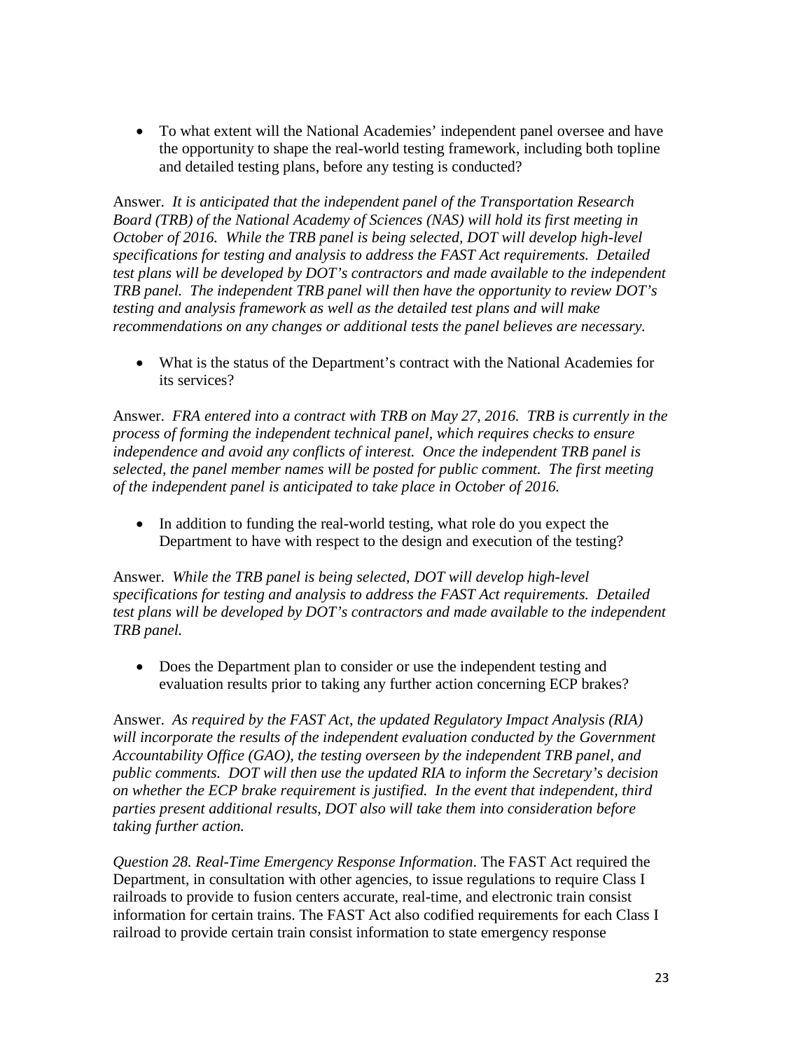- To what extent will the National Academies' independent panel oversee and have the opportunity to shape the real-world testing framework, including both topline and detailed testing plans, before any testing is conducted?

Answer. *It is anticipated that the independent panel of the Transportation Research Board (TRB) of the National Academy of Sciences (NAS) will hold its first meeting in October of 2016. While the TRB panel is being selected, DOT will develop high-level specifications for testing and analysis to address the FAST Act requirements. Detailed test plans will be developed by DOT's contractors and made available to the independent TRB panel. The independent TRB panel will then have the opportunity to review DOT's testing and analysis framework as well as the detailed test plans and will make recommendations on any changes or additional tests the panel believes are necessary.*

- What is the status of the Department's contract with the National Academies for its services?

Answer. *FRA entered into a contract with TRB on May 27, 2016. TRB is currently in the process of forming the independent technical panel, which requires checks to ensure independence and avoid any conflicts of interest. Once the independent TRB panel is selected, the panel member names will be posted for public comment. The first meeting of the independent panel is anticipated to take place in October of 2016.*

- In addition to funding the real-world testing, what role do you expect the Department to have with respect to the design and execution of the testing?

Answer. *While the TRB panel is being selected, DOT will develop high-level specifications for testing and analysis to address the FAST Act requirements. Detailed test plans will be developed by DOT's contractors and made available to the independent TRB panel.*

- Does the Department plan to consider or use the independent testing and evaluation results prior to taking any further action concerning ECP brakes?

Answer. *As required by the FAST Act, the updated Regulatory Impact Analysis (RIA) will incorporate the results of the independent evaluation conducted by the Government Accountability Office (GAO), the testing overseen by the independent TRB panel, and public comments. DOT will then use the updated RIA to inform the Secretary's decision on whether the ECP brake requirement is justified. In the event that independent, third parties present additional results, DOT also will take them into consideration before taking further action.*

*Question 28. Real-Time Emergency Response Information*. The FAST Act required the Department, in consultation with other agencies, to issue regulations to require Class I railroads to provide to fusion centers accurate, real-time, and electronic train consist information for certain trains. The FAST Act also codified requirements for each Class I railroad to provide certain train consist information to state emergency response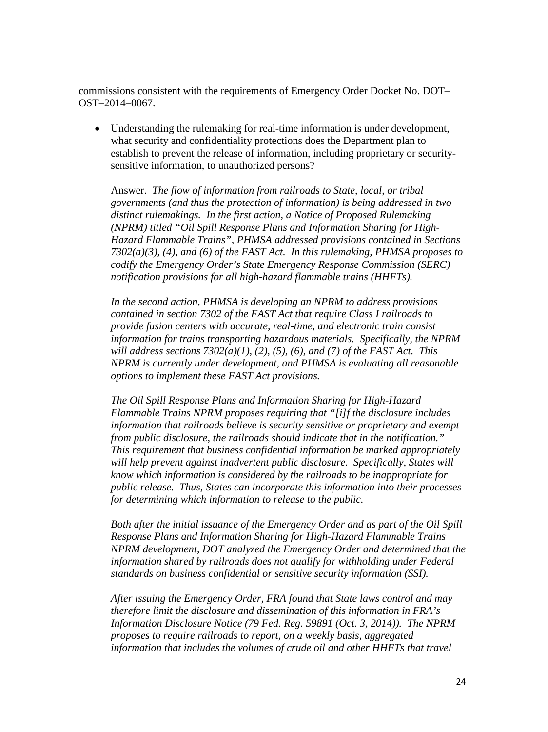commissions consistent with the requirements of Emergency Order Docket No. DOT–OST–2014–0067.

- Understanding the rulemaking for real-time information is under development, what security and confidentiality protections does the Department plan to establish to prevent the release of information, including proprietary or security-sensitive information, to unauthorized persons?

  Answer. *The flow of information from railroads to State, local, or tribal governments (and thus the protection of information) is being addressed in two distinct rulemakings. In the first action, a Notice of Proposed Rulemaking (NPRM) titled "Oil Spill Response Plans and Information Sharing for High-Hazard Flammable Trains", PHMSA addressed provisions contained in Sections 7302(a)(3), (4), and (6) of the FAST Act. In this rulemaking, PHMSA proposes to codify the Emergency Order's State Emergency Response Commission (SERC) notification provisions for all high-hazard flammable trains (HHFTs).*

  *In the second action, PHMSA is developing an NPRM to address provisions contained in section 7302 of the FAST Act that require Class I railroads to provide fusion centers with accurate, real-time, and electronic train consist information for trains transporting hazardous materials. Specifically, the NPRM will address sections 7302(a)(1), (2), (5), (6), and (7) of the FAST Act. This NPRM is currently under development, and PHMSA is evaluating all reasonable options to implement these FAST Act provisions.*

  *The Oil Spill Response Plans and Information Sharing for High-Hazard Flammable Trains NPRM proposes requiring that "[i]f the disclosure includes information that railroads believe is security sensitive or proprietary and exempt from public disclosure, the railroads should indicate that in the notification." This requirement that business confidential information be marked appropriately will help prevent against inadvertent public disclosure. Specifically, States will know which information is considered by the railroads to be inappropriate for public release. Thus, States can incorporate this information into their processes for determining which information to release to the public.*

  *Both after the initial issuance of the Emergency Order and as part of the Oil Spill Response Plans and Information Sharing for High-Hazard Flammable Trains NPRM development, DOT analyzed the Emergency Order and determined that the information shared by railroads does not qualify for withholding under Federal standards on business confidential or sensitive security information (SSI).*

  *After issuing the Emergency Order, FRA found that State laws control and may therefore limit the disclosure and dissemination of this information in FRA's Information Disclosure Notice (79 Fed. Reg. 59891 (Oct. 3, 2014)). The NPRM proposes to require railroads to report, on a weekly basis, aggregated information that includes the volumes of crude oil and other HHFTs that travel*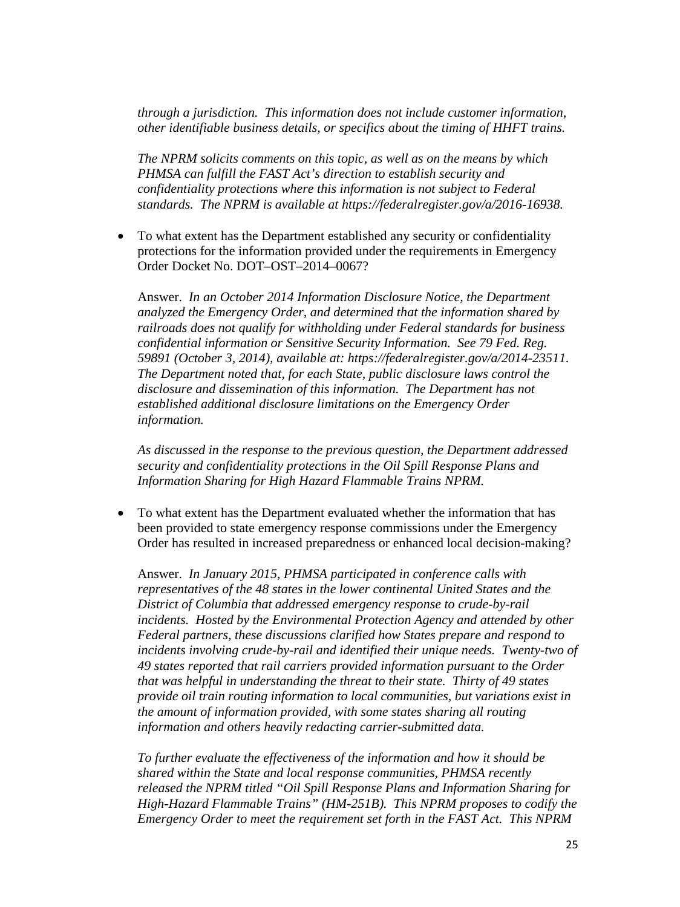*through a jurisdiction. This information does not include customer information, other identifiable business details, or specifics about the timing of HHFT trains.*

*The NPRM solicits comments on this topic, as well as on the means by which PHMSA can fulfill the FAST Act's direction to establish security and confidentiality protections where this information is not subject to Federal standards. The NPRM is available at https://federalregister.gov/a/2016-16938.*

- To what extent has the Department established any security or confidentiality protections for the information provided under the requirements in Emergency Order Docket No. DOT–OST–2014–0067?

  Answer. *In an October 2014 Information Disclosure Notice, the Department analyzed the Emergency Order, and determined that the information shared by railroads does not qualify for withholding under Federal standards for business confidential information or Sensitive Security Information. See 79 Fed. Reg. 59891 (October 3, 2014), available at: https://federalregister.gov/a/2014-23511. The Department noted that, for each State, public disclosure laws control the disclosure and dissemination of this information. The Department has not established additional disclosure limitations on the Emergency Order information.*

  *As discussed in the response to the previous question, the Department addressed security and confidentiality protections in the Oil Spill Response Plans and Information Sharing for High Hazard Flammable Trains NPRM.*

- To what extent has the Department evaluated whether the information that has been provided to state emergency response commissions under the Emergency Order has resulted in increased preparedness or enhanced local decision-making?

  Answer. *In January 2015, PHMSA participated in conference calls with representatives of the 48 states in the lower continental United States and the District of Columbia that addressed emergency response to crude-by-rail incidents. Hosted by the Environmental Protection Agency and attended by other Federal partners, these discussions clarified how States prepare and respond to incidents involving crude-by-rail and identified their unique needs. Twenty-two of 49 states reported that rail carriers provided information pursuant to the Order that was helpful in understanding the threat to their state. Thirty of 49 states provide oil train routing information to local communities, but variations exist in the amount of information provided, with some states sharing all routing information and others heavily redacting carrier-submitted data.*

  *To further evaluate the effectiveness of the information and how it should be shared within the State and local response communities, PHMSA recently released the NPRM titled "Oil Spill Response Plans and Information Sharing for High-Hazard Flammable Trains" (HM-251B). This NPRM proposes to codify the Emergency Order to meet the requirement set forth in the FAST Act. This NPRM*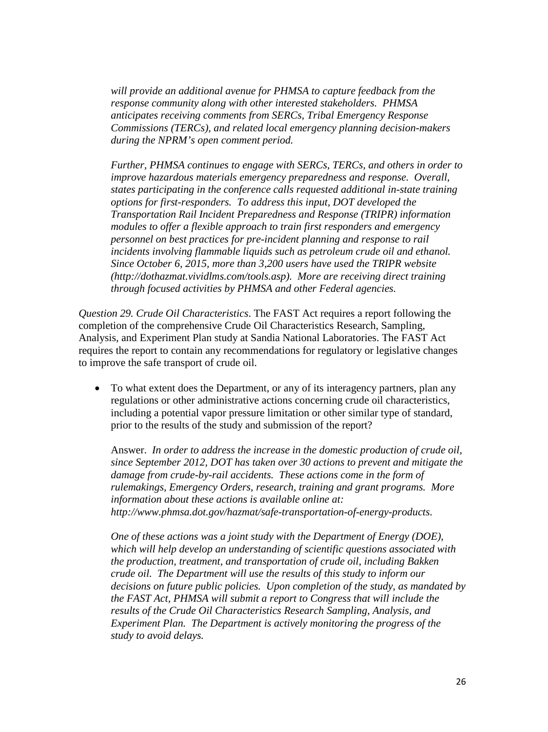*will provide an additional avenue for PHMSA to capture feedback from the response community along with other interested stakeholders. PHMSA anticipates receiving comments from SERCs, Tribal Emergency Response Commissions (TERCs), and related local emergency planning decision-makers during the NPRM's open comment period.*

*Further, PHMSA continues to engage with SERCs, TERCs, and others in order to improve hazardous materials emergency preparedness and response. Overall, states participating in the conference calls requested additional in-state training options for first-responders. To address this input, DOT developed the Transportation Rail Incident Preparedness and Response (TRIPR) information modules to offer a flexible approach to train first responders and emergency personnel on best practices for pre-incident planning and response to rail incidents involving flammable liquids such as petroleum crude oil and ethanol. Since October 6, 2015, more than 3,200 users have used the TRIPR website (http://dothazmat.vividlms.com/tools.asp). More are receiving direct training through focused activities by PHMSA and other Federal agencies.*

*Question 29. Crude Oil Characteristics*. The FAST Act requires a report following the completion of the comprehensive Crude Oil Characteristics Research, Sampling, Analysis, and Experiment Plan study at Sandia National Laboratories. The FAST Act requires the report to contain any recommendations for regulatory or legislative changes to improve the safe transport of crude oil.

- To what extent does the Department, or any of its interagency partners, plan any regulations or other administrative actions concerning crude oil characteristics, including a potential vapor pressure limitation or other similar type of standard, prior to the results of the study and submission of the report?

  Answer. *In order to address the increase in the domestic production of crude oil, since September 2012, DOT has taken over 30 actions to prevent and mitigate the damage from crude-by-rail accidents. These actions come in the form of rulemakings, Emergency Orders, research, training and grant programs. More information about these actions is available online at: http://www.phmsa.dot.gov/hazmat/safe-transportation-of-energy-products.*

  *One of these actions was a joint study with the Department of Energy (DOE), which will help develop an understanding of scientific questions associated with the production, treatment, and transportation of crude oil, including Bakken crude oil. The Department will use the results of this study to inform our decisions on future public policies. Upon completion of the study, as mandated by the FAST Act, PHMSA will submit a report to Congress that will include the results of the Crude Oil Characteristics Research Sampling, Analysis, and Experiment Plan. The Department is actively monitoring the progress of the study to avoid delays.*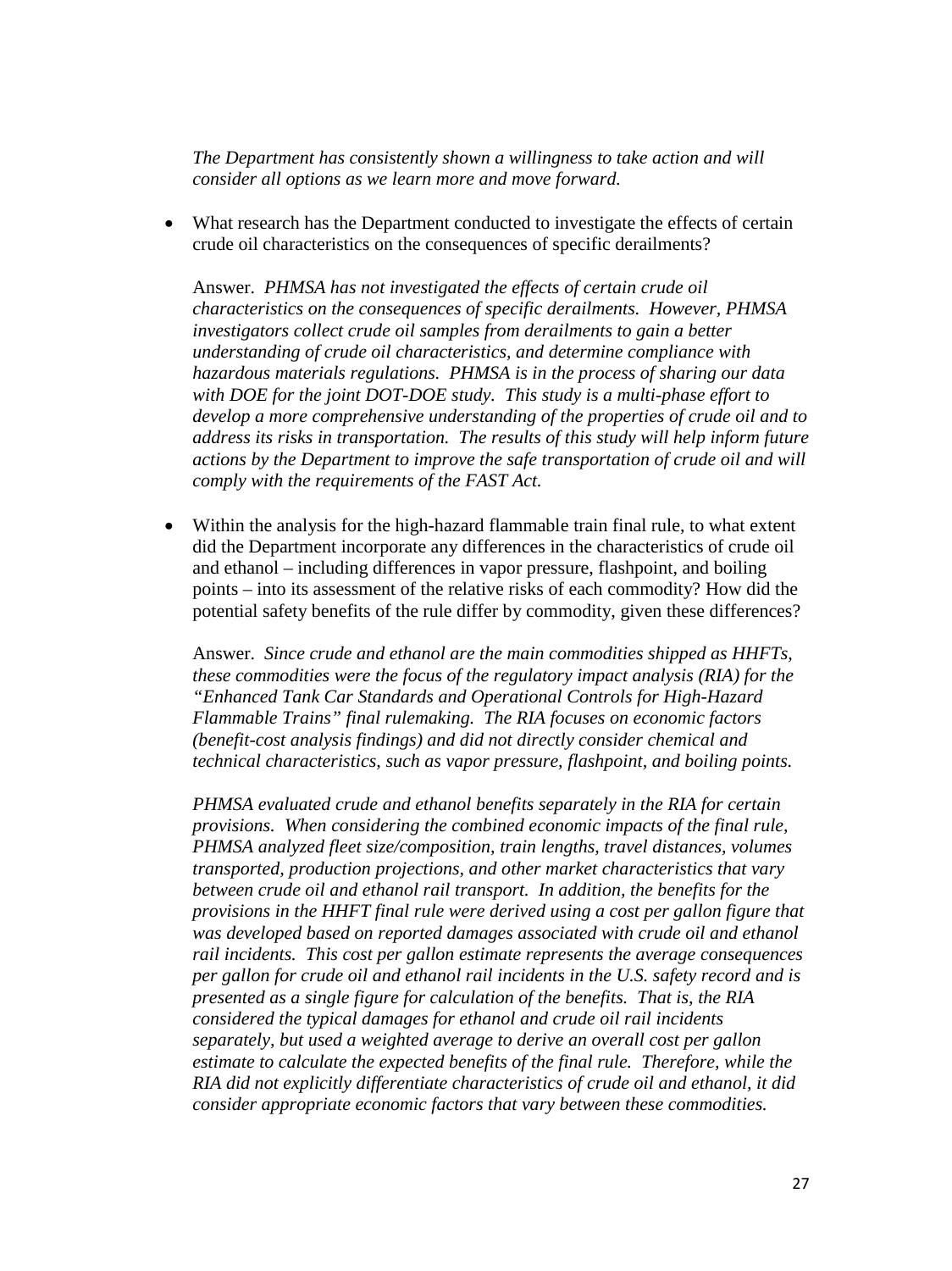*The Department has consistently shown a willingness to take action and will consider all options as we learn more and move forward.*

- What research has the Department conducted to investigate the effects of certain crude oil characteristics on the consequences of specific derailments?

  Answer. *PHMSA has not investigated the effects of certain crude oil characteristics on the consequences of specific derailments. However, PHMSA investigators collect crude oil samples from derailments to gain a better understanding of crude oil characteristics, and determine compliance with hazardous materials regulations. PHMSA is in the process of sharing our data with DOE for the joint DOT-DOE study. This study is a multi-phase effort to develop a more comprehensive understanding of the properties of crude oil and to address its risks in transportation. The results of this study will help inform future actions by the Department to improve the safe transportation of crude oil and will comply with the requirements of the FAST Act.*

- Within the analysis for the high-hazard flammable train final rule, to what extent did the Department incorporate any differences in the characteristics of crude oil and ethanol – including differences in vapor pressure, flashpoint, and boiling points – into its assessment of the relative risks of each commodity? How did the potential safety benefits of the rule differ by commodity, given these differences?

  Answer. *Since crude and ethanol are the main commodities shipped as HHFTs, these commodities were the focus of the regulatory impact analysis (RIA) for the "Enhanced Tank Car Standards and Operational Controls for High-Hazard Flammable Trains" final rulemaking. The RIA focuses on economic factors (benefit-cost analysis findings) and did not directly consider chemical and technical characteristics, such as vapor pressure, flashpoint, and boiling points.*

  *PHMSA evaluated crude and ethanol benefits separately in the RIA for certain provisions. When considering the combined economic impacts of the final rule, PHMSA analyzed fleet size/composition, train lengths, travel distances, volumes transported, production projections, and other market characteristics that vary between crude oil and ethanol rail transport. In addition, the benefits for the provisions in the HHFT final rule were derived using a cost per gallon figure that was developed based on reported damages associated with crude oil and ethanol rail incidents. This cost per gallon estimate represents the average consequences per gallon for crude oil and ethanol rail incidents in the U.S. safety record and is presented as a single figure for calculation of the benefits. That is, the RIA considered the typical damages for ethanol and crude oil rail incidents separately, but used a weighted average to derive an overall cost per gallon estimate to calculate the expected benefits of the final rule. Therefore, while the RIA did not explicitly differentiate characteristics of crude oil and ethanol, it did consider appropriate economic factors that vary between these commodities.*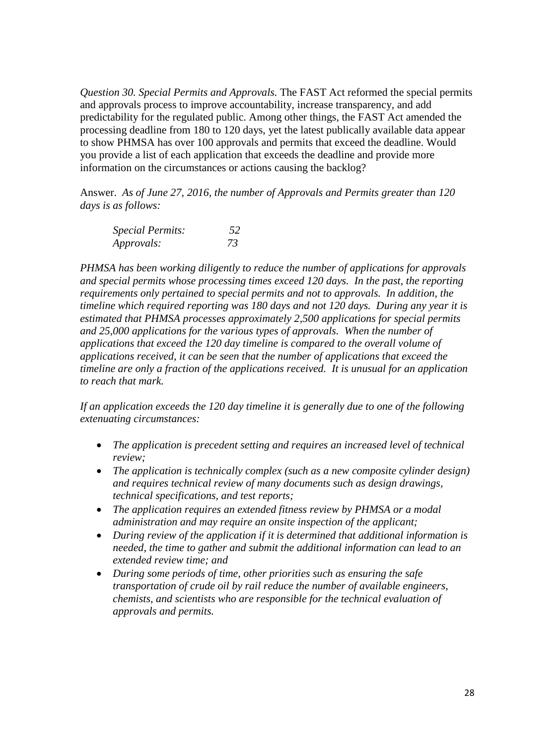*Question 30. Special Permits and Approvals.* The FAST Act reformed the special permits and approvals process to improve accountability, increase transparency, and add predictability for the regulated public. Among other things, the FAST Act amended the processing deadline from 180 to 120 days, yet the latest publically available data appear to show PHMSA has over 100 approvals and permits that exceed the deadline. Would you provide a list of each application that exceeds the deadline and provide more information on the circumstances or actions causing the backlog?

Answer. *As of June 27, 2016, the number of Approvals and Permits greater than 120 days is as follows:*

| | |
|---|---|
| *Special Permits:* | *52* |
| *Approvals:* | *73* |

*PHMSA has been working diligently to reduce the number of applications for approvals and special permits whose processing times exceed 120 days. In the past, the reporting requirements only pertained to special permits and not to approvals. In addition, the timeline which required reporting was 180 days and not 120 days. During any year it is estimated that PHMSA processes approximately 2,500 applications for special permits and 25,000 applications for the various types of approvals. When the number of applications that exceed the 120 day timeline is compared to the overall volume of applications received, it can be seen that the number of applications that exceed the timeline are only a fraction of the applications received. It is unusual for an application to reach that mark.*

*If an application exceeds the 120 day timeline it is generally due to one of the following extenuating circumstances:*

- *The application is precedent setting and requires an increased level of technical review;*
- *The application is technically complex (such as a new composite cylinder design) and requires technical review of many documents such as design drawings, technical specifications, and test reports;*
- *The application requires an extended fitness review by PHMSA or a modal administration and may require an onsite inspection of the applicant;*
- *During review of the application if it is determined that additional information is needed, the time to gather and submit the additional information can lead to an extended review time; and*
- *During some periods of time, other priorities such as ensuring the safe transportation of crude oil by rail reduce the number of available engineers, chemists, and scientists who are responsible for the technical evaluation of approvals and permits.*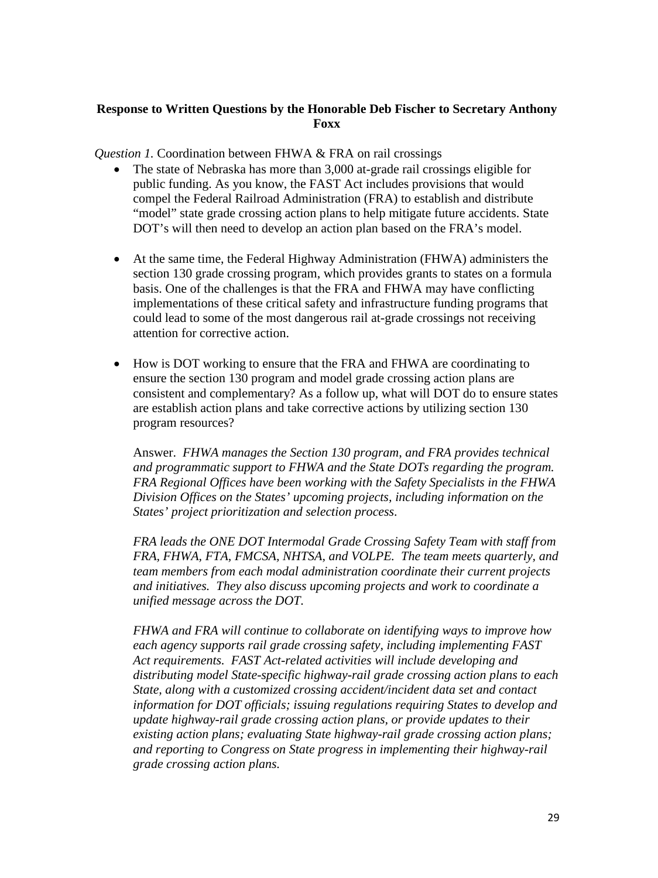**Response to Written Questions by the Honorable Deb Fischer to Secretary Anthony Foxx**

*Question 1.* Coordination between FHWA & FRA on rail crossings

- The state of Nebraska has more than 3,000 at-grade rail crossings eligible for public funding. As you know, the FAST Act includes provisions that would compel the Federal Railroad Administration (FRA) to establish and distribute "model" state grade crossing action plans to help mitigate future accidents. State DOT's will then need to develop an action plan based on the FRA's model.

- At the same time, the Federal Highway Administration (FHWA) administers the section 130 grade crossing program, which provides grants to states on a formula basis. One of the challenges is that the FRA and FHWA may have conflicting implementations of these critical safety and infrastructure funding programs that could lead to some of the most dangerous rail at-grade crossings not receiving attention for corrective action.

- How is DOT working to ensure that the FRA and FHWA are coordinating to ensure the section 130 program and model grade crossing action plans are consistent and complementary? As a follow up, what will DOT do to ensure states are establish action plans and take corrective actions by utilizing section 130 program resources?

  Answer. *FHWA manages the Section 130 program, and FRA provides technical and programmatic support to FHWA and the State DOTs regarding the program. FRA Regional Offices have been working with the Safety Specialists in the FHWA Division Offices on the States' upcoming projects, including information on the States' project prioritization and selection process.*

  *FRA leads the ONE DOT Intermodal Grade Crossing Safety Team with staff from FRA, FHWA, FTA, FMCSA, NHTSA, and VOLPE. The team meets quarterly, and team members from each modal administration coordinate their current projects and initiatives. They also discuss upcoming projects and work to coordinate a unified message across the DOT.*

  *FHWA and FRA will continue to collaborate on identifying ways to improve how each agency supports rail grade crossing safety, including implementing FAST Act requirements. FAST Act-related activities will include developing and distributing model State-specific highway-rail grade crossing action plans to each State, along with a customized crossing accident/incident data set and contact information for DOT officials; issuing regulations requiring States to develop and update highway-rail grade crossing action plans, or provide updates to their existing action plans; evaluating State highway-rail grade crossing action plans; and reporting to Congress on State progress in implementing their highway-rail grade crossing action plans.*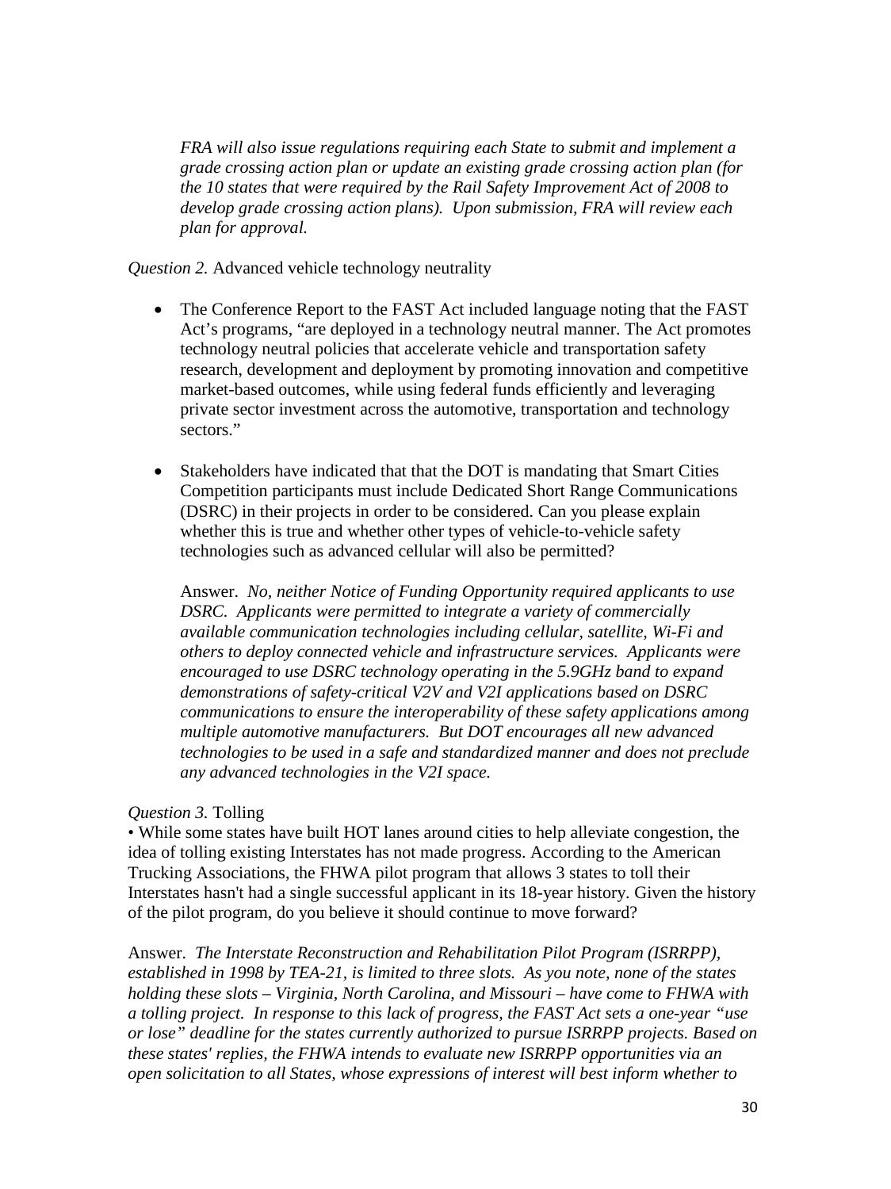*FRA will also issue regulations requiring each State to submit and implement a grade crossing action plan or update an existing grade crossing action plan (for the 10 states that were required by the Rail Safety Improvement Act of 2008 to develop grade crossing action plans). Upon submission, FRA will review each plan for approval.*

*Question 2.* Advanced vehicle technology neutrality

- The Conference Report to the FAST Act included language noting that the FAST Act's programs, "are deployed in a technology neutral manner. The Act promotes technology neutral policies that accelerate vehicle and transportation safety research, development and deployment by promoting innovation and competitive market-based outcomes, while using federal funds efficiently and leveraging private sector investment across the automotive, transportation and technology sectors."

- Stakeholders have indicated that that the DOT is mandating that Smart Cities Competition participants must include Dedicated Short Range Communications (DSRC) in their projects in order to be considered. Can you please explain whether this is true and whether other types of vehicle-to-vehicle safety technologies such as advanced cellular will also be permitted?

  Answer. *No, neither Notice of Funding Opportunity required applicants to use DSRC. Applicants were permitted to integrate a variety of commercially available communication technologies including cellular, satellite, Wi-Fi and others to deploy connected vehicle and infrastructure services. Applicants were encouraged to use DSRC technology operating in the 5.9GHz band to expand demonstrations of safety-critical V2V and V2I applications based on DSRC communications to ensure the interoperability of these safety applications among multiple automotive manufacturers. But DOT encourages all new advanced technologies to be used in a safe and standardized manner and does not preclude any advanced technologies in the V2I space.*

*Question 3.* Tolling

• While some states have built HOT lanes around cities to help alleviate congestion, the idea of tolling existing Interstates has not made progress. According to the American Trucking Associations, the FHWA pilot program that allows 3 states to toll their Interstates hasn't had a single successful applicant in its 18-year history. Given the history of the pilot program, do you believe it should continue to move forward?

Answer. *The Interstate Reconstruction and Rehabilitation Pilot Program (ISRRPP), established in 1998 by TEA-21, is limited to three slots. As you note, none of the states holding these slots – Virginia, North Carolina, and Missouri – have come to FHWA with a tolling project. In response to this lack of progress, the FAST Act sets a one-year "use or lose" deadline for the states currently authorized to pursue ISRRPP projects. Based on these states' replies, the FHWA intends to evaluate new ISRRPP opportunities via an open solicitation to all States, whose expressions of interest will best inform whether to*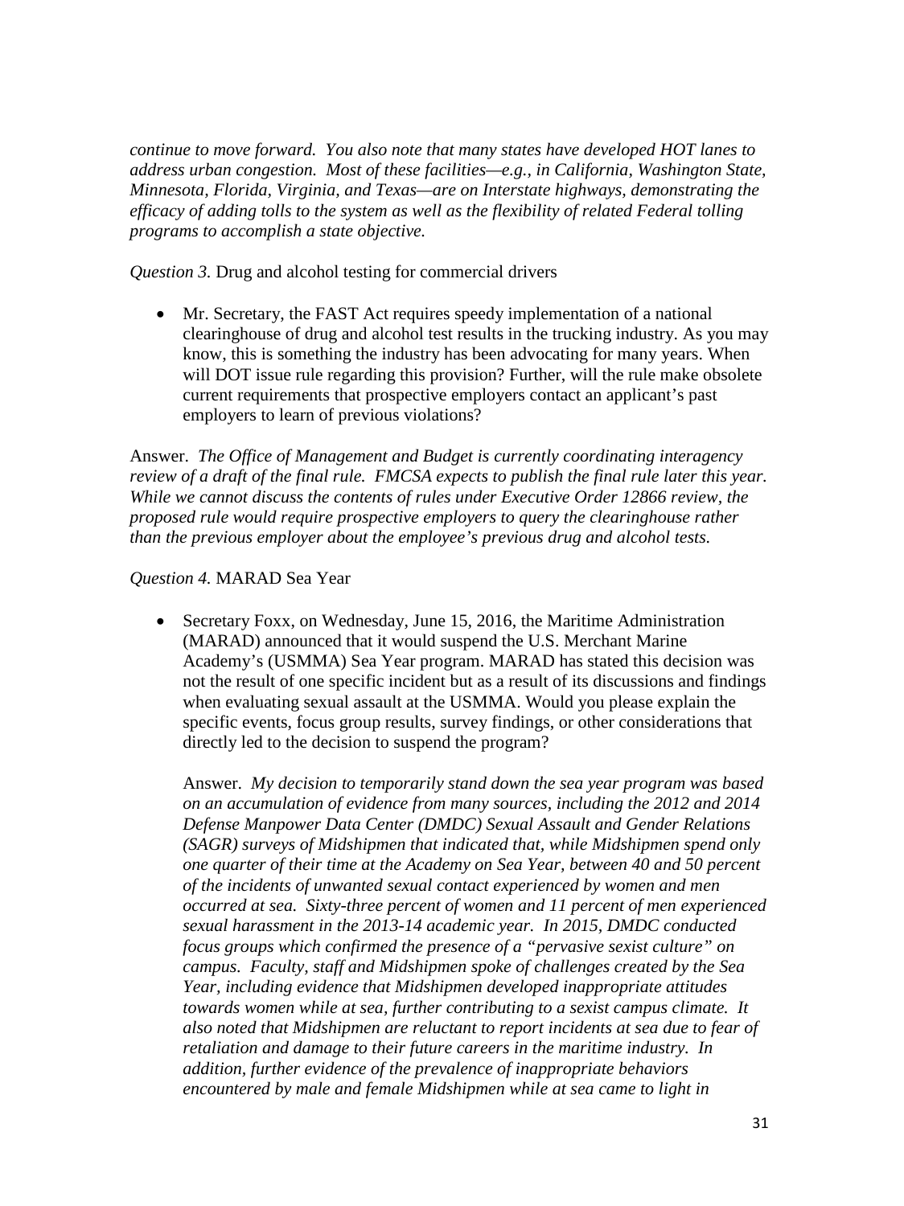*continue to move forward. You also note that many states have developed HOT lanes to address urban congestion. Most of these facilities—e.g., in California, Washington State, Minnesota, Florida, Virginia, and Texas—are on Interstate highways, demonstrating the efficacy of adding tolls to the system as well as the flexibility of related Federal tolling programs to accomplish a state objective.*

*Question 3.* Drug and alcohol testing for commercial drivers

- Mr. Secretary, the FAST Act requires speedy implementation of a national clearinghouse of drug and alcohol test results in the trucking industry. As you may know, this is something the industry has been advocating for many years. When will DOT issue rule regarding this provision? Further, will the rule make obsolete current requirements that prospective employers contact an applicant's past employers to learn of previous violations?

Answer. *The Office of Management and Budget is currently coordinating interagency review of a draft of the final rule. FMCSA expects to publish the final rule later this year. While we cannot discuss the contents of rules under Executive Order 12866 review, the proposed rule would require prospective employers to query the clearinghouse rather than the previous employer about the employee's previous drug and alcohol tests.*

*Question 4.* MARAD Sea Year

- Secretary Foxx, on Wednesday, June 15, 2016, the Maritime Administration (MARAD) announced that it would suspend the U.S. Merchant Marine Academy's (USMMA) Sea Year program. MARAD has stated this decision was not the result of one specific incident but as a result of its discussions and findings when evaluating sexual assault at the USMMA. Would you please explain the specific events, focus group results, survey findings, or other considerations that directly led to the decision to suspend the program?

  Answer. *My decision to temporarily stand down the sea year program was based on an accumulation of evidence from many sources, including the 2012 and 2014 Defense Manpower Data Center (DMDC) Sexual Assault and Gender Relations (SAGR) surveys of Midshipmen that indicated that, while Midshipmen spend only one quarter of their time at the Academy on Sea Year, between 40 and 50 percent of the incidents of unwanted sexual contact experienced by women and men occurred at sea. Sixty-three percent of women and 11 percent of men experienced sexual harassment in the 2013-14 academic year. In 2015, DMDC conducted focus groups which confirmed the presence of a "pervasive sexist culture" on campus. Faculty, staff and Midshipmen spoke of challenges created by the Sea Year, including evidence that Midshipmen developed inappropriate attitudes towards women while at sea, further contributing to a sexist campus climate. It also noted that Midshipmen are reluctant to report incidents at sea due to fear of retaliation and damage to their future careers in the maritime industry. In addition, further evidence of the prevalence of inappropriate behaviors encountered by male and female Midshipmen while at sea came to light in*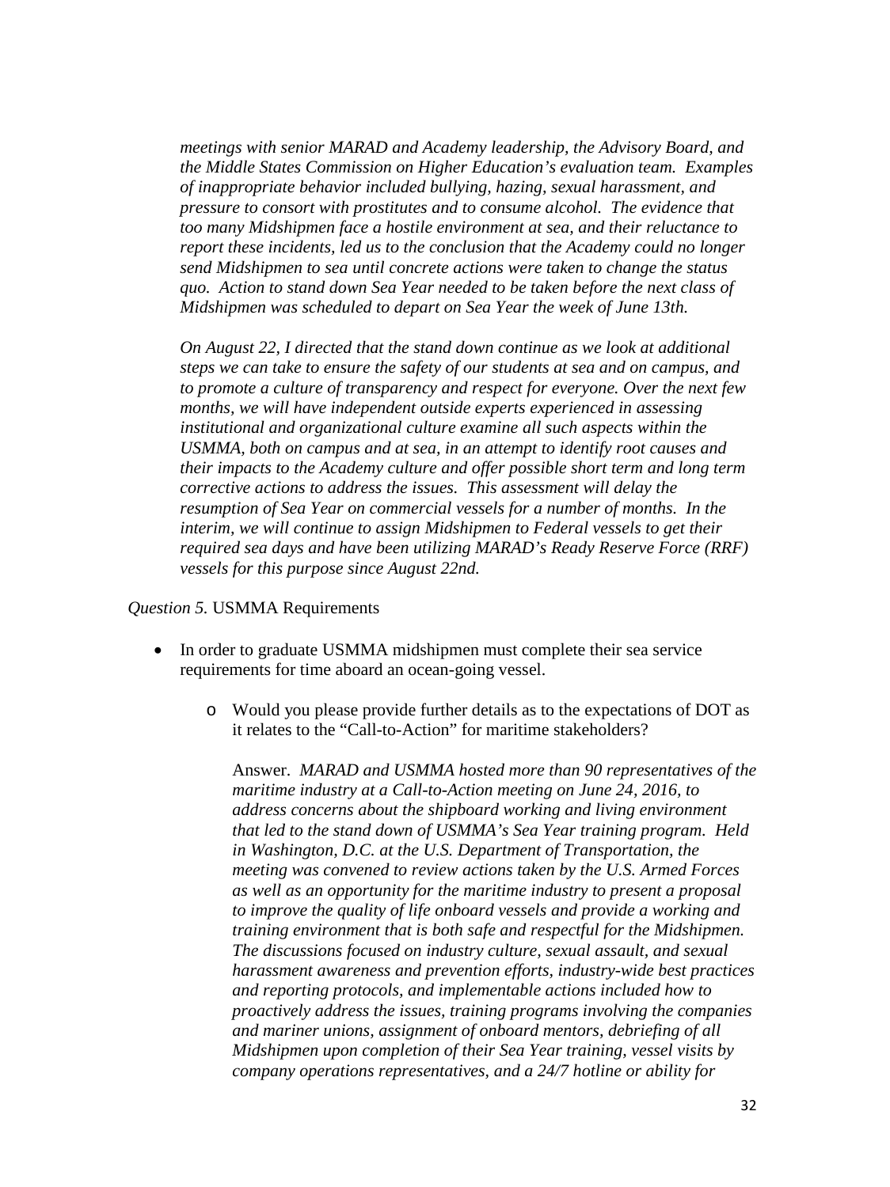*meetings with senior MARAD and Academy leadership, the Advisory Board, and the Middle States Commission on Higher Education's evaluation team. Examples of inappropriate behavior included bullying, hazing, sexual harassment, and pressure to consort with prostitutes and to consume alcohol. The evidence that too many Midshipmen face a hostile environment at sea, and their reluctance to report these incidents, led us to the conclusion that the Academy could no longer send Midshipmen to sea until concrete actions were taken to change the status quo. Action to stand down Sea Year needed to be taken before the next class of Midshipmen was scheduled to depart on Sea Year the week of June 13th.*

*On August 22, I directed that the stand down continue as we look at additional steps we can take to ensure the safety of our students at sea and on campus, and to promote a culture of transparency and respect for everyone. Over the next few months, we will have independent outside experts experienced in assessing institutional and organizational culture examine all such aspects within the USMMA, both on campus and at sea, in an attempt to identify root causes and their impacts to the Academy culture and offer possible short term and long term corrective actions to address the issues. This assessment will delay the resumption of Sea Year on commercial vessels for a number of months. In the interim, we will continue to assign Midshipmen to Federal vessels to get their required sea days and have been utilizing MARAD's Ready Reserve Force (RRF) vessels for this purpose since August 22nd.*

*Question 5.* USMMA Requirements

- In order to graduate USMMA midshipmen must complete their sea service requirements for time aboard an ocean-going vessel.
  - Would you please provide further details as to the expectations of DOT as it relates to the "Call-to-Action" for maritime stakeholders?

    Answer. *MARAD and USMMA hosted more than 90 representatives of the maritime industry at a Call-to-Action meeting on June 24, 2016, to address concerns about the shipboard working and living environment that led to the stand down of USMMA's Sea Year training program. Held in Washington, D.C. at the U.S. Department of Transportation, the meeting was convened to review actions taken by the U.S. Armed Forces as well as an opportunity for the maritime industry to present a proposal to improve the quality of life onboard vessels and provide a working and training environment that is both safe and respectful for the Midshipmen. The discussions focused on industry culture, sexual assault, and sexual harassment awareness and prevention efforts, industry-wide best practices and reporting protocols, and implementable actions included how to proactively address the issues, training programs involving the companies and mariner unions, assignment of onboard mentors, debriefing of all Midshipmen upon completion of their Sea Year training, vessel visits by company operations representatives, and a 24/7 hotline or ability for*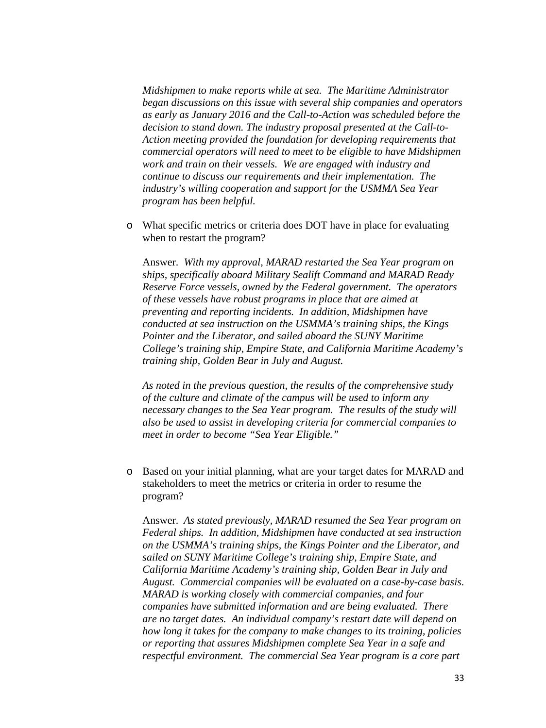*Midshipmen to make reports while at sea. The Maritime Administrator began discussions on this issue with several ship companies and operators as early as January 2016 and the Call-to-Action was scheduled before the decision to stand down. The industry proposal presented at the Call-to-Action meeting provided the foundation for developing requirements that commercial operators will need to meet to be eligible to have Midshipmen work and train on their vessels. We are engaged with industry and continue to discuss our requirements and their implementation. The industry's willing cooperation and support for the USMMA Sea Year program has been helpful.*

- What specific metrics or criteria does DOT have in place for evaluating when to restart the program?

  Answer. *With my approval, MARAD restarted the Sea Year program on ships, specifically aboard Military Sealift Command and MARAD Ready Reserve Force vessels, owned by the Federal government. The operators of these vessels have robust programs in place that are aimed at preventing and reporting incidents. In addition, Midshipmen have conducted at sea instruction on the USMMA's training ships, the Kings Pointer and the Liberator, and sailed aboard the SUNY Maritime College's training ship, Empire State, and California Maritime Academy's training ship, Golden Bear in July and August.*

  *As noted in the previous question, the results of the comprehensive study of the culture and climate of the campus will be used to inform any necessary changes to the Sea Year program. The results of the study will also be used to assist in developing criteria for commercial companies to meet in order to become "Sea Year Eligible."*

- Based on your initial planning, what are your target dates for MARAD and stakeholders to meet the metrics or criteria in order to resume the program?

  Answer. *As stated previously, MARAD resumed the Sea Year program on Federal ships. In addition, Midshipmen have conducted at sea instruction on the USMMA's training ships, the Kings Pointer and the Liberator, and sailed on SUNY Maritime College's training ship, Empire State, and California Maritime Academy's training ship, Golden Bear in July and August. Commercial companies will be evaluated on a case-by-case basis. MARAD is working closely with commercial companies, and four companies have submitted information and are being evaluated. There are no target dates. An individual company's restart date will depend on how long it takes for the company to make changes to its training, policies or reporting that assures Midshipmen complete Sea Year in a safe and respectful environment. The commercial Sea Year program is a core part*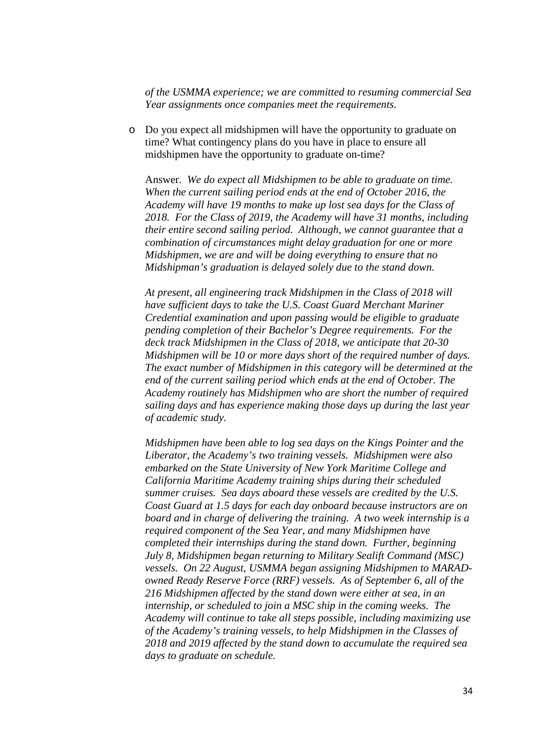*of the USMMA experience; we are committed to resuming commercial Sea Year assignments once companies meet the requirements.*

- Do you expect all midshipmen will have the opportunity to graduate on time? What contingency plans do you have in place to ensure all midshipmen have the opportunity to graduate on-time?

  Answer. *We do expect all Midshipmen to be able to graduate on time. When the current sailing period ends at the end of October 2016, the Academy will have 19 months to make up lost sea days for the Class of 2018. For the Class of 2019, the Academy will have 31 months, including their entire second sailing period. Although, we cannot guarantee that a combination of circumstances might delay graduation for one or more Midshipmen, we are and will be doing everything to ensure that no Midshipman's graduation is delayed solely due to the stand down.*

  *At present, all engineering track Midshipmen in the Class of 2018 will have sufficient days to take the U.S. Coast Guard Merchant Mariner Credential examination and upon passing would be eligible to graduate pending completion of their Bachelor's Degree requirements. For the deck track Midshipmen in the Class of 2018, we anticipate that 20-30 Midshipmen will be 10 or more days short of the required number of days. The exact number of Midshipmen in this category will be determined at the end of the current sailing period which ends at the end of October. The Academy routinely has Midshipmen who are short the number of required sailing days and has experience making those days up during the last year of academic study.*

  *Midshipmen have been able to log sea days on the Kings Pointer and the Liberator, the Academy's two training vessels. Midshipmen were also embarked on the State University of New York Maritime College and California Maritime Academy training ships during their scheduled summer cruises. Sea days aboard these vessels are credited by the U.S. Coast Guard at 1.5 days for each day onboard because instructors are on board and in charge of delivering the training. A two week internship is a required component of the Sea Year, and many Midshipmen have completed their internships during the stand down. Further, beginning July 8, Midshipmen began returning to Military Sealift Command (MSC) vessels. On 22 August, USMMA began assigning Midshipmen to MARAD-owned Ready Reserve Force (RRF) vessels. As of September 6, all of the 216 Midshipmen affected by the stand down were either at sea, in an internship, or scheduled to join a MSC ship in the coming weeks. The Academy will continue to take all steps possible, including maximizing use of the Academy's training vessels, to help Midshipmen in the Classes of 2018 and 2019 affected by the stand down to accumulate the required sea days to graduate on schedule.*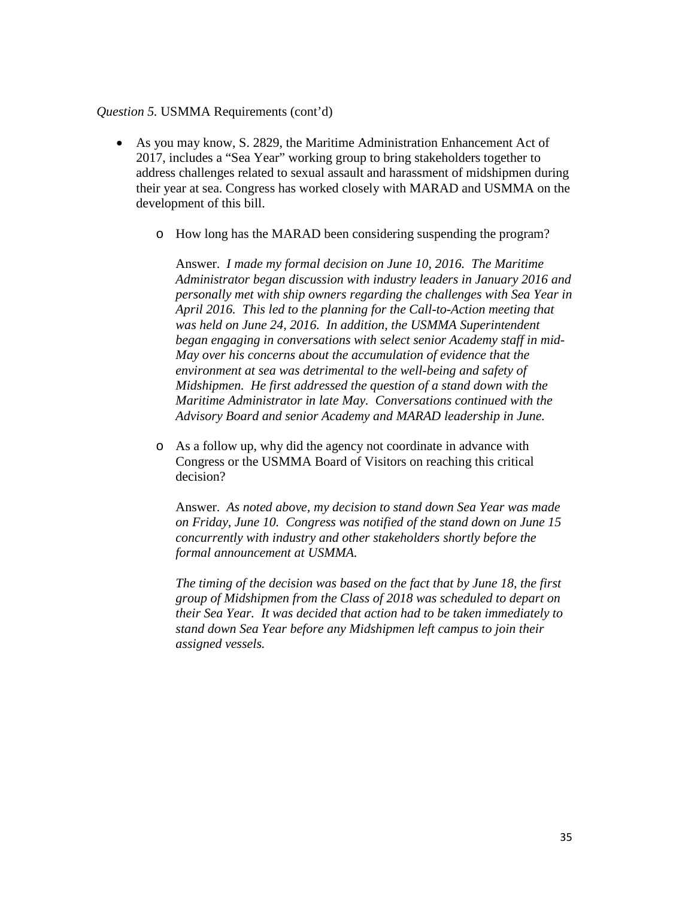*Question 5.* USMMA Requirements (cont'd)

- As you may know, S. 2829, the Maritime Administration Enhancement Act of 2017, includes a "Sea Year" working group to bring stakeholders together to address challenges related to sexual assault and harassment of midshipmen during their year at sea. Congress has worked closely with MARAD and USMMA on the development of this bill.
  - How long has the MARAD been considering suspending the program?

    Answer. *I made my formal decision on June 10, 2016. The Maritime Administrator began discussion with industry leaders in January 2016 and personally met with ship owners regarding the challenges with Sea Year in April 2016. This led to the planning for the Call-to-Action meeting that was held on June 24, 2016. In addition, the USMMA Superintendent began engaging in conversations with select senior Academy staff in mid-May over his concerns about the accumulation of evidence that the environment at sea was detrimental to the well-being and safety of Midshipmen. He first addressed the question of a stand down with the Maritime Administrator in late May. Conversations continued with the Advisory Board and senior Academy and MARAD leadership in June.*

  - As a follow up, why did the agency not coordinate in advance with Congress or the USMMA Board of Visitors on reaching this critical decision?

    Answer. *As noted above, my decision to stand down Sea Year was made on Friday, June 10. Congress was notified of the stand down on June 15 concurrently with industry and other stakeholders shortly before the formal announcement at USMMA.*

    *The timing of the decision was based on the fact that by June 18, the first group of Midshipmen from the Class of 2018 was scheduled to depart on their Sea Year. It was decided that action had to be taken immediately to stand down Sea Year before any Midshipmen left campus to join their assigned vessels.*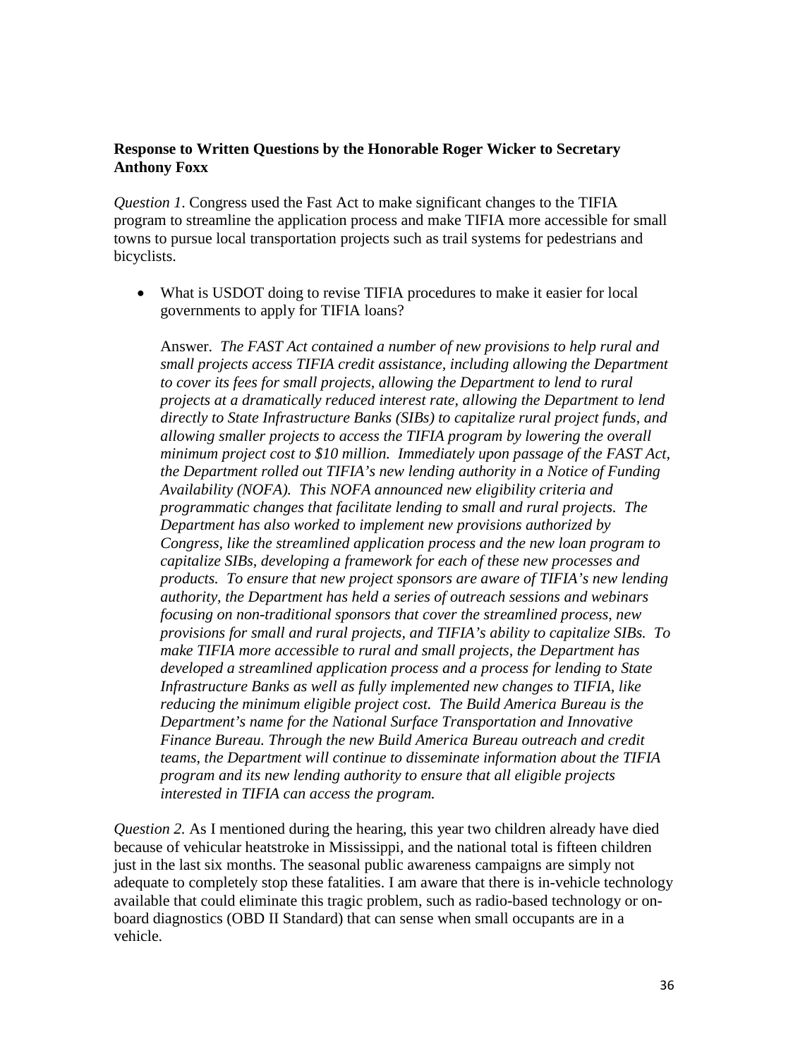**Response to Written Questions by the Honorable Roger Wicker to Secretary Anthony Foxx**

*Question 1*. Congress used the Fast Act to make significant changes to the TIFIA program to streamline the application process and make TIFIA more accessible for small towns to pursue local transportation projects such as trail systems for pedestrians and bicyclists.

- What is USDOT doing to revise TIFIA procedures to make it easier for local governments to apply for TIFIA loans?

  Answer. *The FAST Act contained a number of new provisions to help rural and small projects access TIFIA credit assistance, including allowing the Department to cover its fees for small projects, allowing the Department to lend to rural projects at a dramatically reduced interest rate, allowing the Department to lend directly to State Infrastructure Banks (SIBs) to capitalize rural project funds, and allowing smaller projects to access the TIFIA program by lowering the overall minimum project cost to $10 million. Immediately upon passage of the FAST Act, the Department rolled out TIFIA's new lending authority in a Notice of Funding Availability (NOFA). This NOFA announced new eligibility criteria and programmatic changes that facilitate lending to small and rural projects. The Department has also worked to implement new provisions authorized by Congress, like the streamlined application process and the new loan program to capitalize SIBs, developing a framework for each of these new processes and products. To ensure that new project sponsors are aware of TIFIA's new lending authority, the Department has held a series of outreach sessions and webinars focusing on non-traditional sponsors that cover the streamlined process, new provisions for small and rural projects, and TIFIA's ability to capitalize SIBs. To make TIFIA more accessible to rural and small projects, the Department has developed a streamlined application process and a process for lending to State Infrastructure Banks as well as fully implemented new changes to TIFIA, like reducing the minimum eligible project cost. The Build America Bureau is the Department's name for the National Surface Transportation and Innovative Finance Bureau. Through the new Build America Bureau outreach and credit teams, the Department will continue to disseminate information about the TIFIA program and its new lending authority to ensure that all eligible projects interested in TIFIA can access the program.*

*Question 2.* As I mentioned during the hearing, this year two children already have died because of vehicular heatstroke in Mississippi, and the national total is fifteen children just in the last six months. The seasonal public awareness campaigns are simply not adequate to completely stop these fatalities. I am aware that there is in-vehicle technology available that could eliminate this tragic problem, such as radio-based technology or on-board diagnostics (OBD II Standard) that can sense when small occupants are in a vehicle.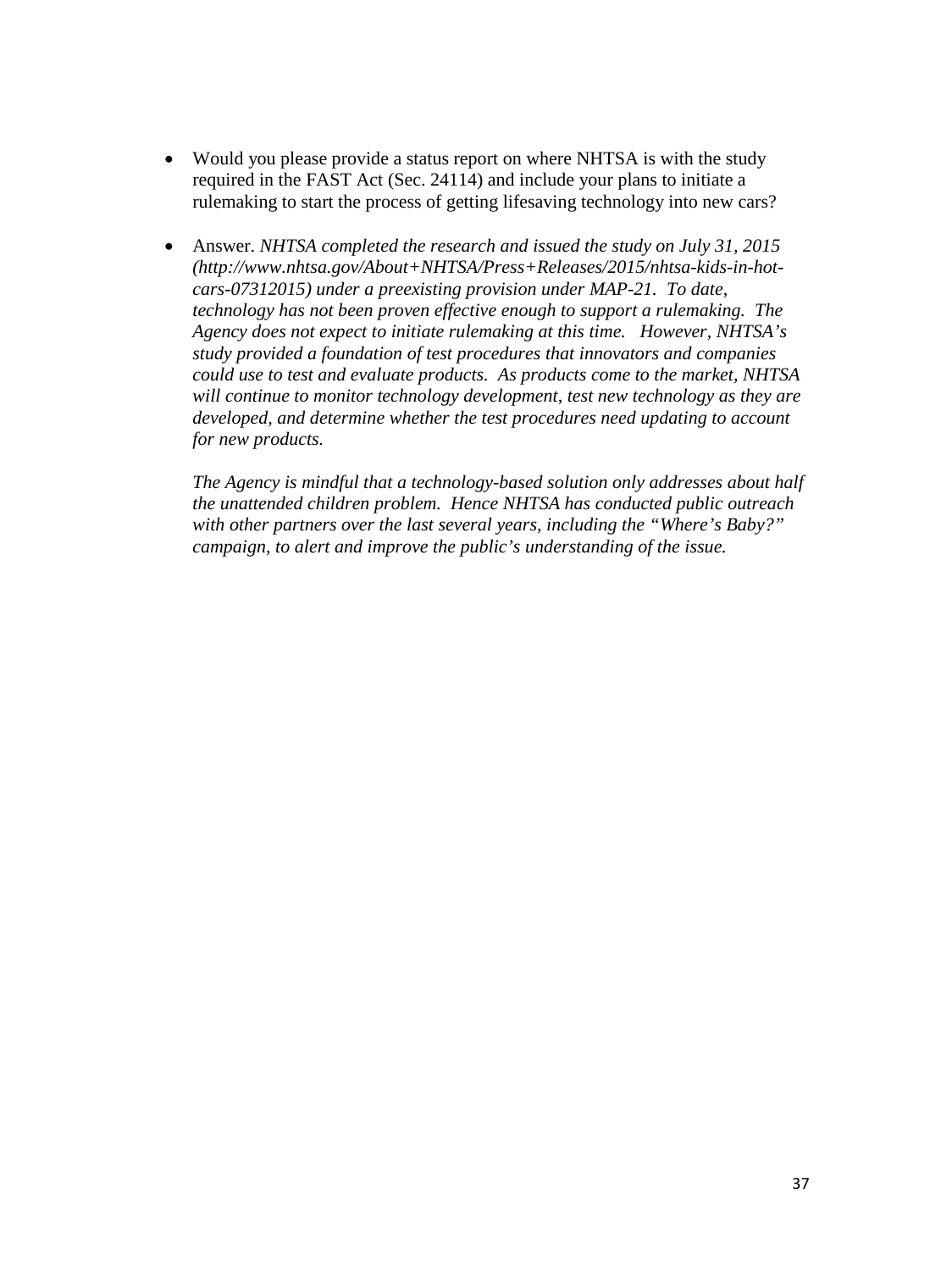- Would you please provide a status report on where NHTSA is with the study required in the FAST Act (Sec. 24114) and include your plans to initiate a rulemaking to start the process of getting lifesaving technology into new cars?

- Answer. *NHTSA completed the research and issued the study on July 31, 2015 (http://www.nhtsa.gov/About+NHTSA/Press+Releases/2015/nhtsa-kids-in-hot-cars-07312015) under a preexisting provision under MAP-21. To date, technology has not been proven effective enough to support a rulemaking. The Agency does not expect to initiate rulemaking at this time. However, NHTSA's study provided a foundation of test procedures that innovators and companies could use to test and evaluate products. As products come to the market, NHTSA will continue to monitor technology development, test new technology as they are developed, and determine whether the test procedures need updating to account for new products.*

  *The Agency is mindful that a technology-based solution only addresses about half the unattended children problem. Hence NHTSA has conducted public outreach with other partners over the last several years, including the "Where's Baby?" campaign, to alert and improve the public's understanding of the issue.*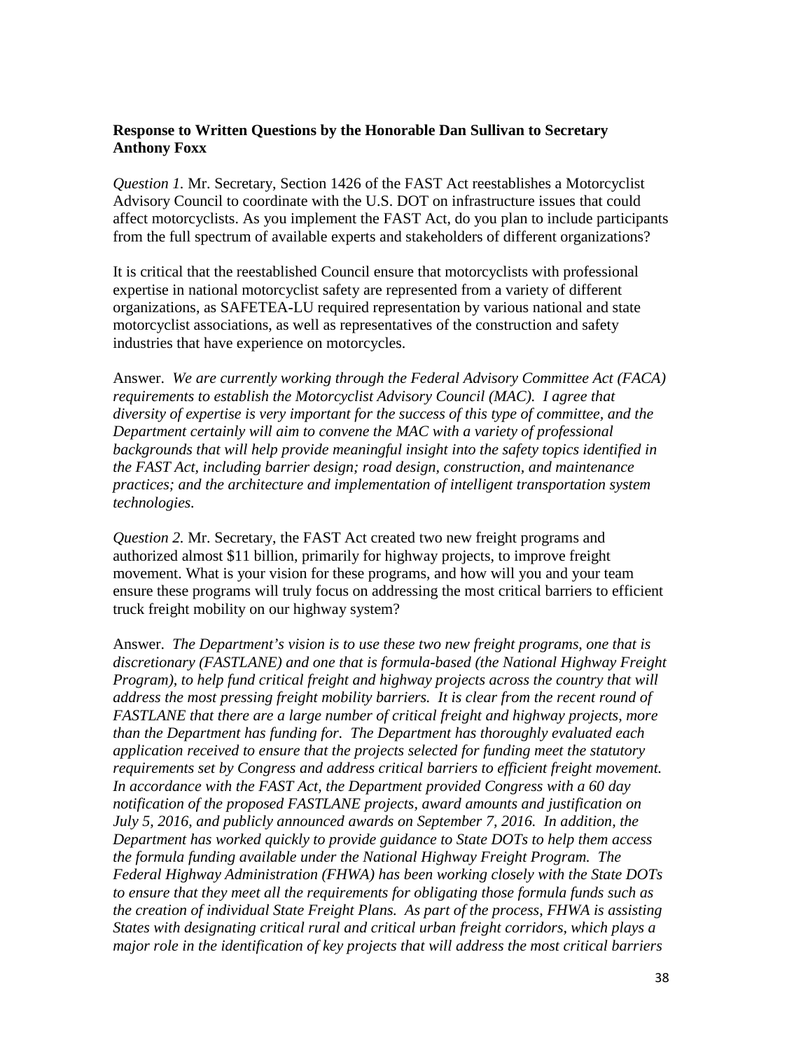**Response to Written Questions by the Honorable Dan Sullivan to Secretary Anthony Foxx**

*Question 1.* Mr. Secretary, Section 1426 of the FAST Act reestablishes a Motorcyclist Advisory Council to coordinate with the U.S. DOT on infrastructure issues that could affect motorcyclists. As you implement the FAST Act, do you plan to include participants from the full spectrum of available experts and stakeholders of different organizations?

It is critical that the reestablished Council ensure that motorcyclists with professional expertise in national motorcyclist safety are represented from a variety of different organizations, as SAFETEA-LU required representation by various national and state motorcyclist associations, as well as representatives of the construction and safety industries that have experience on motorcycles.

Answer. *We are currently working through the Federal Advisory Committee Act (FACA) requirements to establish the Motorcyclist Advisory Council (MAC). I agree that diversity of expertise is very important for the success of this type of committee, and the Department certainly will aim to convene the MAC with a variety of professional backgrounds that will help provide meaningful insight into the safety topics identified in the FAST Act, including barrier design; road design, construction, and maintenance practices; and the architecture and implementation of intelligent transportation system technologies.*

*Question 2.* Mr. Secretary, the FAST Act created two new freight programs and authorized almost $11 billion, primarily for highway projects, to improve freight movement. What is your vision for these programs, and how will you and your team ensure these programs will truly focus on addressing the most critical barriers to efficient truck freight mobility on our highway system?

Answer. *The Department's vision is to use these two new freight programs, one that is discretionary (FASTLANE) and one that is formula-based (the National Highway Freight Program), to help fund critical freight and highway projects across the country that will address the most pressing freight mobility barriers. It is clear from the recent round of FASTLANE that there are a large number of critical freight and highway projects, more than the Department has funding for. The Department has thoroughly evaluated each application received to ensure that the projects selected for funding meet the statutory requirements set by Congress and address critical barriers to efficient freight movement. In accordance with the FAST Act, the Department provided Congress with a 60 day notification of the proposed FASTLANE projects, award amounts and justification on July 5, 2016, and publicly announced awards on September 7, 2016. In addition, the Department has worked quickly to provide guidance to State DOTs to help them access the formula funding available under the National Highway Freight Program. The Federal Highway Administration (FHWA) has been working closely with the State DOTs to ensure that they meet all the requirements for obligating those formula funds such as the creation of individual State Freight Plans. As part of the process, FHWA is assisting States with designating critical rural and critical urban freight corridors, which plays a major role in the identification of key projects that will address the most critical barriers*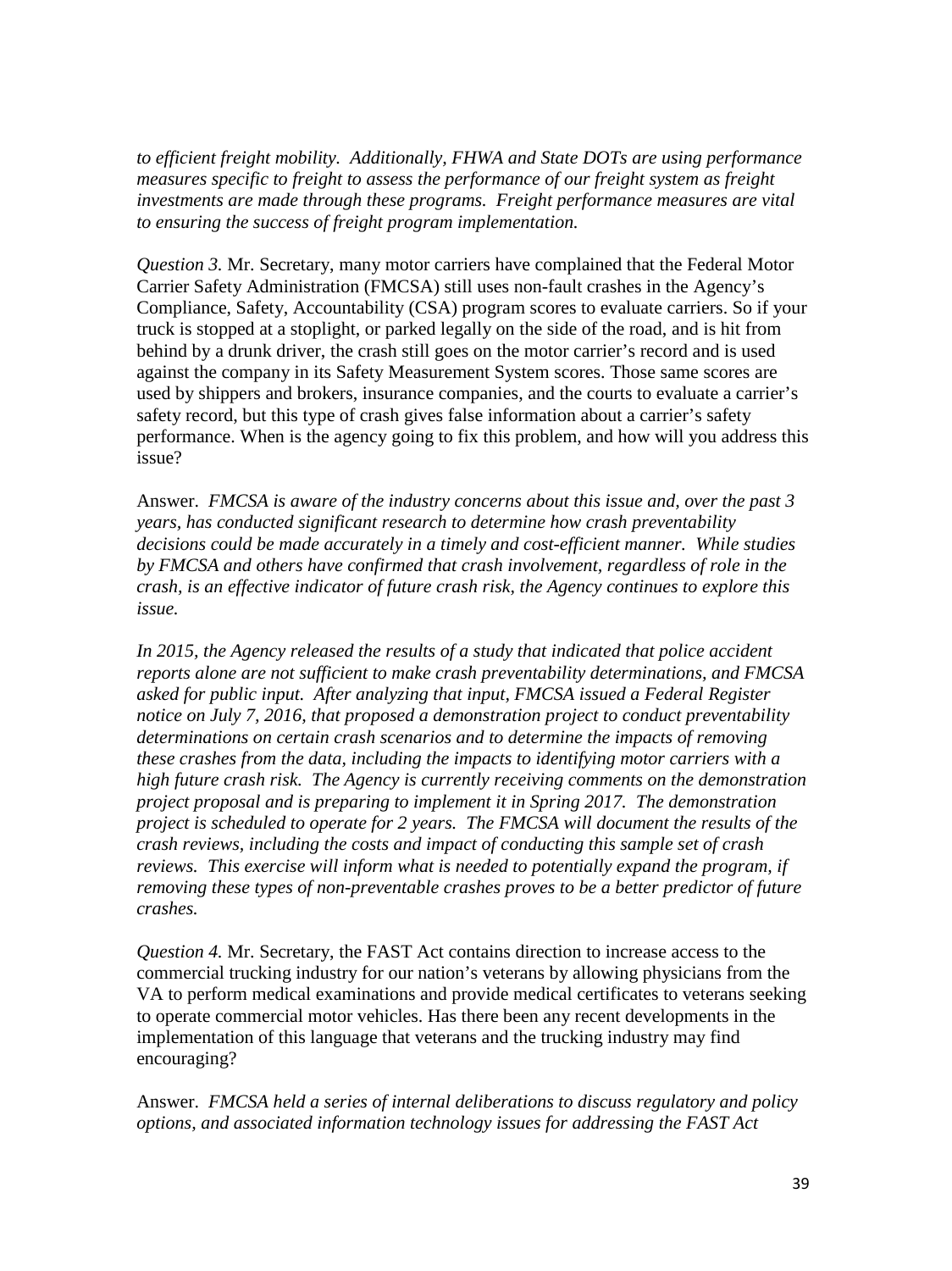*to efficient freight mobility. Additionally, FHWA and State DOTs are using performance measures specific to freight to assess the performance of our freight system as freight investments are made through these programs. Freight performance measures are vital to ensuring the success of freight program implementation.*

*Question 3.* Mr. Secretary, many motor carriers have complained that the Federal Motor Carrier Safety Administration (FMCSA) still uses non-fault crashes in the Agency's Compliance, Safety, Accountability (CSA) program scores to evaluate carriers. So if your truck is stopped at a stoplight, or parked legally on the side of the road, and is hit from behind by a drunk driver, the crash still goes on the motor carrier's record and is used against the company in its Safety Measurement System scores. Those same scores are used by shippers and brokers, insurance companies, and the courts to evaluate a carrier's safety record, but this type of crash gives false information about a carrier's safety performance. When is the agency going to fix this problem, and how will you address this issue?

Answer. *FMCSA is aware of the industry concerns about this issue and, over the past 3 years, has conducted significant research to determine how crash preventability decisions could be made accurately in a timely and cost-efficient manner. While studies by FMCSA and others have confirmed that crash involvement, regardless of role in the crash, is an effective indicator of future crash risk, the Agency continues to explore this issue.*

*In 2015, the Agency released the results of a study that indicated that police accident reports alone are not sufficient to make crash preventability determinations, and FMCSA asked for public input. After analyzing that input, FMCSA issued a Federal Register notice on July 7, 2016, that proposed a demonstration project to conduct preventability determinations on certain crash scenarios and to determine the impacts of removing these crashes from the data, including the impacts to identifying motor carriers with a high future crash risk. The Agency is currently receiving comments on the demonstration project proposal and is preparing to implement it in Spring 2017. The demonstration project is scheduled to operate for 2 years. The FMCSA will document the results of the crash reviews, including the costs and impact of conducting this sample set of crash reviews. This exercise will inform what is needed to potentially expand the program, if removing these types of non-preventable crashes proves to be a better predictor of future crashes.*

*Question 4.* Mr. Secretary, the FAST Act contains direction to increase access to the commercial trucking industry for our nation's veterans by allowing physicians from the VA to perform medical examinations and provide medical certificates to veterans seeking to operate commercial motor vehicles. Has there been any recent developments in the implementation of this language that veterans and the trucking industry may find encouraging?

Answer. *FMCSA held a series of internal deliberations to discuss regulatory and policy options, and associated information technology issues for addressing the FAST Act*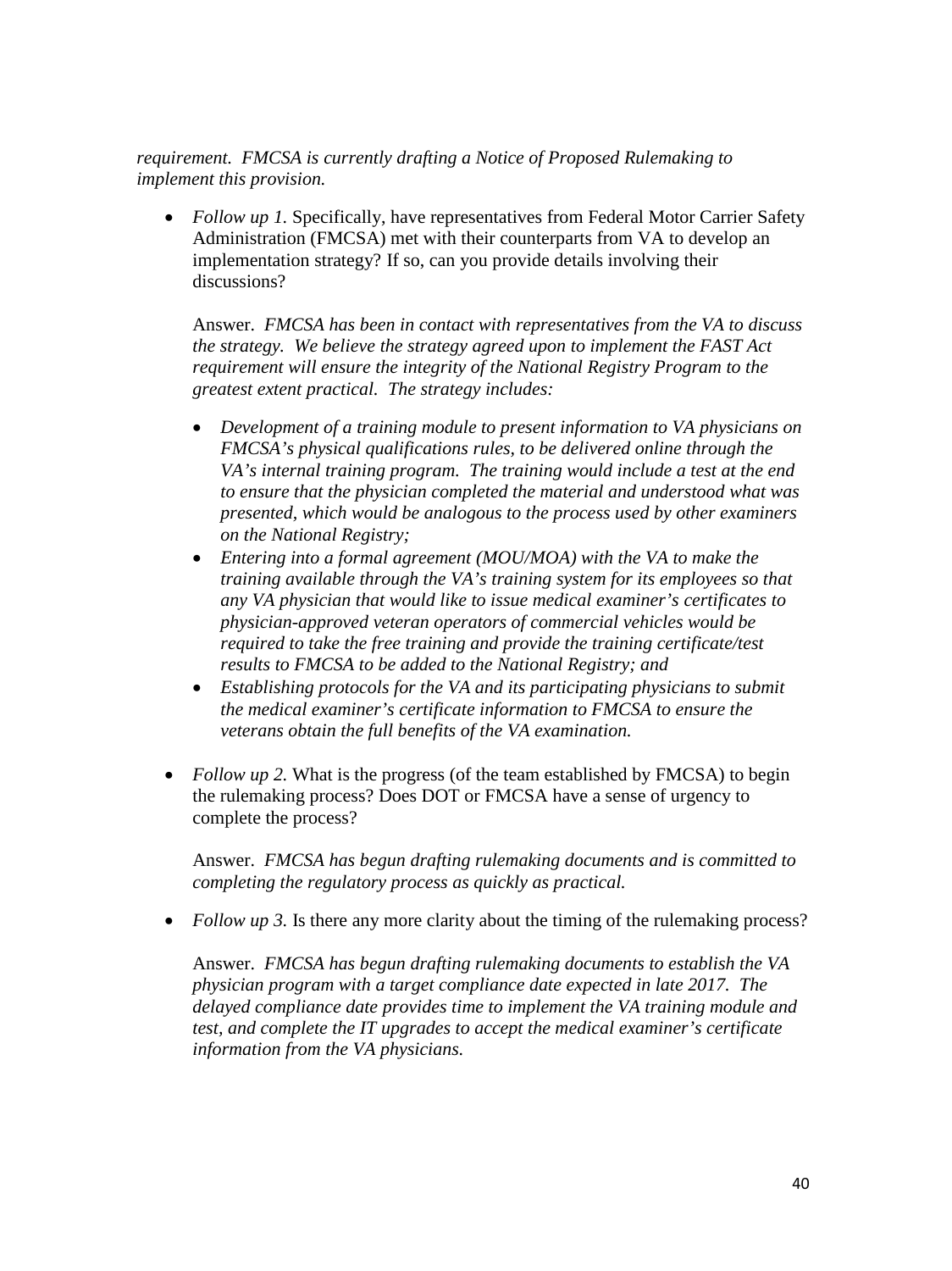*requirement. FMCSA is currently drafting a Notice of Proposed Rulemaking to implement this provision.*

- *Follow up 1.* Specifically, have representatives from Federal Motor Carrier Safety Administration (FMCSA) met with their counterparts from VA to develop an implementation strategy? If so, can you provide details involving their discussions?

  Answer. *FMCSA has been in contact with representatives from the VA to discuss the strategy. We believe the strategy agreed upon to implement the FAST Act requirement will ensure the integrity of the National Registry Program to the greatest extent practical. The strategy includes:*

  - *Development of a training module to present information to VA physicians on FMCSA's physical qualifications rules, to be delivered online through the VA's internal training program. The training would include a test at the end to ensure that the physician completed the material and understood what was presented, which would be analogous to the process used by other examiners on the National Registry;*
  - *Entering into a formal agreement (MOU/MOA) with the VA to make the training available through the VA's training system for its employees so that any VA physician that would like to issue medical examiner's certificates to physician-approved veteran operators of commercial vehicles would be required to take the free training and provide the training certificate/test results to FMCSA to be added to the National Registry; and*
  - *Establishing protocols for the VA and its participating physicians to submit the medical examiner's certificate information to FMCSA to ensure the veterans obtain the full benefits of the VA examination.*

- *Follow up 2.* What is the progress (of the team established by FMCSA) to begin the rulemaking process? Does DOT or FMCSA have a sense of urgency to complete the process?

  Answer. *FMCSA has begun drafting rulemaking documents and is committed to completing the regulatory process as quickly as practical.*

- *Follow up 3.* Is there any more clarity about the timing of the rulemaking process?

  Answer. *FMCSA has begun drafting rulemaking documents to establish the VA physician program with a target compliance date expected in late 2017. The delayed compliance date provides time to implement the VA training module and test, and complete the IT upgrades to accept the medical examiner's certificate information from the VA physicians.*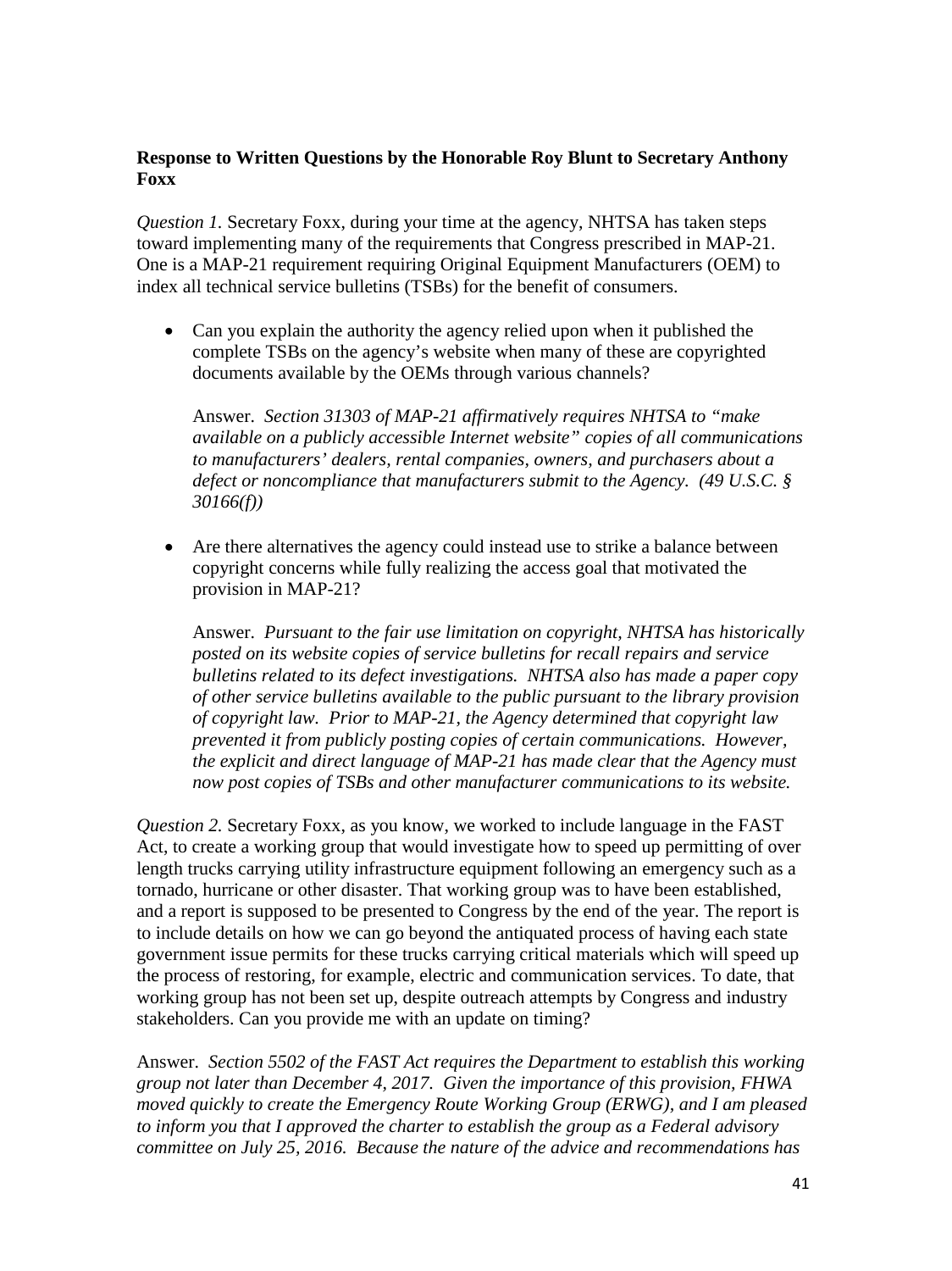**Response to Written Questions by the Honorable Roy Blunt to Secretary Anthony Foxx**

*Question 1.* Secretary Foxx, during your time at the agency, NHTSA has taken steps toward implementing many of the requirements that Congress prescribed in MAP-21. One is a MAP-21 requirement requiring Original Equipment Manufacturers (OEM) to index all technical service bulletins (TSBs) for the benefit of consumers.

- Can you explain the authority the agency relied upon when it published the complete TSBs on the agency's website when many of these are copyrighted documents available by the OEMs through various channels?

  Answer. *Section 31303 of MAP-21 affirmatively requires NHTSA to "make available on a publicly accessible Internet website" copies of all communications to manufacturers' dealers, rental companies, owners, and purchasers about a defect or noncompliance that manufacturers submit to the Agency. (49 U.S.C. § 30166(f))*

- Are there alternatives the agency could instead use to strike a balance between copyright concerns while fully realizing the access goal that motivated the provision in MAP-21?

  Answer. *Pursuant to the fair use limitation on copyright, NHTSA has historically posted on its website copies of service bulletins for recall repairs and service bulletins related to its defect investigations. NHTSA also has made a paper copy of other service bulletins available to the public pursuant to the library provision of copyright law. Prior to MAP-21, the Agency determined that copyright law prevented it from publicly posting copies of certain communications. However, the explicit and direct language of MAP-21 has made clear that the Agency must now post copies of TSBs and other manufacturer communications to its website.*

*Question 2.* Secretary Foxx, as you know, we worked to include language in the FAST Act, to create a working group that would investigate how to speed up permitting of over length trucks carrying utility infrastructure equipment following an emergency such as a tornado, hurricane or other disaster. That working group was to have been established, and a report is supposed to be presented to Congress by the end of the year. The report is to include details on how we can go beyond the antiquated process of having each state government issue permits for these trucks carrying critical materials which will speed up the process of restoring, for example, electric and communication services. To date, that working group has not been set up, despite outreach attempts by Congress and industry stakeholders. Can you provide me with an update on timing?

Answer. *Section 5502 of the FAST Act requires the Department to establish this working group not later than December 4, 2017. Given the importance of this provision, FHWA moved quickly to create the Emergency Route Working Group (ERWG), and I am pleased to inform you that I approved the charter to establish the group as a Federal advisory committee on July 25, 2016. Because the nature of the advice and recommendations has*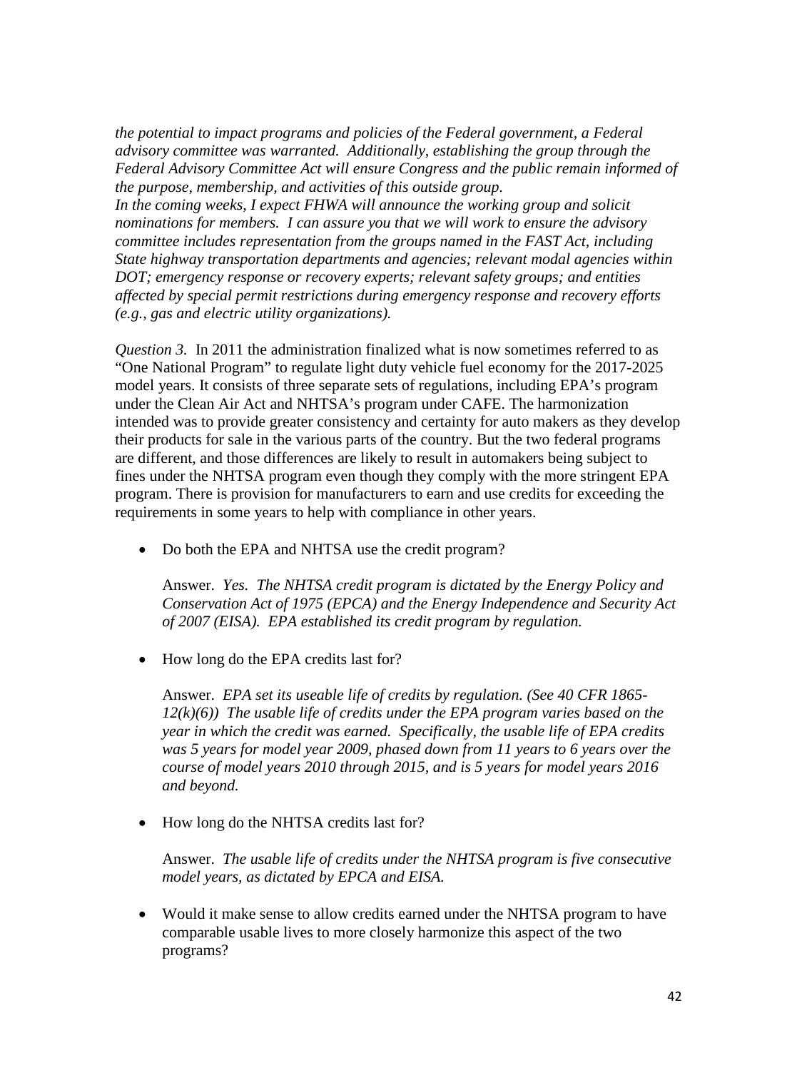*the potential to impact programs and policies of the Federal government, a Federal advisory committee was warranted. Additionally, establishing the group through the Federal Advisory Committee Act will ensure Congress and the public remain informed of the purpose, membership, and activities of this outside group.*
*In the coming weeks, I expect FHWA will announce the working group and solicit nominations for members. I can assure you that we will work to ensure the advisory committee includes representation from the groups named in the FAST Act, including State highway transportation departments and agencies; relevant modal agencies within DOT; emergency response or recovery experts; relevant safety groups; and entities affected by special permit restrictions during emergency response and recovery efforts (e.g., gas and electric utility organizations).*

*Question 3.* In 2011 the administration finalized what is now sometimes referred to as "One National Program" to regulate light duty vehicle fuel economy for the 2017-2025 model years. It consists of three separate sets of regulations, including EPA's program under the Clean Air Act and NHTSA's program under CAFE. The harmonization intended was to provide greater consistency and certainty for auto makers as they develop their products for sale in the various parts of the country. But the two federal programs are different, and those differences are likely to result in automakers being subject to fines under the NHTSA program even though they comply with the more stringent EPA program. There is provision for manufacturers to earn and use credits for exceeding the requirements in some years to help with compliance in other years.

- Do both the EPA and NHTSA use the credit program?

  Answer. *Yes. The NHTSA credit program is dictated by the Energy Policy and Conservation Act of 1975 (EPCA) and the Energy Independence and Security Act of 2007 (EISA). EPA established its credit program by regulation.*

- How long do the EPA credits last for?

  Answer. *EPA set its useable life of credits by regulation. (See 40 CFR 1865-12(k)(6)) The usable life of credits under the EPA program varies based on the year in which the credit was earned. Specifically, the usable life of EPA credits was 5 years for model year 2009, phased down from 11 years to 6 years over the course of model years 2010 through 2015, and is 5 years for model years 2016 and beyond.*

- How long do the NHTSA credits last for?

  Answer. *The usable life of credits under the NHTSA program is five consecutive model years, as dictated by EPCA and EISA.*

- Would it make sense to allow credits earned under the NHTSA program to have comparable usable lives to more closely harmonize this aspect of the two programs?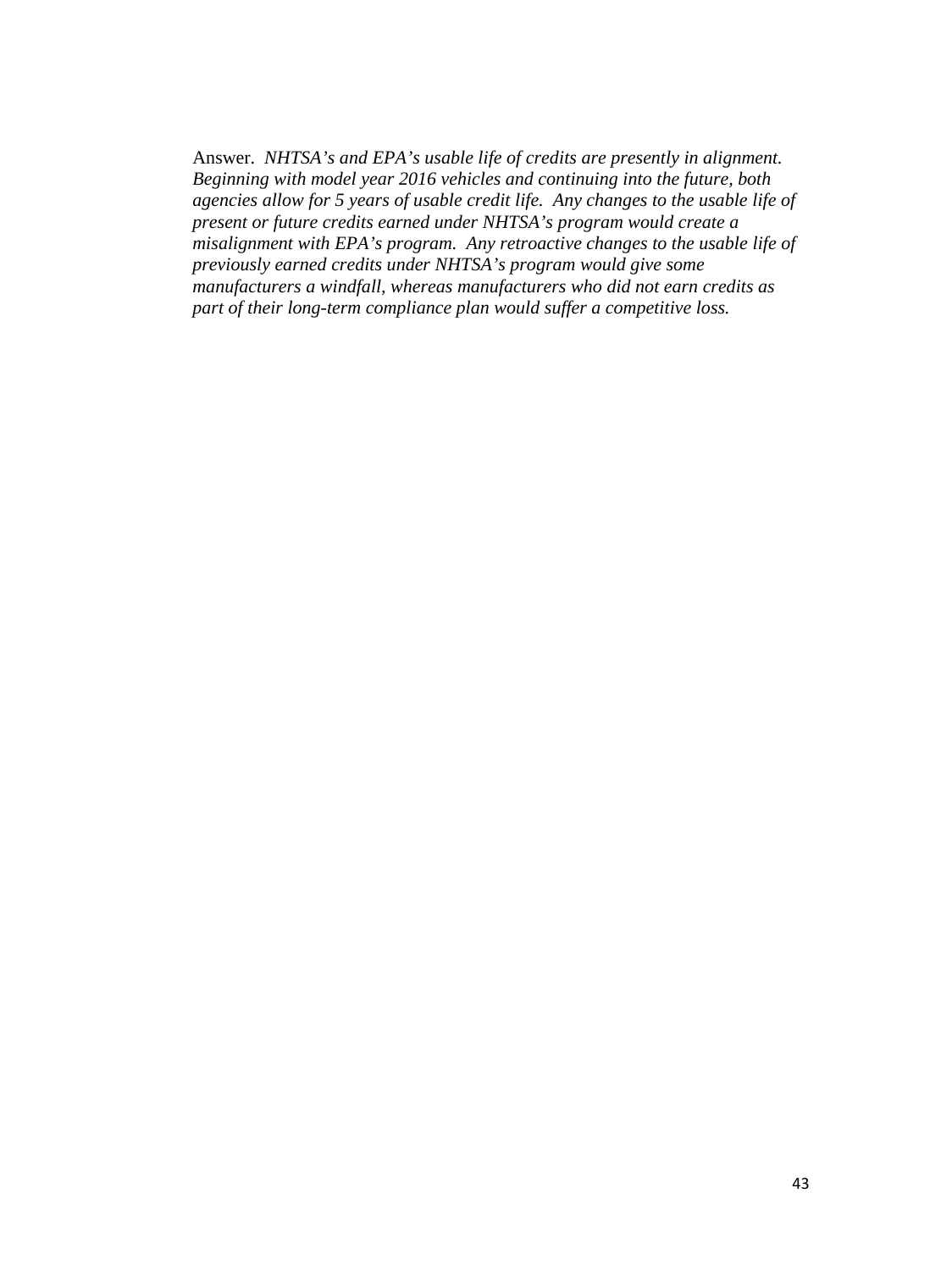Answer. *NHTSA's and EPA's usable life of credits are presently in alignment. Beginning with model year 2016 vehicles and continuing into the future, both agencies allow for 5 years of usable credit life. Any changes to the usable life of present or future credits earned under NHTSA's program would create a misalignment with EPA's program. Any retroactive changes to the usable life of previously earned credits under NHTSA's program would give some manufacturers a windfall, whereas manufacturers who did not earn credits as part of their long-term compliance plan would suffer a competitive loss.*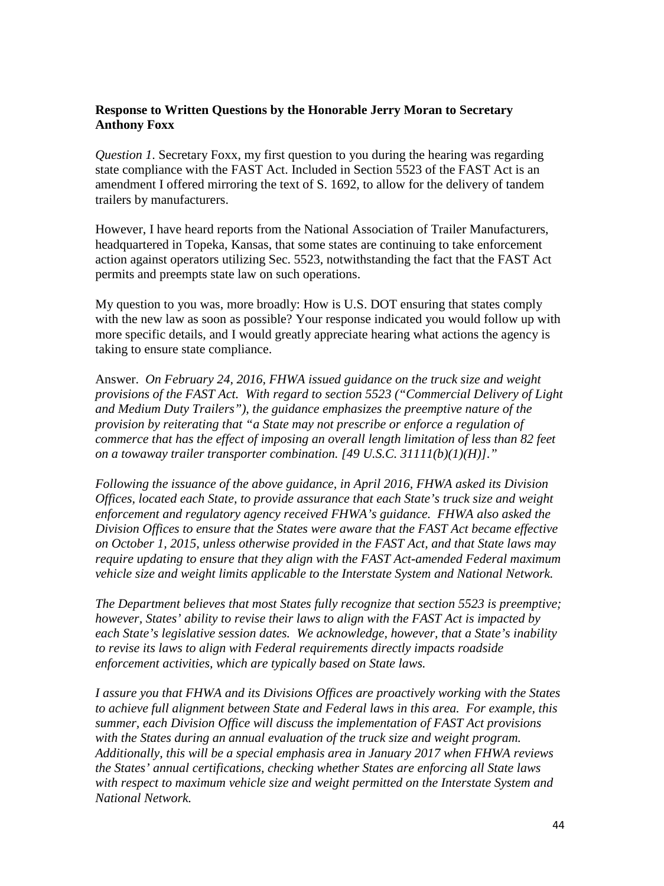**Response to Written Questions by the Honorable Jerry Moran to Secretary Anthony Foxx**

*Question 1*. Secretary Foxx, my first question to you during the hearing was regarding state compliance with the FAST Act. Included in Section 5523 of the FAST Act is an amendment I offered mirroring the text of S. 1692, to allow for the delivery of tandem trailers by manufacturers.

However, I have heard reports from the National Association of Trailer Manufacturers, headquartered in Topeka, Kansas, that some states are continuing to take enforcement action against operators utilizing Sec. 5523, notwithstanding the fact that the FAST Act permits and preempts state law on such operations.

My question to you was, more broadly: How is U.S. DOT ensuring that states comply with the new law as soon as possible? Your response indicated you would follow up with more specific details, and I would greatly appreciate hearing what actions the agency is taking to ensure state compliance.

Answer. *On February 24, 2016, FHWA issued guidance on the truck size and weight provisions of the FAST Act. With regard to section 5523 ("Commercial Delivery of Light and Medium Duty Trailers"), the guidance emphasizes the preemptive nature of the provision by reiterating that "a State may not prescribe or enforce a regulation of commerce that has the effect of imposing an overall length limitation of less than 82 feet on a towaway trailer transporter combination. [49 U.S.C. 31111(b)(1)(H)]."*

*Following the issuance of the above guidance, in April 2016, FHWA asked its Division Offices, located each State, to provide assurance that each State's truck size and weight enforcement and regulatory agency received FHWA's guidance. FHWA also asked the Division Offices to ensure that the States were aware that the FAST Act became effective on October 1, 2015, unless otherwise provided in the FAST Act, and that State laws may require updating to ensure that they align with the FAST Act-amended Federal maximum vehicle size and weight limits applicable to the Interstate System and National Network.*

*The Department believes that most States fully recognize that section 5523 is preemptive; however, States' ability to revise their laws to align with the FAST Act is impacted by each State's legislative session dates. We acknowledge, however, that a State's inability to revise its laws to align with Federal requirements directly impacts roadside enforcement activities, which are typically based on State laws.*

*I assure you that FHWA and its Divisions Offices are proactively working with the States to achieve full alignment between State and Federal laws in this area. For example, this summer, each Division Office will discuss the implementation of FAST Act provisions with the States during an annual evaluation of the truck size and weight program. Additionally, this will be a special emphasis area in January 2017 when FHWA reviews the States' annual certifications, checking whether States are enforcing all State laws with respect to maximum vehicle size and weight permitted on the Interstate System and National Network.*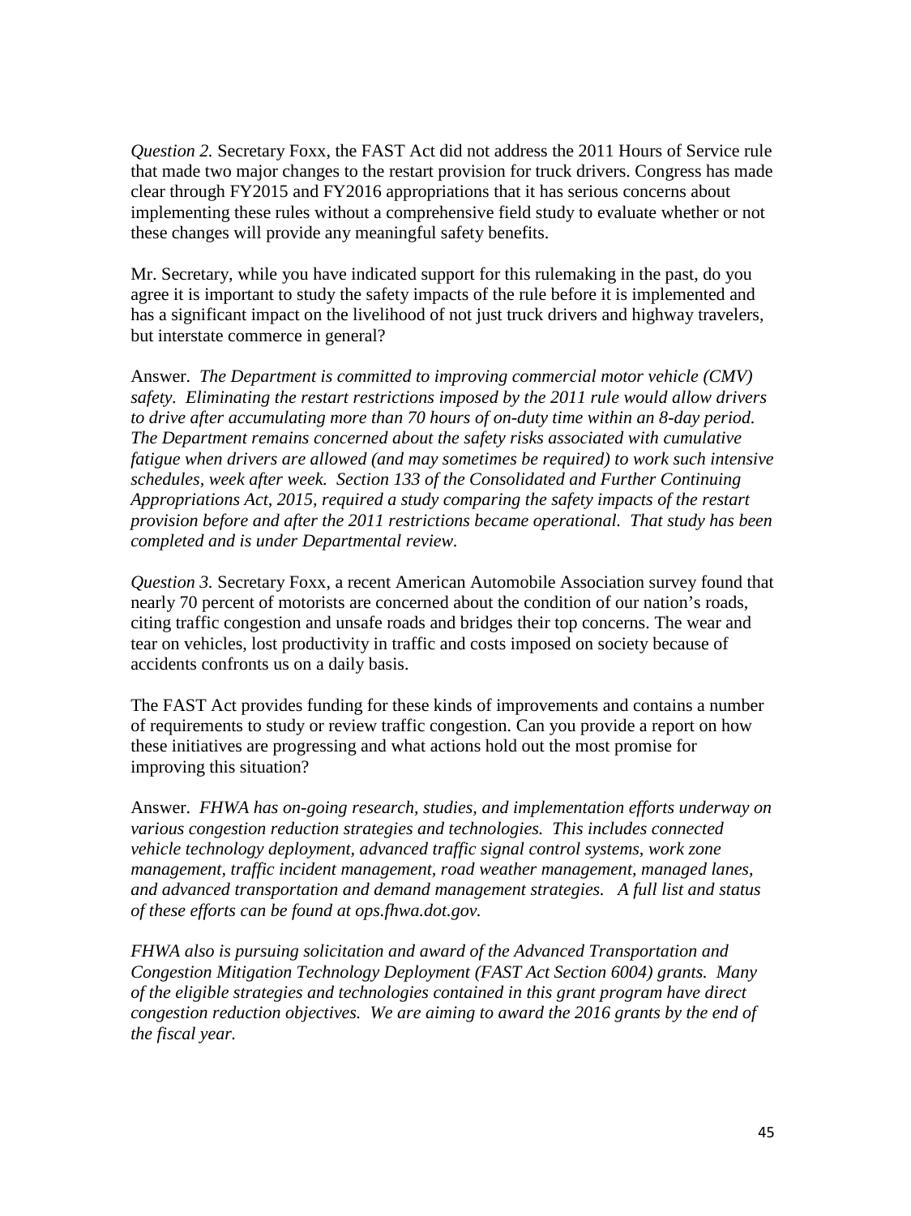*Question 2.* Secretary Foxx, the FAST Act did not address the 2011 Hours of Service rule that made two major changes to the restart provision for truck drivers. Congress has made clear through FY2015 and FY2016 appropriations that it has serious concerns about implementing these rules without a comprehensive field study to evaluate whether or not these changes will provide any meaningful safety benefits.

Mr. Secretary, while you have indicated support for this rulemaking in the past, do you agree it is important to study the safety impacts of the rule before it is implemented and has a significant impact on the livelihood of not just truck drivers and highway travelers, but interstate commerce in general?

Answer. *The Department is committed to improving commercial motor vehicle (CMV) safety. Eliminating the restart restrictions imposed by the 2011 rule would allow drivers to drive after accumulating more than 70 hours of on-duty time within an 8-day period. The Department remains concerned about the safety risks associated with cumulative fatigue when drivers are allowed (and may sometimes be required) to work such intensive schedules, week after week. Section 133 of the Consolidated and Further Continuing Appropriations Act, 2015, required a study comparing the safety impacts of the restart provision before and after the 2011 restrictions became operational. That study has been completed and is under Departmental review.*

*Question 3.* Secretary Foxx, a recent American Automobile Association survey found that nearly 70 percent of motorists are concerned about the condition of our nation's roads, citing traffic congestion and unsafe roads and bridges their top concerns. The wear and tear on vehicles, lost productivity in traffic and costs imposed on society because of accidents confronts us on a daily basis.

The FAST Act provides funding for these kinds of improvements and contains a number of requirements to study or review traffic congestion. Can you provide a report on how these initiatives are progressing and what actions hold out the most promise for improving this situation?

Answer. *FHWA has on-going research, studies, and implementation efforts underway on various congestion reduction strategies and technologies. This includes connected vehicle technology deployment, advanced traffic signal control systems, work zone management, traffic incident management, road weather management, managed lanes, and advanced transportation and demand management strategies. A full list and status of these efforts can be found at ops.fhwa.dot.gov.*

*FHWA also is pursuing solicitation and award of the Advanced Transportation and Congestion Mitigation Technology Deployment (FAST Act Section 6004) grants. Many of the eligible strategies and technologies contained in this grant program have direct congestion reduction objectives. We are aiming to award the 2016 grants by the end of the fiscal year.*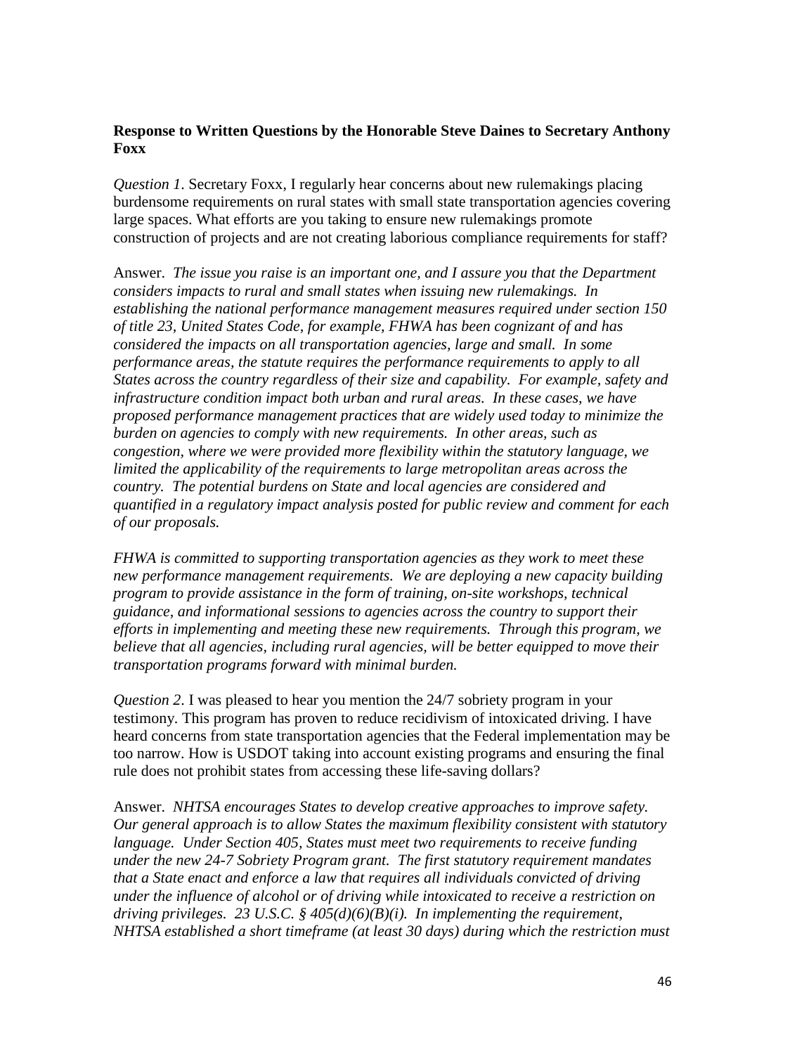**Response to Written Questions by the Honorable Steve Daines to Secretary Anthony Foxx**

*Question 1*. Secretary Foxx, I regularly hear concerns about new rulemakings placing burdensome requirements on rural states with small state transportation agencies covering large spaces. What efforts are you taking to ensure new rulemakings promote construction of projects and are not creating laborious compliance requirements for staff?

Answer. *The issue you raise is an important one, and I assure you that the Department considers impacts to rural and small states when issuing new rulemakings. In establishing the national performance management measures required under section 150 of title 23, United States Code, for example, FHWA has been cognizant of and has considered the impacts on all transportation agencies, large and small. In some performance areas, the statute requires the performance requirements to apply to all States across the country regardless of their size and capability. For example, safety and infrastructure condition impact both urban and rural areas. In these cases, we have proposed performance management practices that are widely used today to minimize the burden on agencies to comply with new requirements. In other areas, such as congestion, where we were provided more flexibility within the statutory language, we limited the applicability of the requirements to large metropolitan areas across the country. The potential burdens on State and local agencies are considered and quantified in a regulatory impact analysis posted for public review and comment for each of our proposals.*

*FHWA is committed to supporting transportation agencies as they work to meet these new performance management requirements. We are deploying a new capacity building program to provide assistance in the form of training, on-site workshops, technical guidance, and informational sessions to agencies across the country to support their efforts in implementing and meeting these new requirements. Through this program, we believe that all agencies, including rural agencies, will be better equipped to move their transportation programs forward with minimal burden.*

*Question 2*. I was pleased to hear you mention the 24/7 sobriety program in your testimony. This program has proven to reduce recidivism of intoxicated driving. I have heard concerns from state transportation agencies that the Federal implementation may be too narrow. How is USDOT taking into account existing programs and ensuring the final rule does not prohibit states from accessing these life-saving dollars?

Answer. *NHTSA encourages States to develop creative approaches to improve safety. Our general approach is to allow States the maximum flexibility consistent with statutory language. Under Section 405, States must meet two requirements to receive funding under the new 24-7 Sobriety Program grant. The first statutory requirement mandates that a State enact and enforce a law that requires all individuals convicted of driving under the influence of alcohol or of driving while intoxicated to receive a restriction on driving privileges. 23 U.S.C. § 405(d)(6)(B)(i). In implementing the requirement, NHTSA established a short timeframe (at least 30 days) during which the restriction must*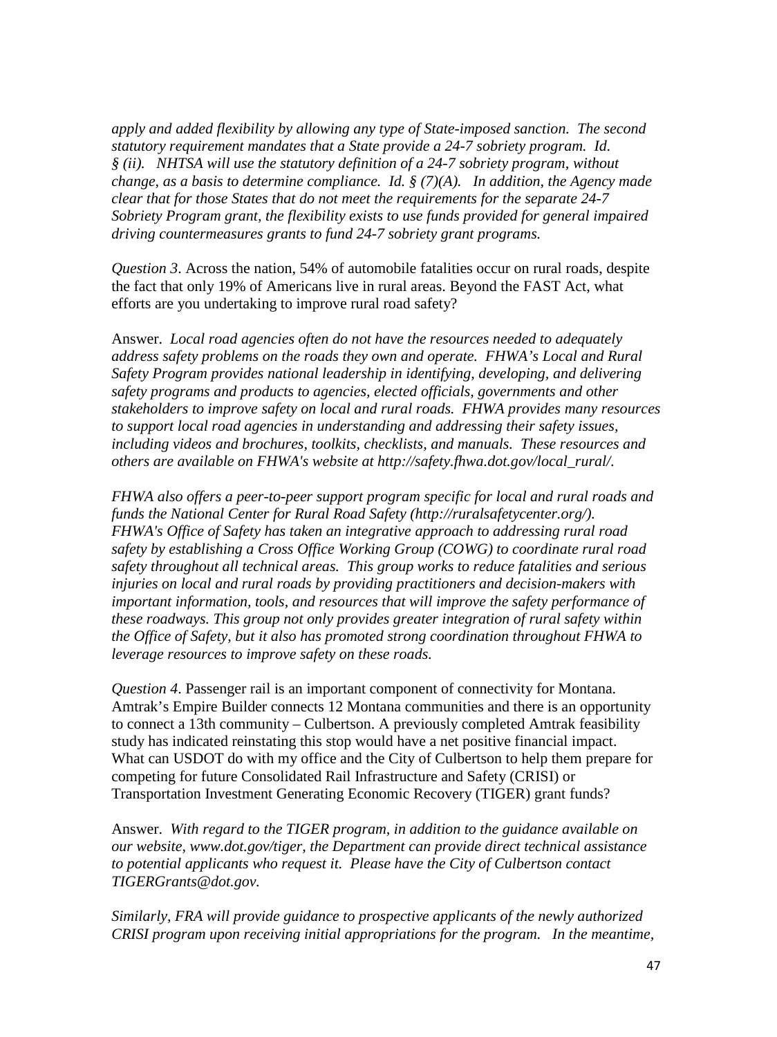*apply and added flexibility by allowing any type of State-imposed sanction. The second statutory requirement mandates that a State provide a 24-7 sobriety program. Id. § (ii). NHTSA will use the statutory definition of a 24-7 sobriety program, without change, as a basis to determine compliance. Id. § (7)(A). In addition, the Agency made clear that for those States that do not meet the requirements for the separate 24-7 Sobriety Program grant, the flexibility exists to use funds provided for general impaired driving countermeasures grants to fund 24-7 sobriety grant programs.*

*Question 3*. Across the nation, 54% of automobile fatalities occur on rural roads, despite the fact that only 19% of Americans live in rural areas. Beyond the FAST Act, what efforts are you undertaking to improve rural road safety?

Answer. *Local road agencies often do not have the resources needed to adequately address safety problems on the roads they own and operate. FHWA's Local and Rural Safety Program provides national leadership in identifying, developing, and delivering safety programs and products to agencies, elected officials, governments and other stakeholders to improve safety on local and rural roads. FHWA provides many resources to support local road agencies in understanding and addressing their safety issues, including videos and brochures, toolkits, checklists, and manuals. These resources and others are available on FHWA's website at http://safety.fhwa.dot.gov/local_rural/.*

*FHWA also offers a peer-to-peer support program specific for local and rural roads and funds the National Center for Rural Road Safety (http://ruralsafetycenter.org/). FHWA's Office of Safety has taken an integrative approach to addressing rural road safety by establishing a Cross Office Working Group (COWG) to coordinate rural road safety throughout all technical areas. This group works to reduce fatalities and serious injuries on local and rural roads by providing practitioners and decision-makers with important information, tools, and resources that will improve the safety performance of these roadways. This group not only provides greater integration of rural safety within the Office of Safety, but it also has promoted strong coordination throughout FHWA to leverage resources to improve safety on these roads.*

*Question 4*. Passenger rail is an important component of connectivity for Montana. Amtrak's Empire Builder connects 12 Montana communities and there is an opportunity to connect a 13th community – Culbertson. A previously completed Amtrak feasibility study has indicated reinstating this stop would have a net positive financial impact. What can USDOT do with my office and the City of Culbertson to help them prepare for competing for future Consolidated Rail Infrastructure and Safety (CRISI) or Transportation Investment Generating Economic Recovery (TIGER) grant funds?

Answer. *With regard to the TIGER program, in addition to the guidance available on our website, www.dot.gov/tiger, the Department can provide direct technical assistance to potential applicants who request it. Please have the City of Culbertson contact TIGERGrants@dot.gov.*

*Similarly, FRA will provide guidance to prospective applicants of the newly authorized CRISI program upon receiving initial appropriations for the program. In the meantime,*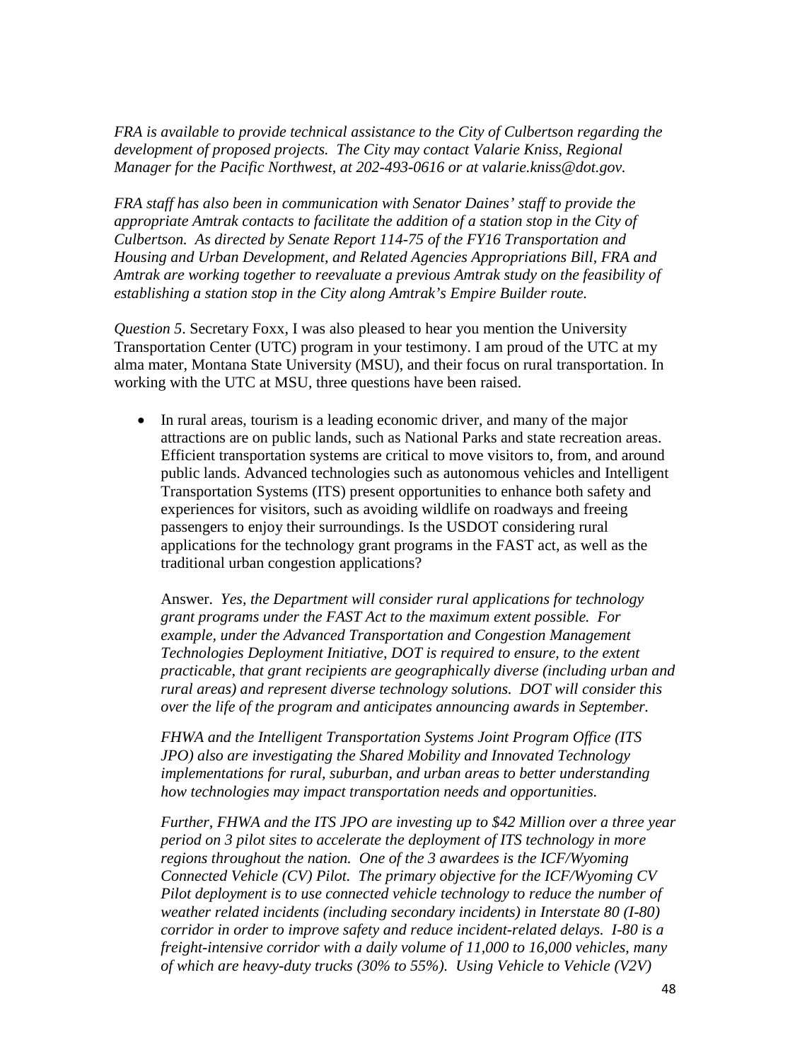*FRA is available to provide technical assistance to the City of Culbertson regarding the development of proposed projects. The City may contact Valarie Kniss, Regional Manager for the Pacific Northwest, at 202-493-0616 or at valarie.kniss@dot.gov.*

*FRA staff has also been in communication with Senator Daines' staff to provide the appropriate Amtrak contacts to facilitate the addition of a station stop in the City of Culbertson. As directed by Senate Report 114-75 of the FY16 Transportation and Housing and Urban Development, and Related Agencies Appropriations Bill, FRA and Amtrak are working together to reevaluate a previous Amtrak study on the feasibility of establishing a station stop in the City along Amtrak's Empire Builder route.*

*Question 5*. Secretary Foxx, I was also pleased to hear you mention the University Transportation Center (UTC) program in your testimony. I am proud of the UTC at my alma mater, Montana State University (MSU), and their focus on rural transportation. In working with the UTC at MSU, three questions have been raised.

- In rural areas, tourism is a leading economic driver, and many of the major attractions are on public lands, such as National Parks and state recreation areas. Efficient transportation systems are critical to move visitors to, from, and around public lands. Advanced technologies such as autonomous vehicles and Intelligent Transportation Systems (ITS) present opportunities to enhance both safety and experiences for visitors, such as avoiding wildlife on roadways and freeing passengers to enjoy their surroundings. Is the USDOT considering rural applications for the technology grant programs in the FAST act, as well as the traditional urban congestion applications?

  Answer. *Yes, the Department will consider rural applications for technology grant programs under the FAST Act to the maximum extent possible. For example, under the Advanced Transportation and Congestion Management Technologies Deployment Initiative, DOT is required to ensure, to the extent practicable, that grant recipients are geographically diverse (including urban and rural areas) and represent diverse technology solutions. DOT will consider this over the life of the program and anticipates announcing awards in September.*

  *FHWA and the Intelligent Transportation Systems Joint Program Office (ITS JPO) also are investigating the Shared Mobility and Innovated Technology implementations for rural, suburban, and urban areas to better understanding how technologies may impact transportation needs and opportunities.*

  *Further, FHWA and the ITS JPO are investing up to $42 Million over a three year period on 3 pilot sites to accelerate the deployment of ITS technology in more regions throughout the nation. One of the 3 awardees is the ICF/Wyoming Connected Vehicle (CV) Pilot. The primary objective for the ICF/Wyoming CV Pilot deployment is to use connected vehicle technology to reduce the number of weather related incidents (including secondary incidents) in Interstate 80 (I-80) corridor in order to improve safety and reduce incident-related delays. I-80 is a freight-intensive corridor with a daily volume of 11,000 to 16,000 vehicles, many of which are heavy-duty trucks (30% to 55%). Using Vehicle to Vehicle (V2V)*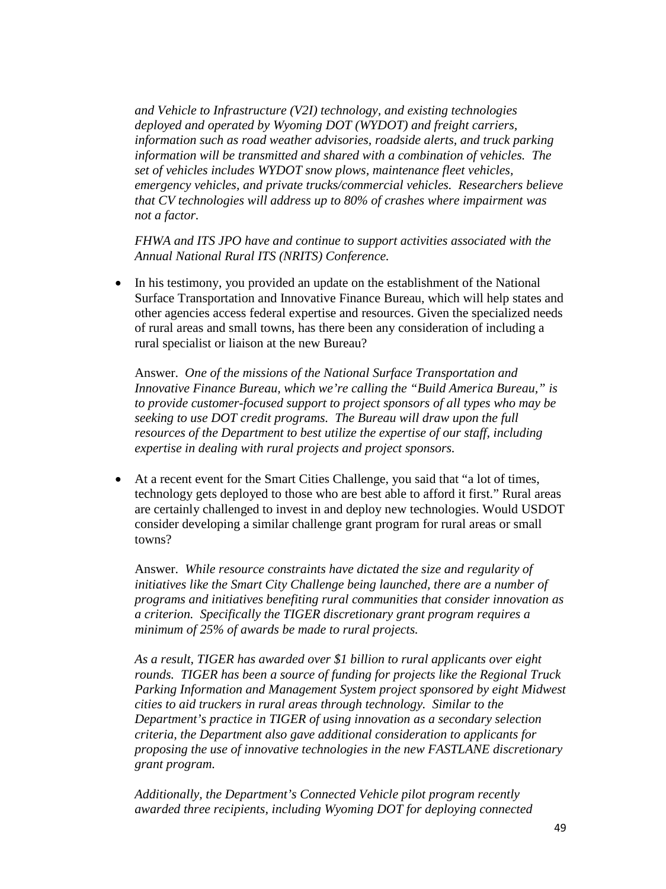*and Vehicle to Infrastructure (V2I) technology, and existing technologies deployed and operated by Wyoming DOT (WYDOT) and freight carriers, information such as road weather advisories, roadside alerts, and truck parking information will be transmitted and shared with a combination of vehicles. The set of vehicles includes WYDOT snow plows, maintenance fleet vehicles, emergency vehicles, and private trucks/commercial vehicles. Researchers believe that CV technologies will address up to 80% of crashes where impairment was not a factor.*

*FHWA and ITS JPO have and continue to support activities associated with the Annual National Rural ITS (NRITS) Conference.*

- In his testimony, you provided an update on the establishment of the National Surface Transportation and Innovative Finance Bureau, which will help states and other agencies access federal expertise and resources. Given the specialized needs of rural areas and small towns, has there been any consideration of including a rural specialist or liaison at the new Bureau?

  Answer. *One of the missions of the National Surface Transportation and Innovative Finance Bureau, which we're calling the "Build America Bureau," is to provide customer-focused support to project sponsors of all types who may be seeking to use DOT credit programs. The Bureau will draw upon the full resources of the Department to best utilize the expertise of our staff, including expertise in dealing with rural projects and project sponsors.*

- At a recent event for the Smart Cities Challenge, you said that "a lot of times, technology gets deployed to those who are best able to afford it first." Rural areas are certainly challenged to invest in and deploy new technologies. Would USDOT consider developing a similar challenge grant program for rural areas or small towns?

  Answer. *While resource constraints have dictated the size and regularity of initiatives like the Smart City Challenge being launched, there are a number of programs and initiatives benefiting rural communities that consider innovation as a criterion. Specifically the TIGER discretionary grant program requires a minimum of 25% of awards be made to rural projects.*

  *As a result, TIGER has awarded over $1 billion to rural applicants over eight rounds. TIGER has been a source of funding for projects like the Regional Truck Parking Information and Management System project sponsored by eight Midwest cities to aid truckers in rural areas through technology. Similar to the Department's practice in TIGER of using innovation as a secondary selection criteria, the Department also gave additional consideration to applicants for proposing the use of innovative technologies in the new FASTLANE discretionary grant program.*

  *Additionally, the Department's Connected Vehicle pilot program recently awarded three recipients, including Wyoming DOT for deploying connected*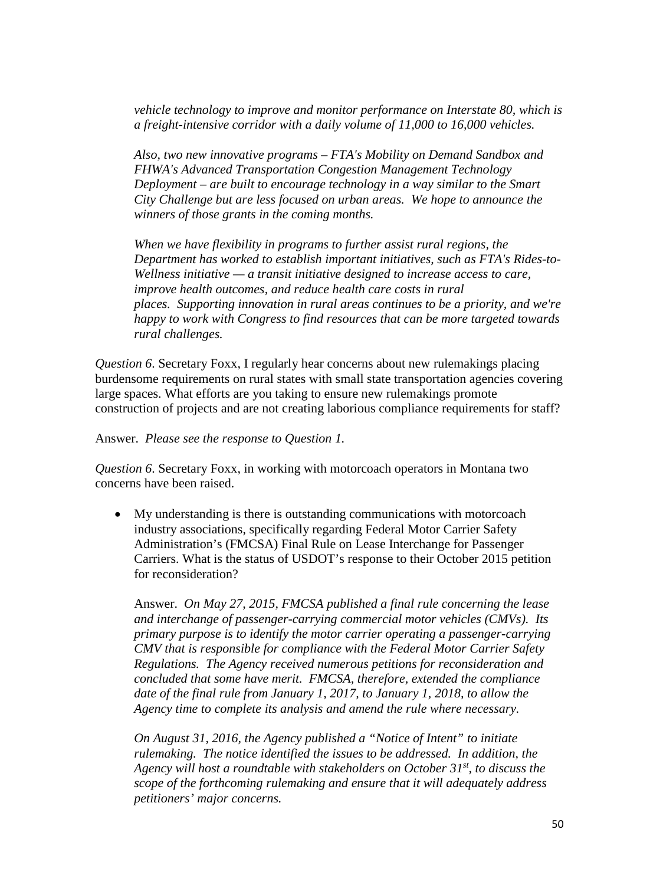*vehicle technology to improve and monitor performance on Interstate 80, which is a freight-intensive corridor with a daily volume of 11,000 to 16,000 vehicles.*

*Also, two new innovative programs – FTA's Mobility on Demand Sandbox and FHWA's Advanced Transportation Congestion Management Technology Deployment – are built to encourage technology in a way similar to the Smart City Challenge but are less focused on urban areas. We hope to announce the winners of those grants in the coming months.*

*When we have flexibility in programs to further assist rural regions, the Department has worked to establish important initiatives, such as FTA's Rides-to-Wellness initiative — a transit initiative designed to increase access to care, improve health outcomes, and reduce health care costs in rural places. Supporting innovation in rural areas continues to be a priority, and we're happy to work with Congress to find resources that can be more targeted towards rural challenges.*

*Question 6*. Secretary Foxx, I regularly hear concerns about new rulemakings placing burdensome requirements on rural states with small state transportation agencies covering large spaces. What efforts are you taking to ensure new rulemakings promote construction of projects and are not creating laborious compliance requirements for staff?

Answer. *Please see the response to Question 1.*

*Question 6*. Secretary Foxx, in working with motorcoach operators in Montana two concerns have been raised.

- My understanding is there is outstanding communications with motorcoach industry associations, specifically regarding Federal Motor Carrier Safety Administration's (FMCSA) Final Rule on Lease Interchange for Passenger Carriers. What is the status of USDOT's response to their October 2015 petition for reconsideration?

  Answer. *On May 27, 2015, FMCSA published a final rule concerning the lease and interchange of passenger-carrying commercial motor vehicles (CMVs). Its primary purpose is to identify the motor carrier operating a passenger-carrying CMV that is responsible for compliance with the Federal Motor Carrier Safety Regulations. The Agency received numerous petitions for reconsideration and concluded that some have merit. FMCSA, therefore, extended the compliance date of the final rule from January 1, 2017, to January 1, 2018, to allow the Agency time to complete its analysis and amend the rule where necessary.*

  *On August 31, 2016, the Agency published a "Notice of Intent" to initiate rulemaking. The notice identified the issues to be addressed. In addition, the Agency will host a roundtable with stakeholders on October 31st, to discuss the scope of the forthcoming rulemaking and ensure that it will adequately address petitioners' major concerns.*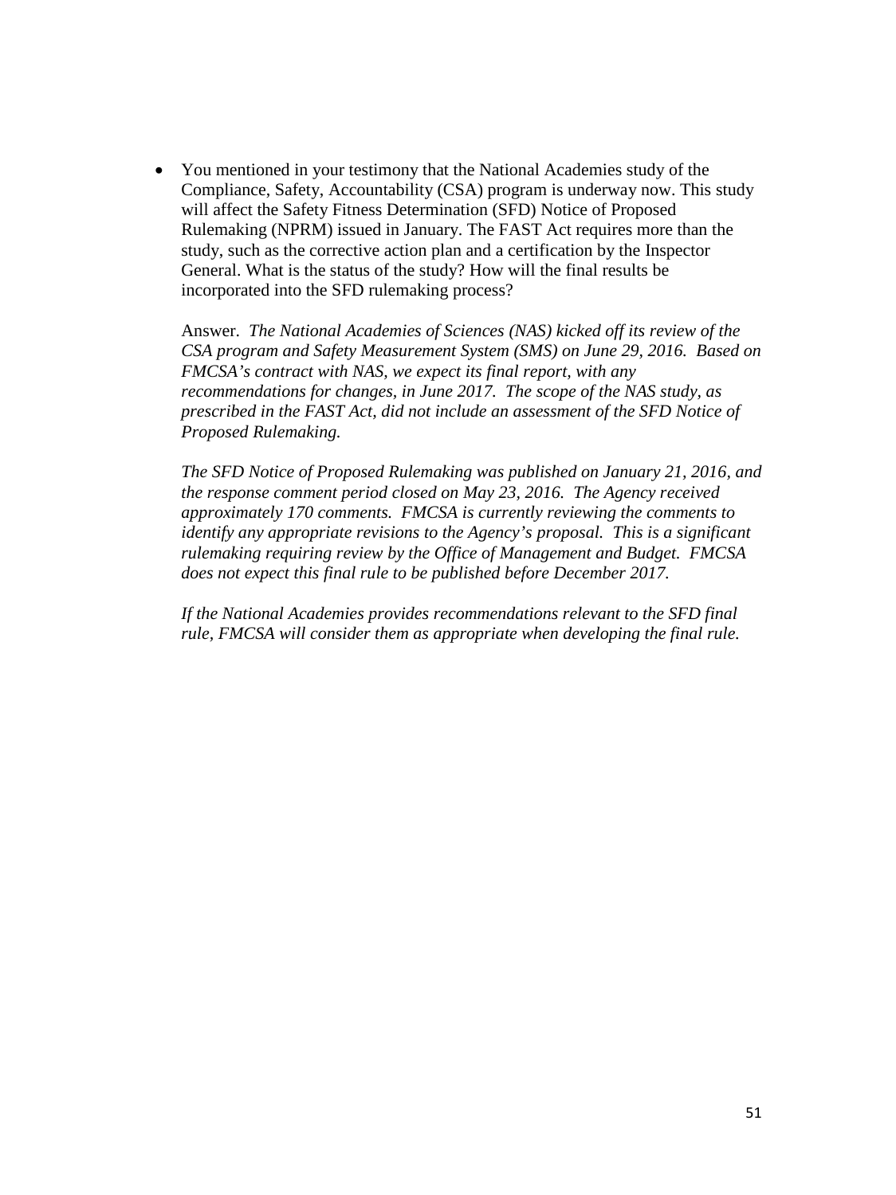- You mentioned in your testimony that the National Academies study of the Compliance, Safety, Accountability (CSA) program is underway now. This study will affect the Safety Fitness Determination (SFD) Notice of Proposed Rulemaking (NPRM) issued in January. The FAST Act requires more than the study, such as the corrective action plan and a certification by the Inspector General. What is the status of the study? How will the final results be incorporated into the SFD rulemaking process?

  Answer. *The National Academies of Sciences (NAS) kicked off its review of the CSA program and Safety Measurement System (SMS) on June 29, 2016. Based on FMCSA's contract with NAS, we expect its final report, with any recommendations for changes, in June 2017. The scope of the NAS study, as prescribed in the FAST Act, did not include an assessment of the SFD Notice of Proposed Rulemaking.*

  *The SFD Notice of Proposed Rulemaking was published on January 21, 2016, and the response comment period closed on May 23, 2016. The Agency received approximately 170 comments. FMCSA is currently reviewing the comments to identify any appropriate revisions to the Agency's proposal. This is a significant rulemaking requiring review by the Office of Management and Budget. FMCSA does not expect this final rule to be published before December 2017.*

  *If the National Academies provides recommendations relevant to the SFD final rule, FMCSA will consider them as appropriate when developing the final rule.*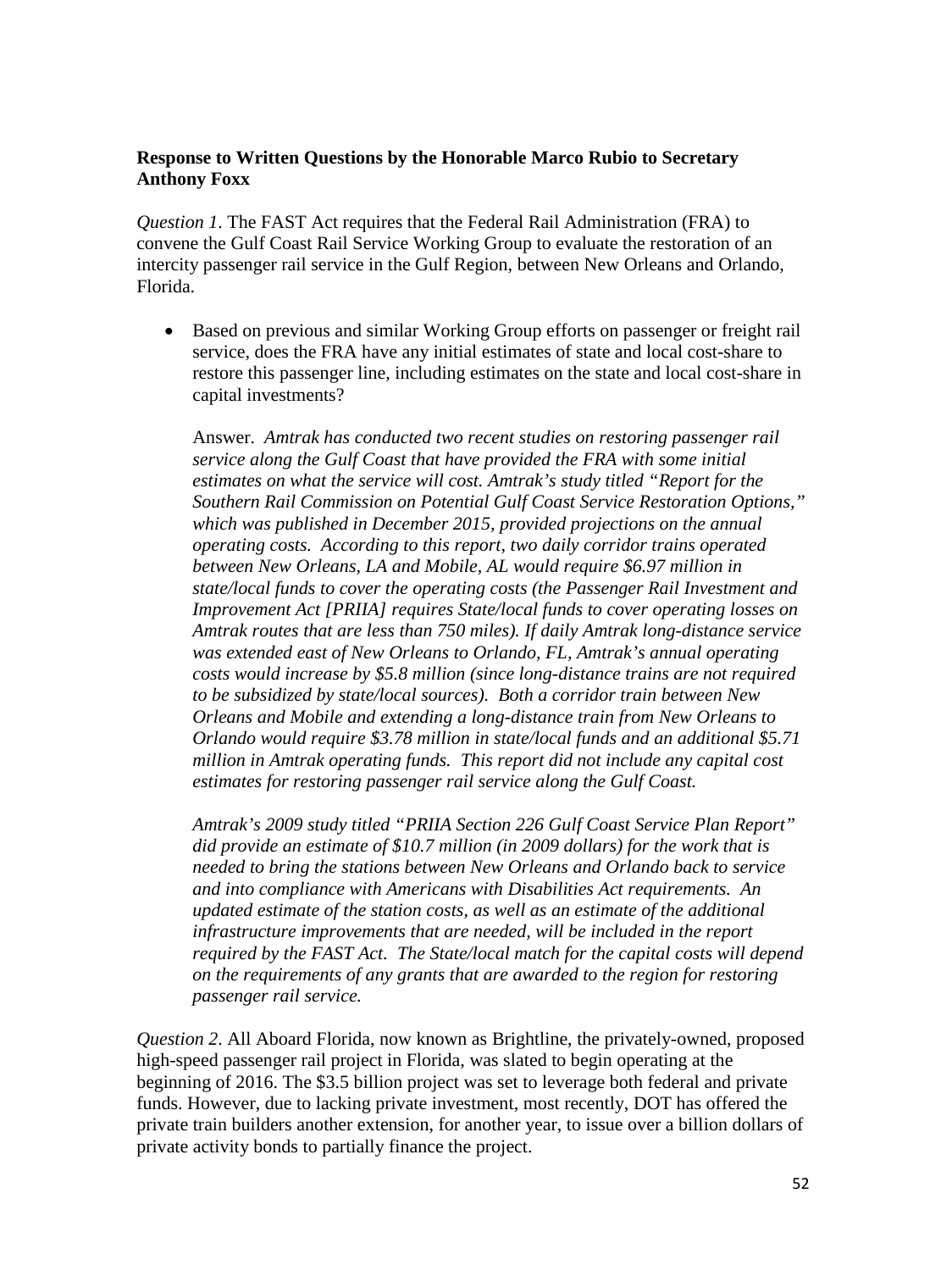**Response to Written Questions by the Honorable Marco Rubio to Secretary Anthony Foxx**

*Question 1*. The FAST Act requires that the Federal Rail Administration (FRA) to convene the Gulf Coast Rail Service Working Group to evaluate the restoration of an intercity passenger rail service in the Gulf Region, between New Orleans and Orlando, Florida.

- Based on previous and similar Working Group efforts on passenger or freight rail service, does the FRA have any initial estimates of state and local cost-share to restore this passenger line, including estimates on the state and local cost-share in capital investments?

  Answer. *Amtrak has conducted two recent studies on restoring passenger rail service along the Gulf Coast that have provided the FRA with some initial estimates on what the service will cost. Amtrak's study titled "Report for the Southern Rail Commission on Potential Gulf Coast Service Restoration Options," which was published in December 2015, provided projections on the annual operating costs. According to this report, two daily corridor trains operated between New Orleans, LA and Mobile, AL would require $6.97 million in state/local funds to cover the operating costs (the Passenger Rail Investment and Improvement Act [PRIIA] requires State/local funds to cover operating losses on Amtrak routes that are less than 750 miles). If daily Amtrak long-distance service was extended east of New Orleans to Orlando, FL, Amtrak's annual operating costs would increase by $5.8 million (since long-distance trains are not required to be subsidized by state/local sources). Both a corridor train between New Orleans and Mobile and extending a long-distance train from New Orleans to Orlando would require $3.78 million in state/local funds and an additional $5.71 million in Amtrak operating funds. This report did not include any capital cost estimates for restoring passenger rail service along the Gulf Coast.*

  *Amtrak's 2009 study titled "PRIIA Section 226 Gulf Coast Service Plan Report" did provide an estimate of $10.7 million (in 2009 dollars) for the work that is needed to bring the stations between New Orleans and Orlando back to service and into compliance with Americans with Disabilities Act requirements. An updated estimate of the station costs, as well as an estimate of the additional infrastructure improvements that are needed, will be included in the report required by the FAST Act. The State/local match for the capital costs will depend on the requirements of any grants that are awarded to the region for restoring passenger rail service.*

*Question 2*. All Aboard Florida, now known as Brightline, the privately-owned, proposed high-speed passenger rail project in Florida, was slated to begin operating at the beginning of 2016. The $3.5 billion project was set to leverage both federal and private funds. However, due to lacking private investment, most recently, DOT has offered the private train builders another extension, for another year, to issue over a billion dollars of private activity bonds to partially finance the project.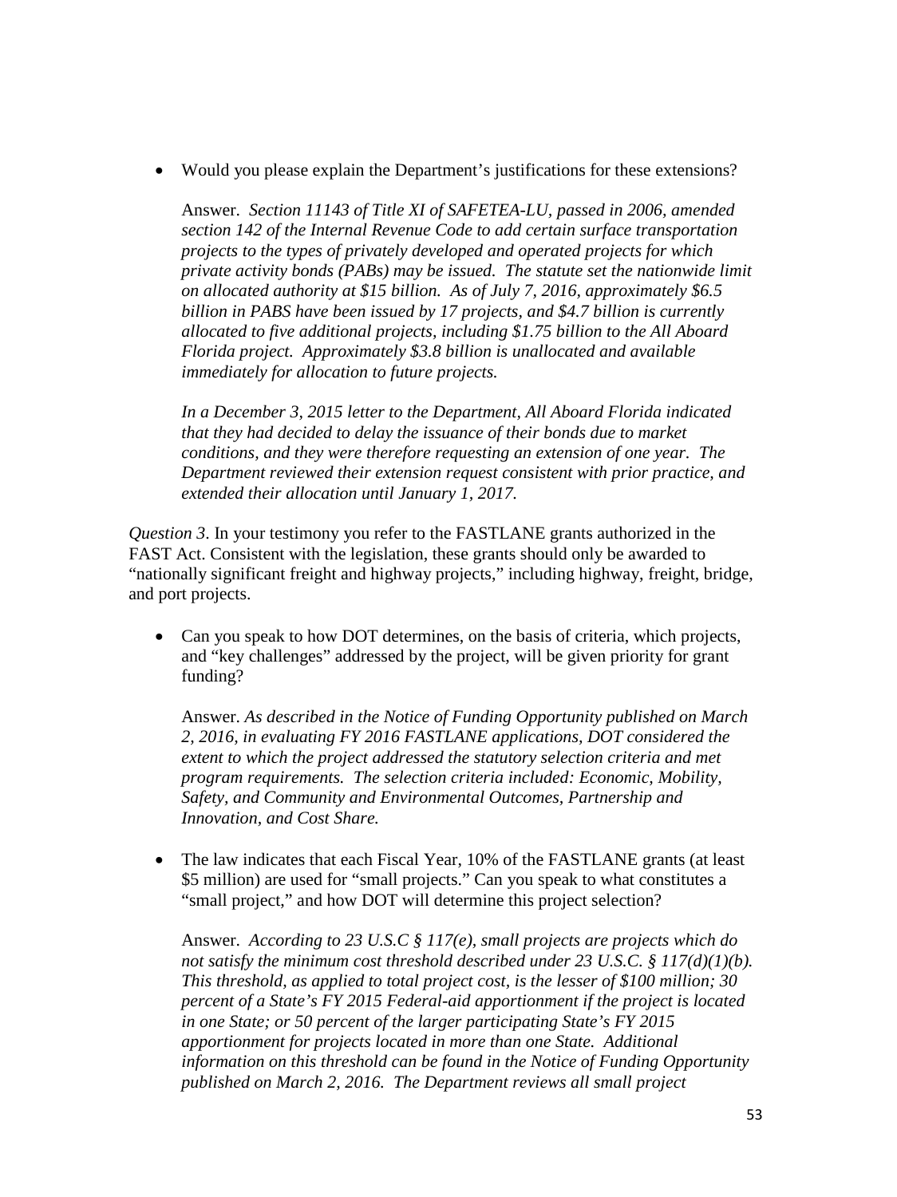- Would you please explain the Department's justifications for these extensions?

  Answer. *Section 11143 of Title XI of SAFETEA-LU, passed in 2006, amended section 142 of the Internal Revenue Code to add certain surface transportation projects to the types of privately developed and operated projects for which private activity bonds (PABs) may be issued. The statute set the nationwide limit on allocated authority at $15 billion. As of July 7, 2016, approximately $6.5 billion in PABS have been issued by 17 projects, and $4.7 billion is currently allocated to five additional projects, including $1.75 billion to the All Aboard Florida project. Approximately $3.8 billion is unallocated and available immediately for allocation to future projects.*

  *In a December 3, 2015 letter to the Department, All Aboard Florida indicated that they had decided to delay the issuance of their bonds due to market conditions, and they were therefore requesting an extension of one year. The Department reviewed their extension request consistent with prior practice, and extended their allocation until January 1, 2017.*

*Question 3*. In your testimony you refer to the FASTLANE grants authorized in the FAST Act. Consistent with the legislation, these grants should only be awarded to "nationally significant freight and highway projects," including highway, freight, bridge, and port projects.

- Can you speak to how DOT determines, on the basis of criteria, which projects, and "key challenges" addressed by the project, will be given priority for grant funding?

  Answer. *As described in the Notice of Funding Opportunity published on March 2, 2016, in evaluating FY 2016 FASTLANE applications, DOT considered the extent to which the project addressed the statutory selection criteria and met program requirements. The selection criteria included: Economic, Mobility, Safety, and Community and Environmental Outcomes, Partnership and Innovation, and Cost Share.*

- The law indicates that each Fiscal Year, 10% of the FASTLANE grants (at least $5 million) are used for "small projects." Can you speak to what constitutes a "small project," and how DOT will determine this project selection?

  Answer. *According to 23 U.S.C § 117(e), small projects are projects which do not satisfy the minimum cost threshold described under 23 U.S.C. § 117(d)(1)(b). This threshold, as applied to total project cost, is the lesser of $100 million; 30 percent of a State's FY 2015 Federal-aid apportionment if the project is located in one State; or 50 percent of the larger participating State's FY 2015 apportionment for projects located in more than one State. Additional information on this threshold can be found in the Notice of Funding Opportunity published on March 2, 2016. The Department reviews all small project*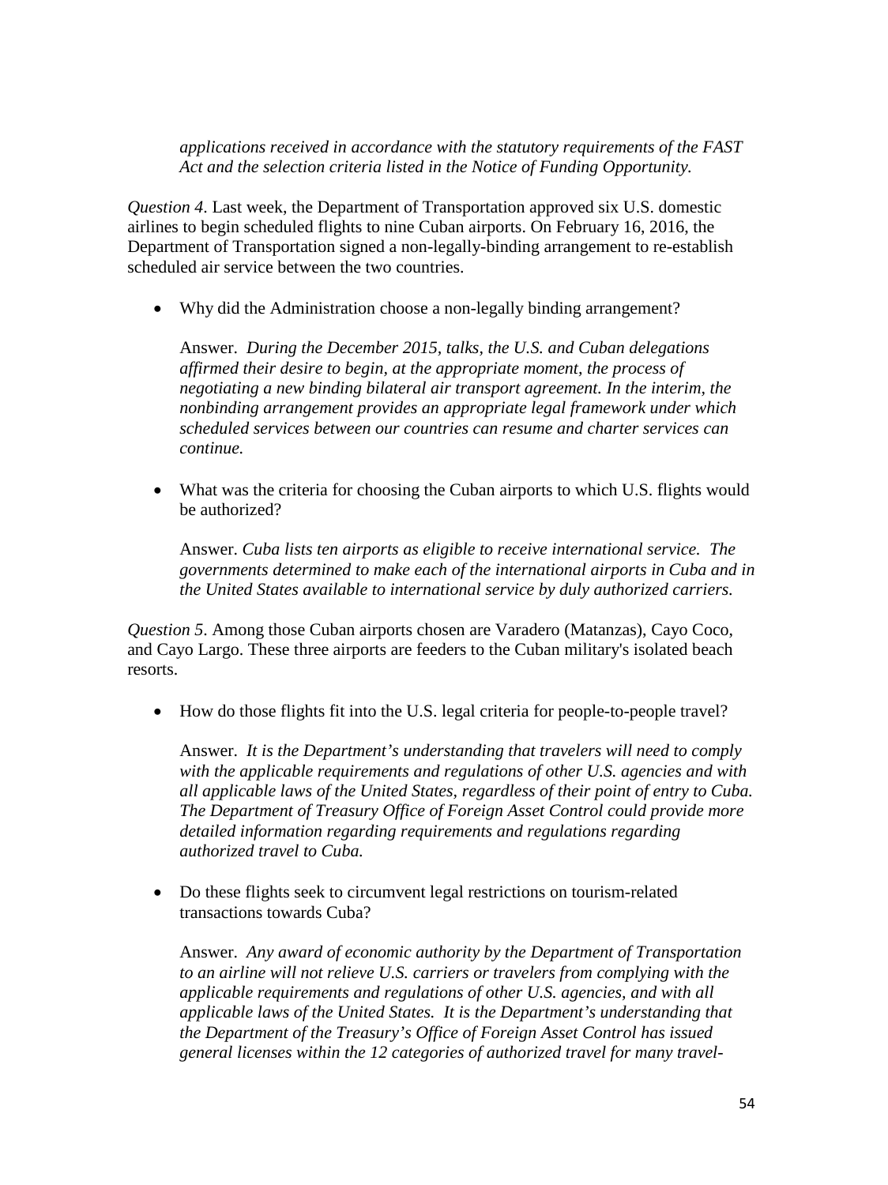*applications received in accordance with the statutory requirements of the FAST Act and the selection criteria listed in the Notice of Funding Opportunity.*

*Question 4*. Last week, the Department of Transportation approved six U.S. domestic airlines to begin scheduled flights to nine Cuban airports. On February 16, 2016, the Department of Transportation signed a non-legally-binding arrangement to re-establish scheduled air service between the two countries.

- Why did the Administration choose a non-legally binding arrangement?

  Answer. *During the December 2015, talks, the U.S. and Cuban delegations affirmed their desire to begin, at the appropriate moment, the process of negotiating a new binding bilateral air transport agreement. In the interim, the nonbinding arrangement provides an appropriate legal framework under which scheduled services between our countries can resume and charter services can continue.*

- What was the criteria for choosing the Cuban airports to which U.S. flights would be authorized?

  Answer. *Cuba lists ten airports as eligible to receive international service. The governments determined to make each of the international airports in Cuba and in the United States available to international service by duly authorized carriers.*

*Question 5*. Among those Cuban airports chosen are Varadero (Matanzas), Cayo Coco, and Cayo Largo. These three airports are feeders to the Cuban military's isolated beach resorts.

- How do those flights fit into the U.S. legal criteria for people-to-people travel?

  Answer. *It is the Department's understanding that travelers will need to comply with the applicable requirements and regulations of other U.S. agencies and with all applicable laws of the United States, regardless of their point of entry to Cuba. The Department of Treasury Office of Foreign Asset Control could provide more detailed information regarding requirements and regulations regarding authorized travel to Cuba.*

- Do these flights seek to circumvent legal restrictions on tourism-related transactions towards Cuba?

  Answer. *Any award of economic authority by the Department of Transportation to an airline will not relieve U.S. carriers or travelers from complying with the applicable requirements and regulations of other U.S. agencies, and with all applicable laws of the United States. It is the Department's understanding that the Department of the Treasury's Office of Foreign Asset Control has issued general licenses within the 12 categories of authorized travel for many travel-*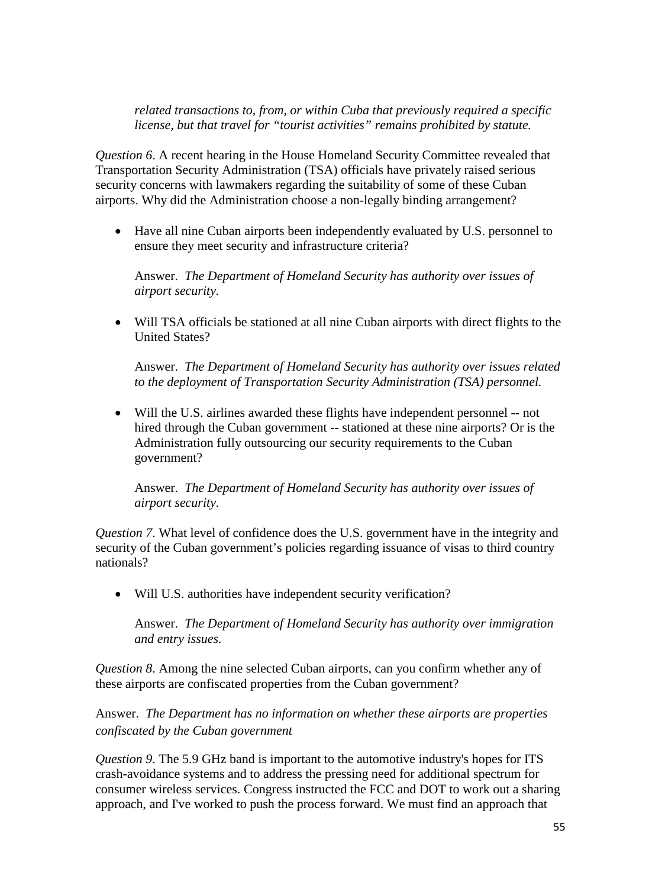*related transactions to, from, or within Cuba that previously required a specific license, but that travel for "tourist activities" remains prohibited by statute.*

*Question 6*. A recent hearing in the House Homeland Security Committee revealed that Transportation Security Administration (TSA) officials have privately raised serious security concerns with lawmakers regarding the suitability of some of these Cuban airports. Why did the Administration choose a non-legally binding arrangement?

- Have all nine Cuban airports been independently evaluated by U.S. personnel to ensure they meet security and infrastructure criteria?

  Answer. *The Department of Homeland Security has authority over issues of airport security.*

- Will TSA officials be stationed at all nine Cuban airports with direct flights to the United States?

  Answer. *The Department of Homeland Security has authority over issues related to the deployment of Transportation Security Administration (TSA) personnel.*

- Will the U.S. airlines awarded these flights have independent personnel -- not hired through the Cuban government -- stationed at these nine airports? Or is the Administration fully outsourcing our security requirements to the Cuban government?

  Answer. *The Department of Homeland Security has authority over issues of airport security.*

*Question 7*. What level of confidence does the U.S. government have in the integrity and security of the Cuban government's policies regarding issuance of visas to third country nationals?

- Will U.S. authorities have independent security verification?

  Answer. *The Department of Homeland Security has authority over immigration and entry issues.*

*Question 8*. Among the nine selected Cuban airports, can you confirm whether any of these airports are confiscated properties from the Cuban government?

Answer. *The Department has no information on whether these airports are properties confiscated by the Cuban government*

*Question 9*. The 5.9 GHz band is important to the automotive industry's hopes for ITS crash-avoidance systems and to address the pressing need for additional spectrum for consumer wireless services. Congress instructed the FCC and DOT to work out a sharing approach, and I've worked to push the process forward. We must find an approach that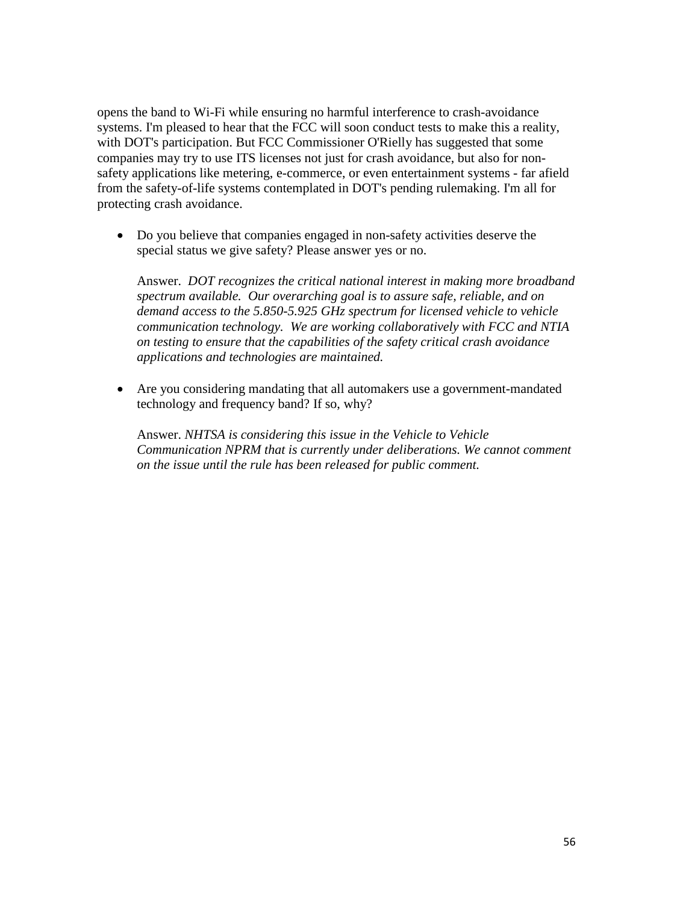opens the band to Wi-Fi while ensuring no harmful interference to crash-avoidance systems. I'm pleased to hear that the FCC will soon conduct tests to make this a reality, with DOT's participation. But FCC Commissioner O'Rielly has suggested that some companies may try to use ITS licenses not just for crash avoidance, but also for non-safety applications like metering, e-commerce, or even entertainment systems - far afield from the safety-of-life systems contemplated in DOT's pending rulemaking. I'm all for protecting crash avoidance.

- Do you believe that companies engaged in non-safety activities deserve the special status we give safety? Please answer yes or no.

  Answer. *DOT recognizes the critical national interest in making more broadband spectrum available. Our overarching goal is to assure safe, reliable, and on demand access to the 5.850-5.925 GHz spectrum for licensed vehicle to vehicle communication technology. We are working collaboratively with FCC and NTIA on testing to ensure that the capabilities of the safety critical crash avoidance applications and technologies are maintained.*

- Are you considering mandating that all automakers use a government-mandated technology and frequency band? If so, why?

  Answer. *NHTSA is considering this issue in the Vehicle to Vehicle Communication NPRM that is currently under deliberations. We cannot comment on the issue until the rule has been released for public comment.*